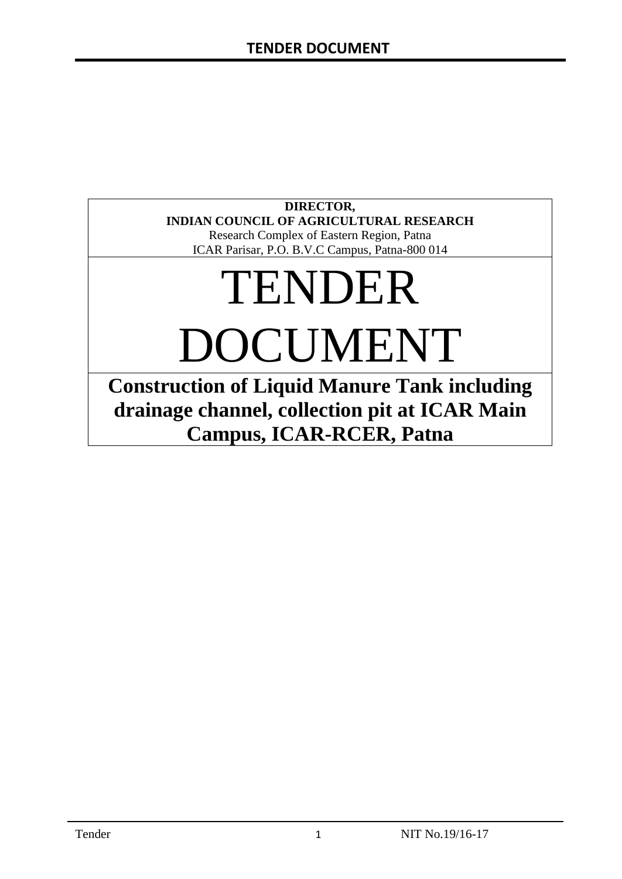**DIRECTOR,**
**INDIAN COUNCIL OF AGRICULTURAL RESEARCH**
Research Complex of Eastern Region, Patna
ICAR Parisar, P.O. B.V.C Campus, Patna-800 014

# TENDER DOCUMENT

## Construction of Liquid Manure Tank including drainage channel, collection pit at ICAR Main Campus, ICAR-RCER, Patna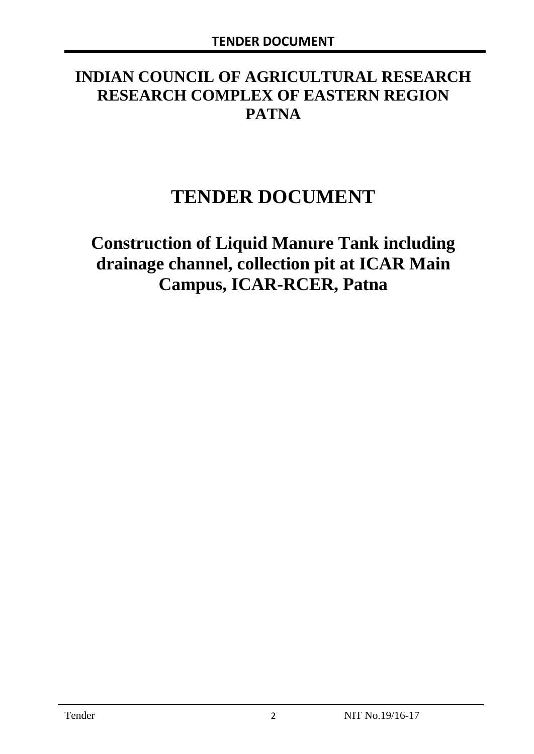# INDIAN COUNCIL OF AGRICULTURAL RESEARCH
# RESEARCH COMPLEX OF EASTERN REGION
# PATNA

# TENDER DOCUMENT

## Construction of Liquid Manure Tank including drainage channel, collection pit at ICAR Main Campus, ICAR-RCER, Patna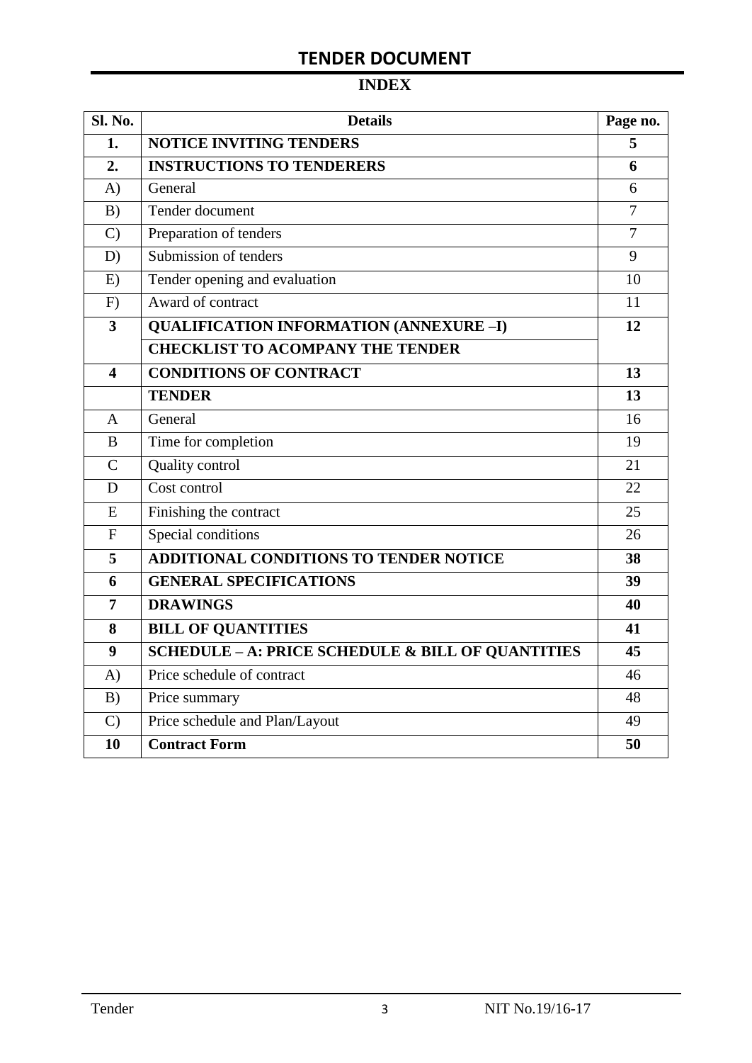# TENDER DOCUMENT

## INDEX

| Sl. No. | Details | Page no. |
|---|---|---|
| **1.** | **NOTICE INVITING TENDERS** | **5** |
| **2.** | **INSTRUCTIONS TO TENDERERS** | **6** |
| A) | General | 6 |
| B) | Tender document | 7 |
| C) | Preparation of tenders | 7 |
| D) | Submission of tenders | 9 |
| E) | Tender opening and evaluation | 10 |
| F) | Award of contract | 11 |
| **3** | **QUALIFICATION INFORMATION (ANNEXURE –I)** | **12** |
| | **CHECKLIST TO ACOMPANY THE TENDER** | |
| **4** | **CONDITIONS OF CONTRACT** | **13** |
| | **TENDER** | **13** |
| A | General | 16 |
| B | Time for completion | 19 |
| C | Quality control | 21 |
| D | Cost control | 22 |
| E | Finishing the contract | 25 |
| F | Special conditions | 26 |
| **5** | **ADDITIONAL CONDITIONS TO TENDER NOTICE** | **38** |
| **6** | **GENERAL SPECIFICATIONS** | **39** |
| **7** | **DRAWINGS** | **40** |
| **8** | **BILL OF QUANTITIES** | **41** |
| **9** | **SCHEDULE – A: PRICE SCHEDULE & BILL OF QUANTITIES** | **45** |
| A) | Price schedule of contract | 46 |
| B) | Price summary | 48 |
| C) | Price schedule and Plan/Layout | 49 |
| **10** | **Contract Form** | **50** |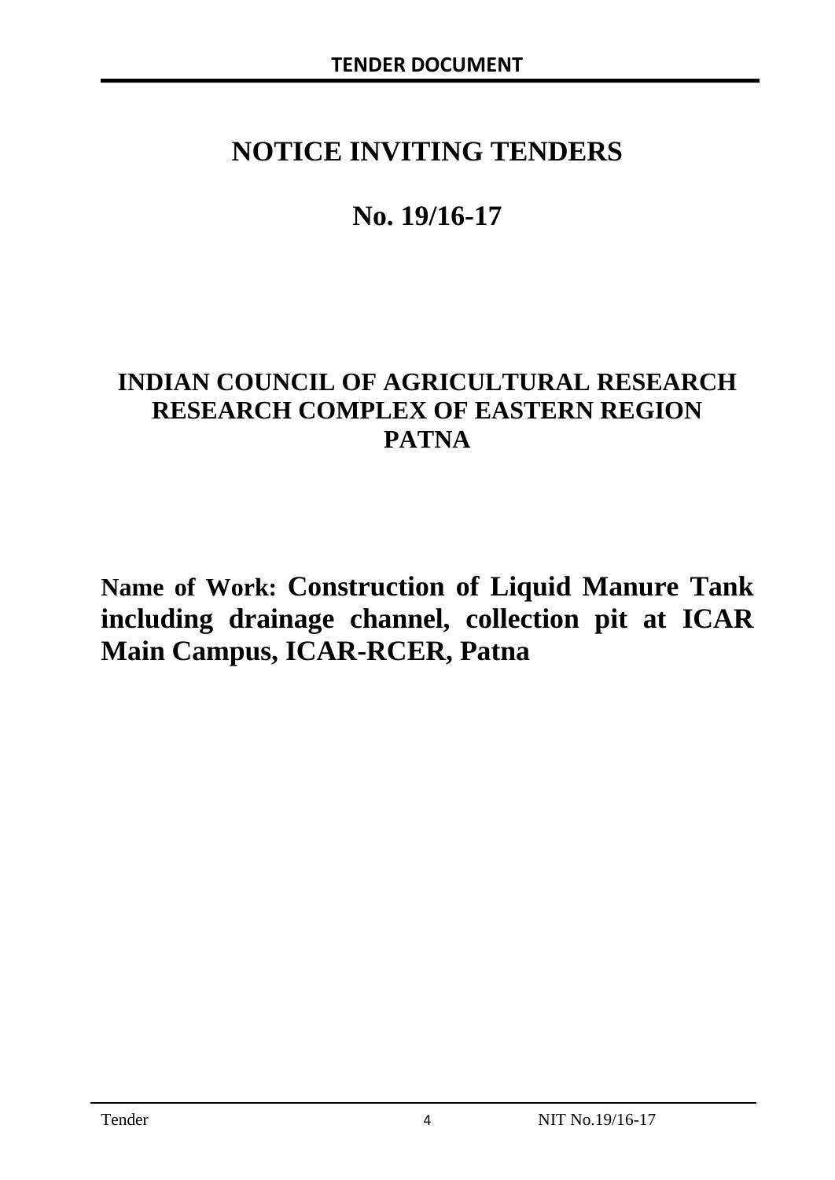# NOTICE INVITING TENDERS

## No. 19/16-17

## INDIAN COUNCIL OF AGRICULTURAL RESEARCH RESEARCH COMPLEX OF EASTERN REGION PATNA

**Name of Work: Construction of Liquid Manure Tank including drainage channel, collection pit at ICAR Main Campus, ICAR-RCER, Patna**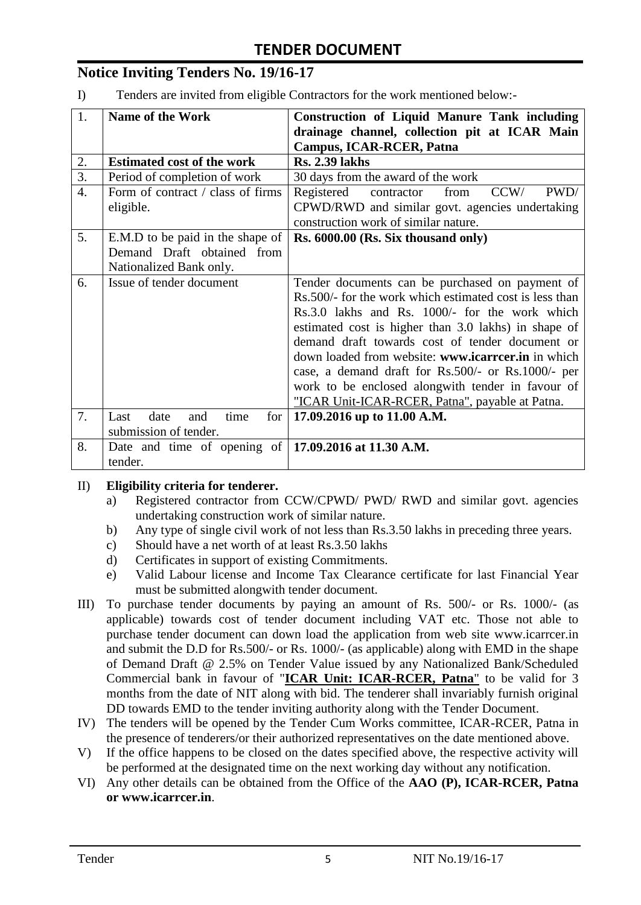# TENDER DOCUMENT

## Notice Inviting Tenders No. 19/16-17

I) Tenders are invited from eligible Contractors for the work mentioned below:-

| 1. | **Name of the Work** | **Construction of Liquid Manure Tank including drainage channel, collection pit at ICAR Main Campus, ICAR-RCER, Patna** |
|---|---|---|
| 2. | **Estimated cost of the work** | **Rs. 2.39 lakhs** |
| 3. | Period of completion of work | 30 days from the award of the work |
| 4. | Form of contract / class of firms eligible. | Registered contractor from CCW/ PWD/ CPWD/RWD and similar govt. agencies undertaking construction work of similar nature. |
| 5. | E.M.D to be paid in the shape of Demand Draft obtained from Nationalized Bank only. | **Rs. 6000.00 (Rs. Six thousand only)** |
| 6. | Issue of tender document | Tender documents can be purchased on payment of Rs.500/- for the work which estimated cost is less than Rs.3.0 lakhs and Rs. 1000/- for the work which estimated cost is higher than 3.0 lakhs) in shape of demand draft towards cost of tender document or down loaded from website: **www.icarrcer.in** in which case, a demand draft for Rs.500/- or Rs.1000/- per work to be enclosed alongwith tender in favour of "ICAR Unit-ICAR-RCER, Patna", payable at Patna. |
| 7. | Last date and time for submission of tender. | **17.09.2016 up to 11.00 A.M.** |
| 8. | Date and time of opening of tender. | **17.09.2016 at 11.30 A.M.** |

II) **Eligibility criteria for tenderer.**

a) Registered contractor from CCW/CPWD/ PWD/ RWD and similar govt. agencies undertaking construction work of similar nature.
b) Any type of single civil work of not less than Rs.3.50 lakhs in preceding three years.
c) Should have a net worth of at least Rs.3.50 lakhs
d) Certificates in support of existing Commitments.
e) Valid Labour license and Income Tax Clearance certificate for last Financial Year must be submitted alongwith tender document.

III) To purchase tender documents by paying an amount of Rs. 500/- or Rs. 1000/- (as applicable) towards cost of tender document including VAT etc. Those not able to purchase tender document can down load the application from web site www.icarrcer.in and submit the D.D for Rs.500/- or Rs. 1000/- (as applicable) along with EMD in the shape of Demand Draft @ 2.5% on Tender Value issued by any Nationalized Bank/Scheduled Commercial bank in favour of "**ICAR Unit: ICAR-RCER, Patna**" to be valid for 3 months from the date of NIT along with bid. The tenderer shall invariably furnish original DD towards EMD to the tender inviting authority along with the Tender Document.

IV) The tenders will be opened by the Tender Cum Works committee, ICAR-RCER, Patna in the presence of tenderers/or their authorized representatives on the date mentioned above.

V) If the office happens to be closed on the dates specified above, the respective activity will be performed at the designated time on the next working day without any notification.

VI) Any other details can be obtained from the Office of the **AAO (P), ICAR-RCER, Patna or www.icarrcer.in**.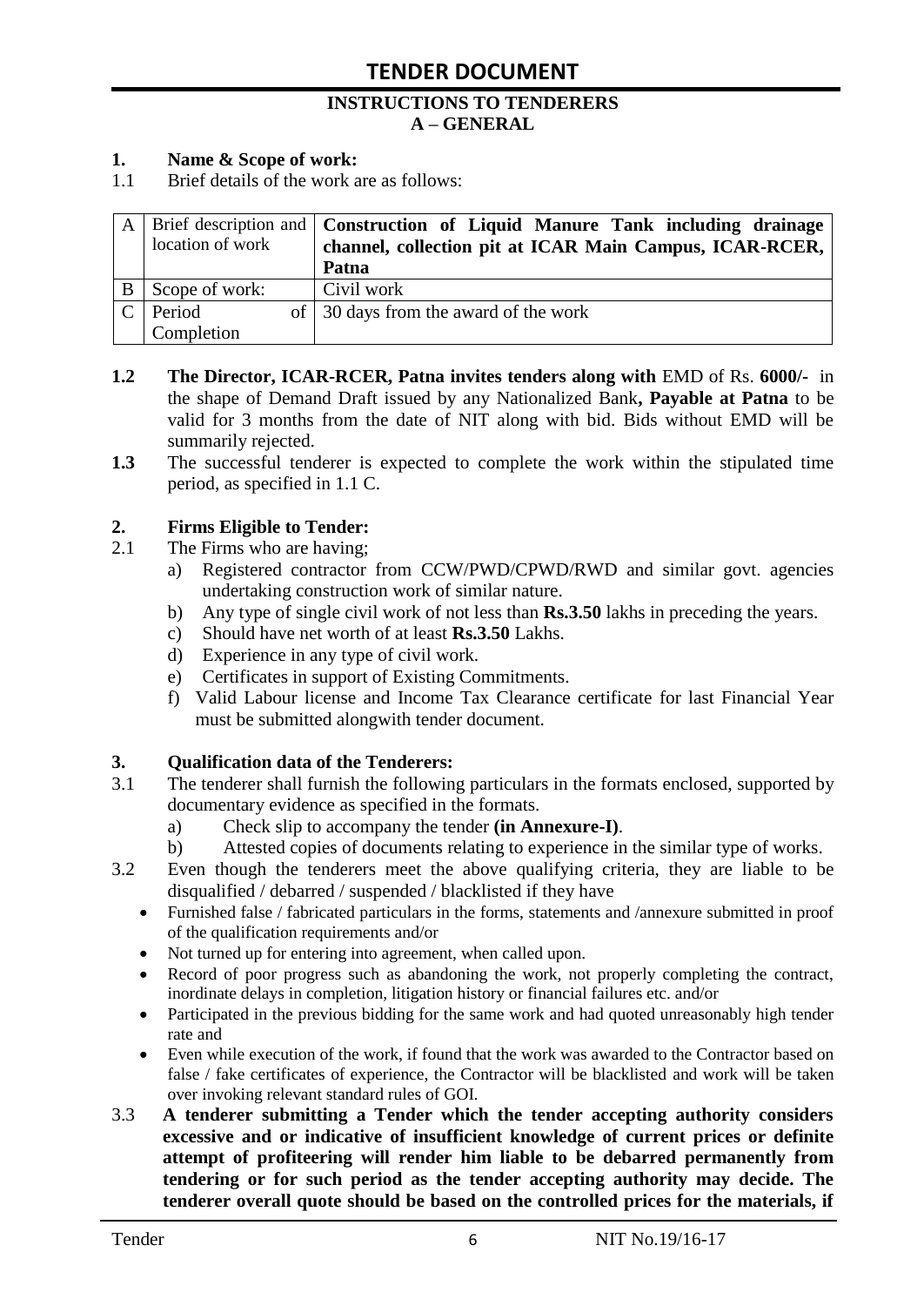# TENDER DOCUMENT

## INSTRUCTIONS TO TENDERERS
## A – GENERAL

**1. Name & Scope of work:**

1.1 Brief details of the work are as follows:

| | | |
|---|---|---|
| A | Brief description and location of work | **Construction of Liquid Manure Tank including drainage channel, collection pit at ICAR Main Campus, ICAR-RCER, Patna** |
| B | Scope of work: | Civil work |
| C | Period of Completion | 30 days from the award of the work |

**1.2** **The Director, ICAR-RCER, Patna invites tenders along with** EMD of Rs. **6000/-** in the shape of Demand Draft issued by any Nationalized Bank**, Payable at Patna** to be valid for 3 months from the date of NIT along with bid. Bids without EMD will be summarily rejected.

**1.3** The successful tenderer is expected to complete the work within the stipulated time period, as specified in 1.1 C.

**2. Firms Eligible to Tender:**

2.1 The Firms who are having;

a) Registered contractor from CCW/PWD/CPWD/RWD and similar govt. agencies undertaking construction work of similar nature.
b) Any type of single civil work of not less than **Rs.3.50** lakhs in preceding the years.
c) Should have net worth of at least **Rs.3.50** Lakhs.
d) Experience in any type of civil work.
e) Certificates in support of Existing Commitments.
f) Valid Labour license and Income Tax Clearance certificate for last Financial Year must be submitted alongwith tender document.

**3. Qualification data of the Tenderers:**

3.1 The tenderer shall furnish the following particulars in the formats enclosed, supported by documentary evidence as specified in the formats.

a) Check slip to accompany the tender **(in Annexure-I)**.
b) Attested copies of documents relating to experience in the similar type of works.

3.2 Even though the tenderers meet the above qualifying criteria, they are liable to be disqualified / debarred / suspended / blacklisted if they have

- Furnished false / fabricated particulars in the forms, statements and /annexure submitted in proof of the qualification requirements and/or
- Not turned up for entering into agreement, when called upon.
- Record of poor progress such as abandoning the work, not properly completing the contract, inordinate delays in completion, litigation history or financial failures etc. and/or
- Participated in the previous bidding for the same work and had quoted unreasonably high tender rate and
- Even while execution of the work, if found that the work was awarded to the Contractor based on false / fake certificates of experience, the Contractor will be blacklisted and work will be taken over invoking relevant standard rules of GOI.

3.3 **A tenderer submitting a Tender which the tender accepting authority considers excessive and or indicative of insufficient knowledge of current prices or definite attempt of profiteering will render him liable to be debarred permanently from tendering or for such period as the tender accepting authority may decide. The tenderer overall quote should be based on the controlled prices for the materials, if**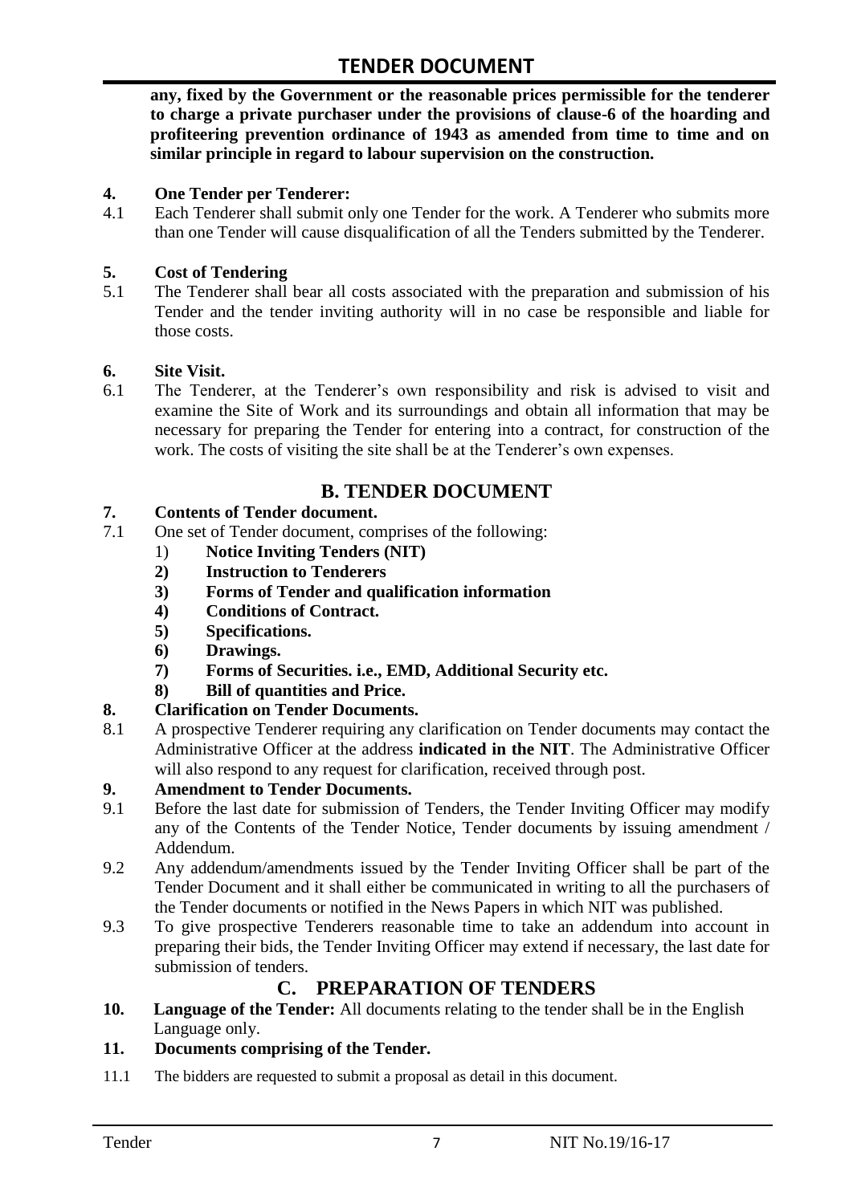**any, fixed by the Government or the reasonable prices permissible for the tenderer to charge a private purchaser under the provisions of clause-6 of the hoarding and profiteering prevention ordinance of 1943 as amended from time to time and on similar principle in regard to labour supervision on the construction.**

**4. One Tender per Tenderer:**

4.1 Each Tenderer shall submit only one Tender for the work. A Tenderer who submits more than one Tender will cause disqualification of all the Tenders submitted by the Tenderer.

**5. Cost of Tendering**

5.1 The Tenderer shall bear all costs associated with the preparation and submission of his Tender and the tender inviting authority will in no case be responsible and liable for those costs.

**6. Site Visit.**

6.1 The Tenderer, at the Tenderer's own responsibility and risk is advised to visit and examine the Site of Work and its surroundings and obtain all information that may be necessary for preparing the Tender for entering into a contract, for construction of the work. The costs of visiting the site shall be at the Tenderer's own expenses.

## B. TENDER DOCUMENT

**7. Contents of Tender document.**

7.1 One set of Tender document, comprises of the following:

1) **Notice Inviting Tenders (NIT)**
2) **Instruction to Tenderers**
3) **Forms of Tender and qualification information**
4) **Conditions of Contract.**
5) **Specifications.**
6) **Drawings.**
7) **Forms of Securities. i.e., EMD, Additional Security etc.**
8) **Bill of quantities and Price.**

**8. Clarification on Tender Documents.**

8.1 A prospective Tenderer requiring any clarification on Tender documents may contact the Administrative Officer at the address **indicated in the NIT**. The Administrative Officer will also respond to any request for clarification, received through post.

**9. Amendment to Tender Documents.**

9.1 Before the last date for submission of Tenders, the Tender Inviting Officer may modify any of the Contents of the Tender Notice, Tender documents by issuing amendment / Addendum.

9.2 Any addendum/amendments issued by the Tender Inviting Officer shall be part of the Tender Document and it shall either be communicated in writing to all the purchasers of the Tender documents or notified in the News Papers in which NIT was published.

9.3 To give prospective Tenderers reasonable time to take an addendum into account in preparing their bids, the Tender Inviting Officer may extend if necessary, the last date for submission of tenders.

## C. PREPARATION OF TENDERS

**10. Language of the Tender:** All documents relating to the tender shall be in the English Language only.

**11. Documents comprising of the Tender.**

11.1 The bidders are requested to submit a proposal as detail in this document.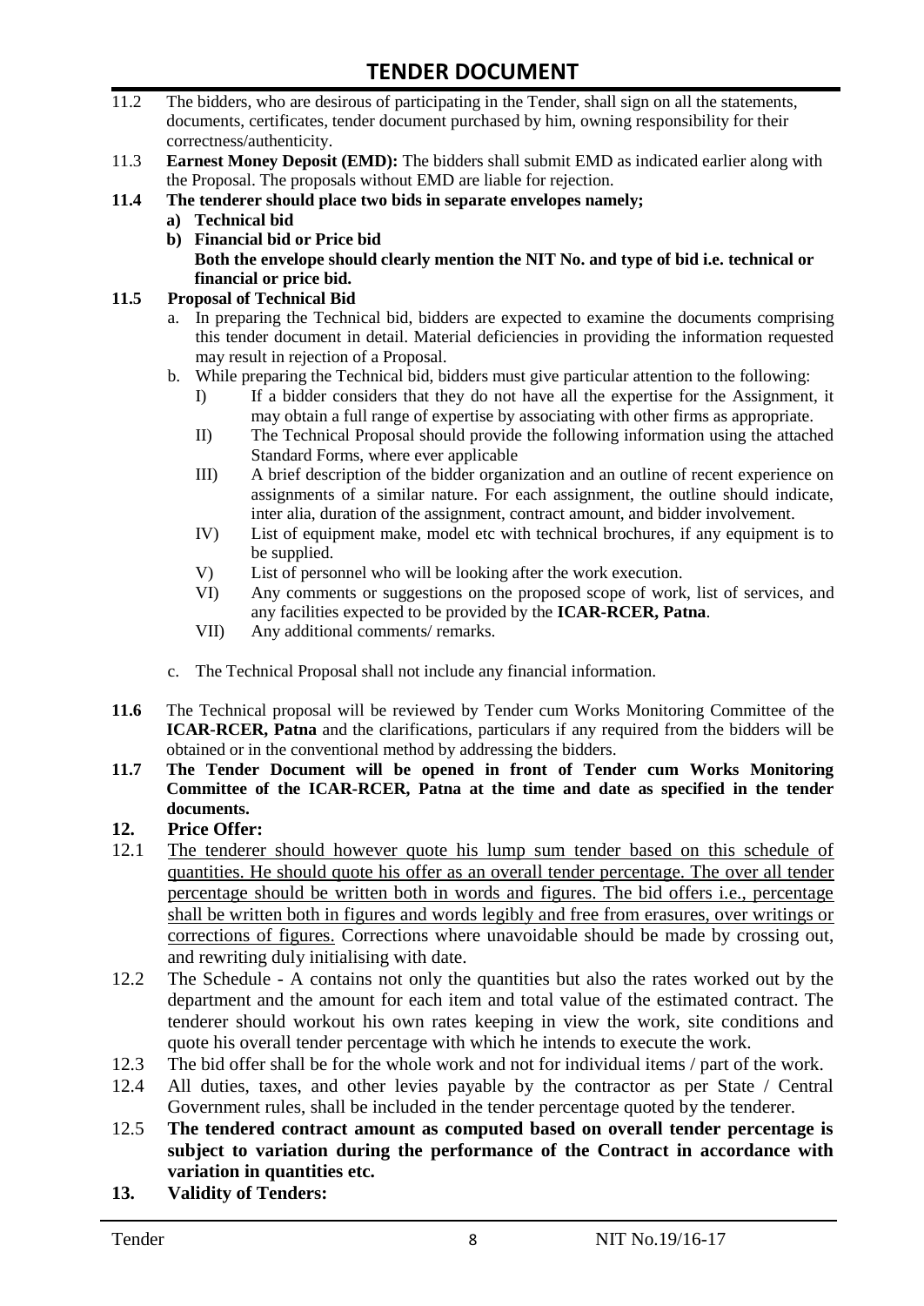11.2 The bidders, who are desirous of participating in the Tender, shall sign on all the statements, documents, certificates, tender document purchased by him, owning responsibility for their correctness/authenticity.

11.3 **Earnest Money Deposit (EMD):** The bidders shall submit EMD as indicated earlier along with the Proposal. The proposals without EMD are liable for rejection.

**11.4 The tenderer should place two bids in separate envelopes namely;**

- **a) Technical bid**
- **b) Financial bid or Price bid**

**Both the envelope should clearly mention the NIT No. and type of bid i.e. technical or financial or price bid.**

**11.5 Proposal of Technical Bid**

a. In preparing the Technical bid, bidders are expected to examine the documents comprising this tender document in detail. Material deficiencies in providing the information requested may result in rejection of a Proposal.

b. While preparing the Technical bid, bidders must give particular attention to the following:

- I) If a bidder considers that they do not have all the expertise for the Assignment, it may obtain a full range of expertise by associating with other firms as appropriate.
- II) The Technical Proposal should provide the following information using the attached Standard Forms, where ever applicable
- III) A brief description of the bidder organization and an outline of recent experience on assignments of a similar nature. For each assignment, the outline should indicate, inter alia, duration of the assignment, contract amount, and bidder involvement.
- IV) List of equipment make, model etc with technical brochures, if any equipment is to be supplied.
- V) List of personnel who will be looking after the work execution.
- VI) Any comments or suggestions on the proposed scope of work, list of services, and any facilities expected to be provided by the **ICAR-RCER, Patna**.
- VII) Any additional comments/ remarks.

c. The Technical Proposal shall not include any financial information.

**11.6** The Technical proposal will be reviewed by Tender cum Works Monitoring Committee of the **ICAR-RCER, Patna** and the clarifications, particulars if any required from the bidders will be obtained or in the conventional method by addressing the bidders.

**11.7 The Tender Document will be opened in front of Tender cum Works Monitoring Committee of the ICAR-RCER, Patna at the time and date as specified in the tender documents.**

## 12. Price Offer:

12.1 <u>The tenderer should however quote his lump sum tender based on this schedule of quantities. He should quote his offer as an overall tender percentage. The over all tender percentage should be written both in words and figures. The bid offers i.e., percentage shall be written both in figures and words legibly and free from erasures, over writings or corrections of figures.</u> Corrections where unavoidable should be made by crossing out, and rewriting duly initialising with date.

12.2 The Schedule - A contains not only the quantities but also the rates worked out by the department and the amount for each item and total value of the estimated contract. The tenderer should workout his own rates keeping in view the work, site conditions and quote his overall tender percentage with which he intends to execute the work.

12.3 The bid offer shall be for the whole work and not for individual items / part of the work.

12.4 All duties, taxes, and other levies payable by the contractor as per State / Central Government rules, shall be included in the tender percentage quoted by the tenderer.

12.5 **The tendered contract amount as computed based on overall tender percentage is subject to variation during the performance of the Contract in accordance with variation in quantities etc.**

## 13. Validity of Tenders: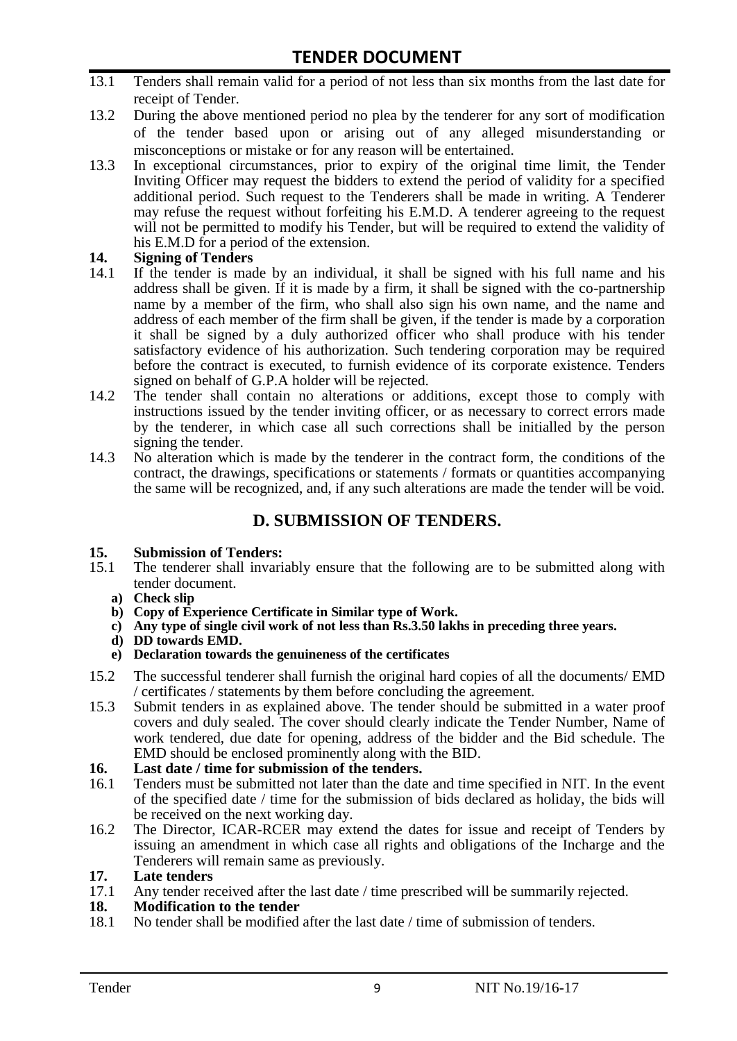13.1 Tenders shall remain valid for a period of not less than six months from the last date for receipt of Tender.

13.2 During the above mentioned period no plea by the tenderer for any sort of modification of the tender based upon or arising out of any alleged misunderstanding or misconceptions or mistake or for any reason will be entertained.

13.3 In exceptional circumstances, prior to expiry of the original time limit, the Tender Inviting Officer may request the bidders to extend the period of validity for a specified additional period. Such request to the Tenderers shall be made in writing. A Tenderer may refuse the request without forfeiting his E.M.D. A tenderer agreeing to the request will not be permitted to modify his Tender, but will be required to extend the validity of his E.M.D for a period of the extension.

**14. Signing of Tenders**

14.1 If the tender is made by an individual, it shall be signed with his full name and his address shall be given. If it is made by a firm, it shall be signed with the co-partnership name by a member of the firm, who shall also sign his own name, and the name and address of each member of the firm shall be given, if the tender is made by a corporation it shall be signed by a duly authorized officer who shall produce with his tender satisfactory evidence of his authorization. Such tendering corporation may be required before the contract is executed, to furnish evidence of its corporate existence. Tenders signed on behalf of G.P.A holder will be rejected.

14.2 The tender shall contain no alterations or additions, except those to comply with instructions issued by the tender inviting officer, or as necessary to correct errors made by the tenderer, in which case all such corrections shall be initialled by the person signing the tender.

14.3 No alteration which is made by the tenderer in the contract form, the conditions of the contract, the drawings, specifications or statements / formats or quantities accompanying the same will be recognized, and, if any such alterations are made the tender will be void.

## D. SUBMISSION OF TENDERS.

**15. Submission of Tenders:**

15.1 The tenderer shall invariably ensure that the following are to be submitted along with tender document.

a) **Check slip**
b) **Copy of Experience Certificate in Similar type of Work.**
c) **Any type of single civil work of not less than Rs.3.50 lakhs in preceding three years.**
d) **DD towards EMD.**
e) **Declaration towards the genuineness of the certificates**

15.2 The successful tenderer shall furnish the original hard copies of all the documents/ EMD / certificates / statements by them before concluding the agreement.

15.3 Submit tenders in as explained above. The tender should be submitted in a water proof covers and duly sealed. The cover should clearly indicate the Tender Number, Name of work tendered, due date for opening, address of the bidder and the Bid schedule. The EMD should be enclosed prominently along with the BID.

**16. Last date / time for submission of the tenders.**

16.1 Tenders must be submitted not later than the date and time specified in NIT. In the event of the specified date / time for the submission of bids declared as holiday, the bids will be received on the next working day.

16.2 The Director, ICAR-RCER may extend the dates for issue and receipt of Tenders by issuing an amendment in which case all rights and obligations of the Incharge and the Tenderers will remain same as previously.

**17. Late tenders**

17.1 Any tender received after the last date / time prescribed will be summarily rejected.

**18. Modification to the tender**

18.1 No tender shall be modified after the last date / time of submission of tenders.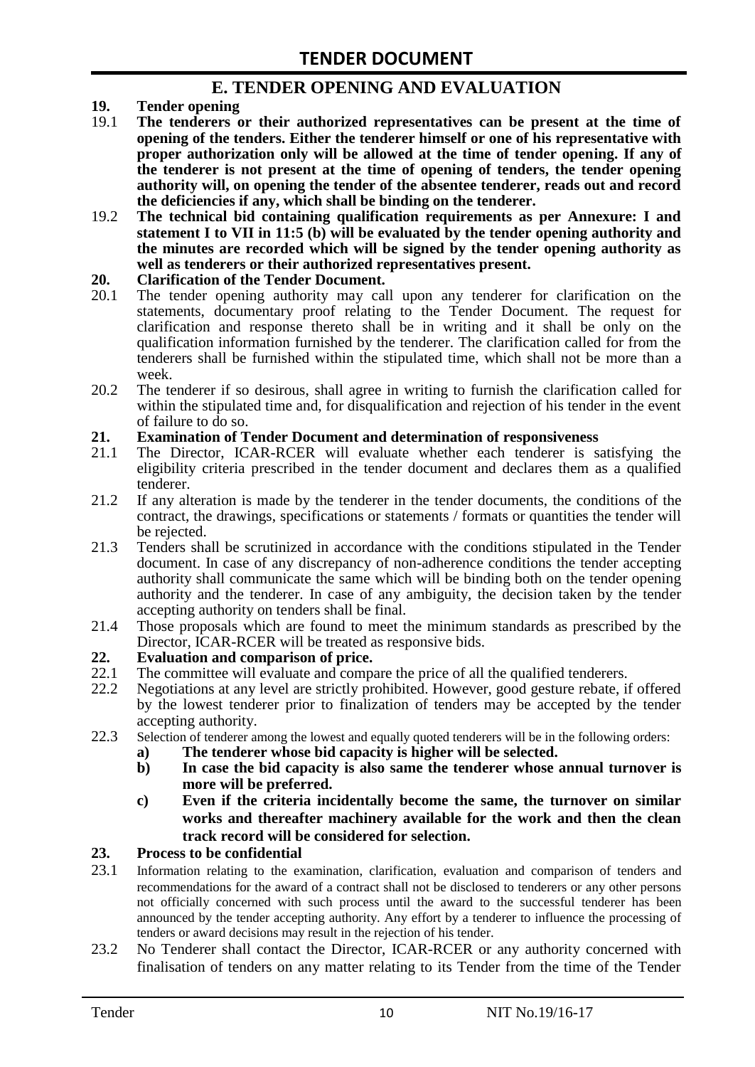## E. TENDER OPENING AND EVALUATION

**19. Tender opening**

19.1 **The tenderers or their authorized representatives can be present at the time of opening of the tenders. Either the tenderer himself or one of his representative with proper authorization only will be allowed at the time of tender opening. If any of the tenderer is not present at the time of opening of tenders, the tender opening authority will, on opening the tender of the absentee tenderer, reads out and record the deficiencies if any, which shall be binding on the tenderer.**

19.2 **The technical bid containing qualification requirements as per Annexure: I and statement I to VII in 11:5 (b) will be evaluated by the tender opening authority and the minutes are recorded which will be signed by the tender opening authority as well as tenderers or their authorized representatives present.**

**20. Clarification of the Tender Document.**

20.1 The tender opening authority may call upon any tenderer for clarification on the statements, documentary proof relating to the Tender Document. The request for clarification and response thereto shall be in writing and it shall be only on the qualification information furnished by the tenderer. The clarification called for from the tenderers shall be furnished within the stipulated time, which shall not be more than a week.

20.2 The tenderer if so desirous, shall agree in writing to furnish the clarification called for within the stipulated time and, for disqualification and rejection of his tender in the event of failure to do so.

**21. Examination of Tender Document and determination of responsiveness**

21.1 The Director, ICAR-RCER will evaluate whether each tenderer is satisfying the eligibility criteria prescribed in the tender document and declares them as a qualified tenderer.

21.2 If any alteration is made by the tenderer in the tender documents, the conditions of the contract, the drawings, specifications or statements / formats or quantities the tender will be rejected.

21.3 Tenders shall be scrutinized in accordance with the conditions stipulated in the Tender document. In case of any discrepancy of non-adherence conditions the tender accepting authority shall communicate the same which will be binding both on the tender opening authority and the tenderer. In case of any ambiguity, the decision taken by the tender accepting authority on tenders shall be final.

21.4 Those proposals which are found to meet the minimum standards as prescribed by the Director, ICAR-RCER will be treated as responsive bids.

**22. Evaluation and comparison of price.**

22.1 The committee will evaluate and compare the price of all the qualified tenderers.

22.2 Negotiations at any level are strictly prohibited. However, good gesture rebate, if offered by the lowest tenderer prior to finalization of tenders may be accepted by the tender accepting authority.

22.3 Selection of tenderer among the lowest and equally quoted tenderers will be in the following orders:

- **a) The tenderer whose bid capacity is higher will be selected.**
- **b) In case the bid capacity is also same the tenderer whose annual turnover is more will be preferred.**
- **c) Even if the criteria incidentally become the same, the turnover on similar works and thereafter machinery available for the work and then the clean track record will be considered for selection.**

**23. Process to be confidential**

23.1 Information relating to the examination, clarification, evaluation and comparison of tenders and recommendations for the award of a contract shall not be disclosed to tenderers or any other persons not officially concerned with such process until the award to the successful tenderer has been announced by the tender accepting authority. Any effort by a tenderer to influence the processing of tenders or award decisions may result in the rejection of his tender.

23.2 No Tenderer shall contact the Director, ICAR-RCER or any authority concerned with finalisation of tenders on any matter relating to its Tender from the time of the Tender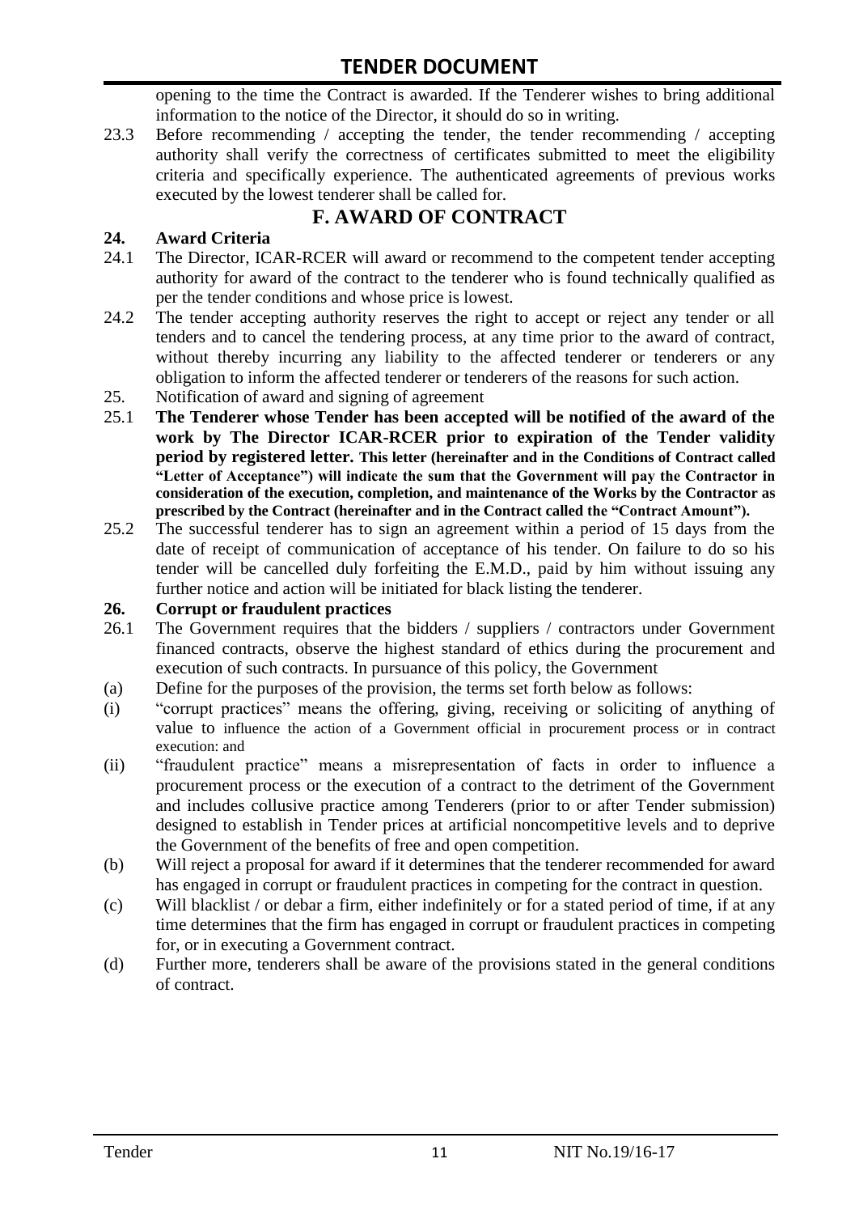opening to the time the Contract is awarded. If the Tenderer wishes to bring additional information to the notice of the Director, it should do so in writing.

23.3 Before recommending / accepting the tender, the tender recommending / accepting authority shall verify the correctness of certificates submitted to meet the eligibility criteria and specifically experience. The authenticated agreements of previous works executed by the lowest tenderer shall be called for.

## F. AWARD OF CONTRACT

**24. Award Criteria**

24.1 The Director, ICAR-RCER will award or recommend to the competent tender accepting authority for award of the contract to the tenderer who is found technically qualified as per the tender conditions and whose price is lowest.

24.2 The tender accepting authority reserves the right to accept or reject any tender or all tenders and to cancel the tendering process, at any time prior to the award of contract, without thereby incurring any liability to the affected tenderer or tenderers or any obligation to inform the affected tenderer or tenderers of the reasons for such action.

25. Notification of award and signing of agreement

25.1 **The Tenderer whose Tender has been accepted will be notified of the award of the work by The Director ICAR-RCER prior to expiration of the Tender validity period by registered letter. This letter (hereinafter and in the Conditions of Contract called "Letter of Acceptance") will indicate the sum that the Government will pay the Contractor in consideration of the execution, completion, and maintenance of the Works by the Contractor as prescribed by the Contract (hereinafter and in the Contract called the "Contract Amount").**

25.2 The successful tenderer has to sign an agreement within a period of 15 days from the date of receipt of communication of acceptance of his tender. On failure to do so his tender will be cancelled duly forfeiting the E.M.D., paid by him without issuing any further notice and action will be initiated for black listing the tenderer.

**26. Corrupt or fraudulent practices**

26.1 The Government requires that the bidders / suppliers / contractors under Government financed contracts, observe the highest standard of ethics during the procurement and execution of such contracts. In pursuance of this policy, the Government

(a) Define for the purposes of the provision, the terms set forth below as follows:

(i) "corrupt practices" means the offering, giving, receiving or soliciting of anything of value to influence the action of a Government official in procurement process or in contract execution: and

(ii) "fraudulent practice" means a misrepresentation of facts in order to influence a procurement process or the execution of a contract to the detriment of the Government and includes collusive practice among Tenderers (prior to or after Tender submission) designed to establish in Tender prices at artificial noncompetitive levels and to deprive the Government of the benefits of free and open competition.

(b) Will reject a proposal for award if it determines that the tenderer recommended for award has engaged in corrupt or fraudulent practices in competing for the contract in question.

(c) Will blacklist / or debar a firm, either indefinitely or for a stated period of time, if at any time determines that the firm has engaged in corrupt or fraudulent practices in competing for, or in executing a Government contract.

(d) Further more, tenderers shall be aware of the provisions stated in the general conditions of contract.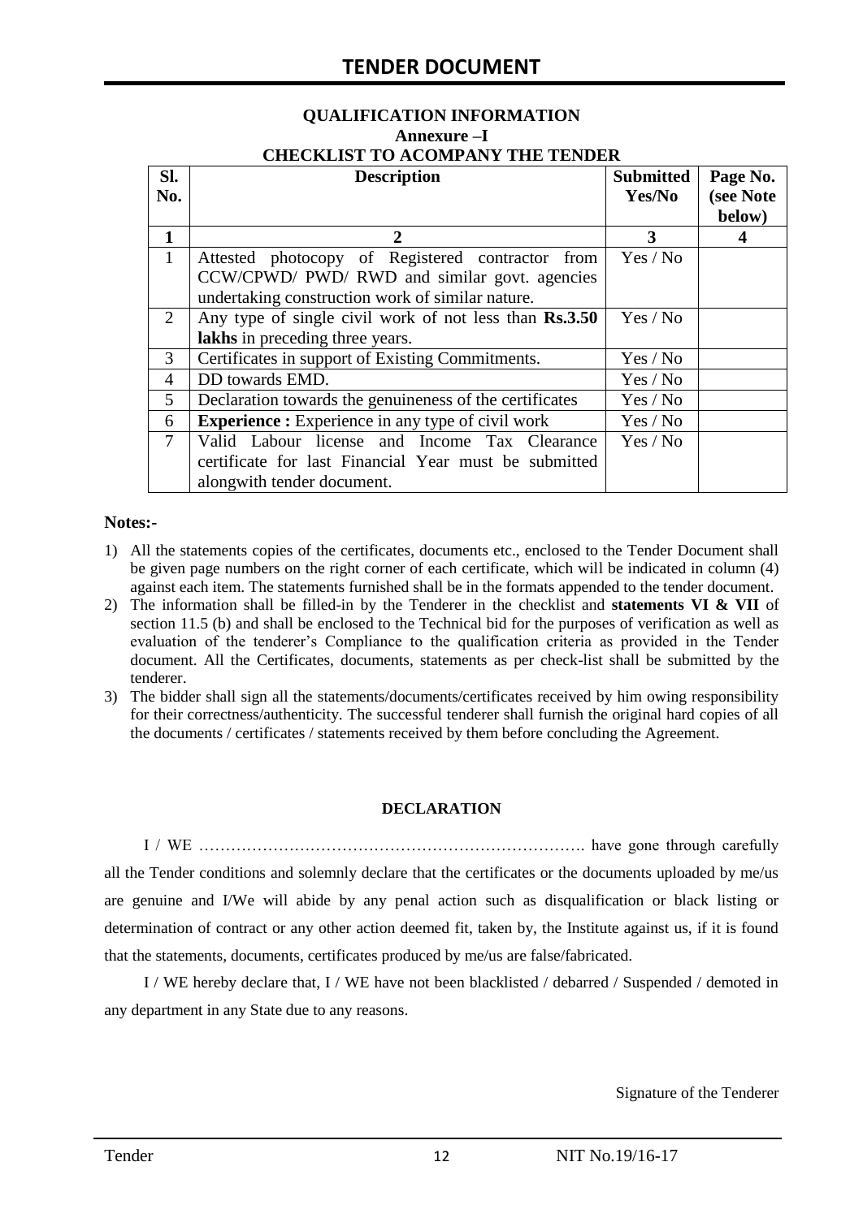### QUALIFICATION INFORMATION

**Annexure –I**

**CHECKLIST TO ACOMPANY THE TENDER**

| Sl. No. | Description | Submitted Yes/No | Page No. (see Note below) |
|---|---|---|---|
| **1** | **2** | **3** | **4** |
| 1 | Attested photocopy of Registered contractor from CCW/CPWD/ PWD/ RWD and similar govt. agencies undertaking construction work of similar nature. | Yes / No | |
| 2 | Any type of single civil work of not less than **Rs.3.50 lakhs** in preceding three years. | Yes / No | |
| 3 | Certificates in support of Existing Commitments. | Yes / No | |
| 4 | DD towards EMD. | Yes / No | |
| 5 | Declaration towards the genuineness of the certificates | Yes / No | |
| 6 | **Experience :** Experience in any type of civil work | Yes / No | |
| 7 | Valid Labour license and Income Tax Clearance certificate for last Financial Year must be submitted alongwith tender document. | Yes / No | |

**Notes:-**

1) All the statements copies of the certificates, documents etc., enclosed to the Tender Document shall be given page numbers on the right corner of each certificate, which will be indicated in column (4) against each item. The statements furnished shall be in the formats appended to the tender document.
2) The information shall be filled-in by the Tenderer in the checklist and **statements VI & VII** of section 11.5 (b) and shall be enclosed to the Technical bid for the purposes of verification as well as evaluation of the tenderer's Compliance to the qualification criteria as provided in the Tender document. All the Certificates, documents, statements as per check-list shall be submitted by the tenderer.
3) The bidder shall sign all the statements/documents/certificates received by him owing responsibility for their correctness/authenticity. The successful tenderer shall furnish the original hard copies of all the documents / certificates / statements received by them before concluding the Agreement.

**DECLARATION**

I / WE ………………………………………………………………. have gone through carefully all the Tender conditions and solemnly declare that the certificates or the documents uploaded by me/us are genuine and I/We will abide by any penal action such as disqualification or black listing or determination of contract or any other action deemed fit, taken by, the Institute against us, if it is found that the statements, documents, certificates produced by me/us are false/fabricated.

I / WE hereby declare that, I / WE have not been blacklisted / debarred / Suspended / demoted in any department in any State due to any reasons.

Signature of the Tenderer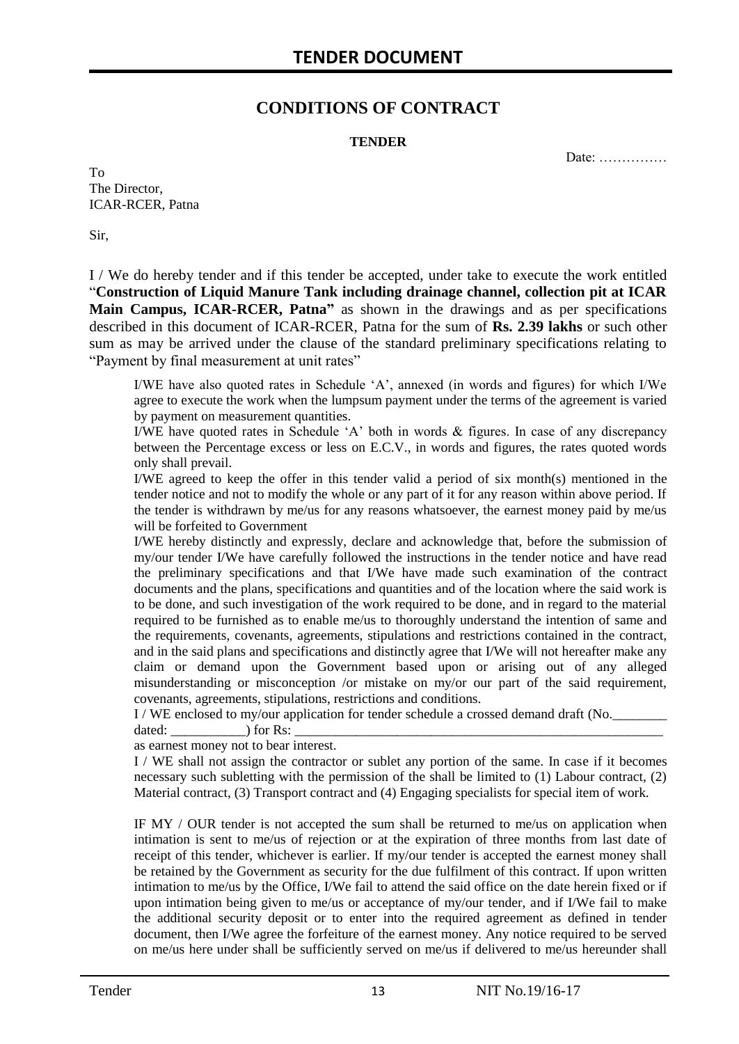# CONDITIONS OF CONTRACT

**TENDER**

Date: ……………

To
The Director,
ICAR-RCER, Patna

Sir,

I / We do hereby tender and if this tender be accepted, under take to execute the work entitled "**Construction of Liquid Manure Tank including drainage channel, collection pit at ICAR Main Campus, ICAR-RCER, Patna"** as shown in the drawings and as per specifications described in this document of ICAR-RCER, Patna for the sum of **Rs. 2.39 lakhs** or such other sum as may be arrived under the clause of the standard preliminary specifications relating to "Payment by final measurement at unit rates"

I/WE have also quoted rates in Schedule 'A', annexed (in words and figures) for which I/We agree to execute the work when the lumpsum payment under the terms of the agreement is varied by payment on measurement quantities.

I/WE have quoted rates in Schedule 'A' both in words & figures. In case of any discrepancy between the Percentage excess or less on E.C.V., in words and figures, the rates quoted words only shall prevail.

I/WE agreed to keep the offer in this tender valid a period of six month(s) mentioned in the tender notice and not to modify the whole or any part of it for any reason within above period. If the tender is withdrawn by me/us for any reasons whatsoever, the earnest money paid by me/us will be forfeited to Government

I/WE hereby distinctly and expressly, declare and acknowledge that, before the submission of my/our tender I/We have carefully followed the instructions in the tender notice and have read the preliminary specifications and that I/We have made such examination of the contract documents and the plans, specifications and quantities and of the location where the said work is to be done, and such investigation of the work required to be done, and in regard to the material required to be furnished as to enable me/us to thoroughly understand the intention of same and the requirements, covenants, agreements, stipulations and restrictions contained in the contract, and in the said plans and specifications and distinctly agree that I/We will not hereafter make any claim or demand upon the Government based upon or arising out of any alleged misunderstanding or misconception /or mistake on my/or our part of the said requirement, covenants, agreements, stipulations, restrictions and conditions.

I / WE enclosed to my/our application for tender schedule a crossed demand draft (No.________ dated: ___________) for Rs: ________________________________________________________ as earnest money not to bear interest.

I / WE shall not assign the contractor or sublet any portion of the same. In case if it becomes necessary such subletting with the permission of the shall be limited to (1) Labour contract, (2) Material contract, (3) Transport contract and (4) Engaging specialists for special item of work.

IF MY / OUR tender is not accepted the sum shall be returned to me/us on application when intimation is sent to me/us of rejection or at the expiration of three months from last date of receipt of this tender, whichever is earlier. If my/our tender is accepted the earnest money shall be retained by the Government as security for the due fulfilment of this contract. If upon written intimation to me/us by the Office, I/We fail to attend the said office on the date herein fixed or if upon intimation being given to me/us or acceptance of my/our tender, and if I/We fail to make the additional security deposit or to enter into the required agreement as defined in tender document, then I/We agree the forfeiture of the earnest money. Any notice required to be served on me/us here under shall be sufficiently served on me/us if delivered to me/us hereunder shall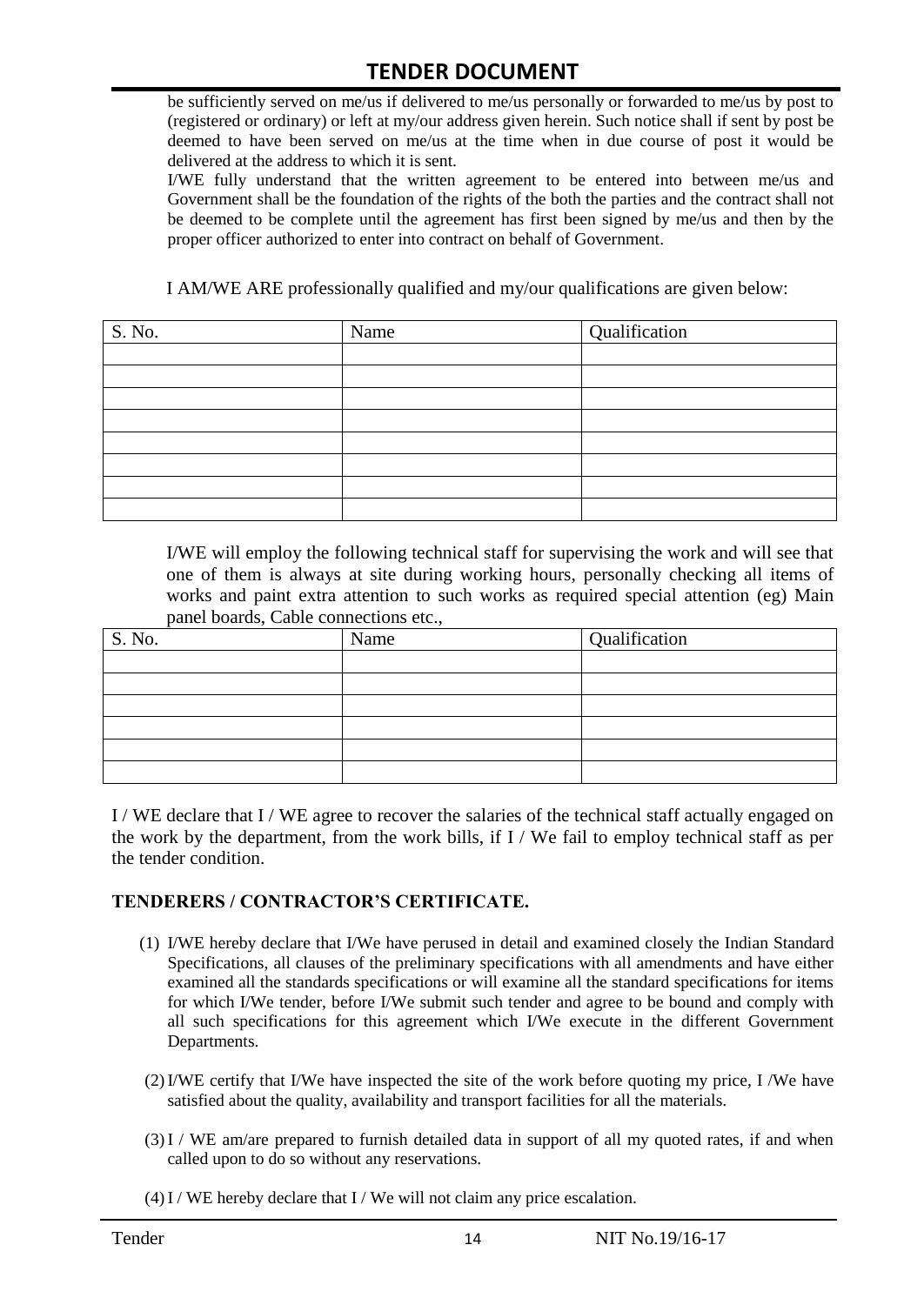be sufficiently served on me/us if delivered to me/us personally or forwarded to me/us by post to (registered or ordinary) or left at my/our address given herein. Such notice shall if sent by post be deemed to have been served on me/us at the time when in due course of post it would be delivered at the address to which it is sent.

I/WE fully understand that the written agreement to be entered into between me/us and Government shall be the foundation of the rights of the both the parties and the contract shall not be deemed to be complete until the agreement has first been signed by me/us and then by the proper officer authorized to enter into contract on behalf of Government.

I AM/WE ARE professionally qualified and my/our qualifications are given below:

| S. No. | Name | Qualification |
|---|---|---|
| | | |
| | | |
| | | |
| | | |
| | | |
| | | |
| | | |
| | | |

I/WE will employ the following technical staff for supervising the work and will see that one of them is always at site during working hours, personally checking all items of works and paint extra attention to such works as required special attention (eg) Main panel boards, Cable connections etc.,

| S. No. | Name | Qualification |
|---|---|---|
| | | |
| | | |
| | | |
| | | |
| | | |
| | | |

I / WE declare that I / WE agree to recover the salaries of the technical staff actually engaged on the work by the department, from the work bills, if I / We fail to employ technical staff as per the tender condition.

## TENDERERS / CONTRACTOR'S CERTIFICATE.

(1) I/WE hereby declare that I/We have perused in detail and examined closely the Indian Standard Specifications, all clauses of the preliminary specifications with all amendments and have either examined all the standards specifications or will examine all the standard specifications for items for which I/We tender, before I/We submit such tender and agree to be bound and comply with all such specifications for this agreement which I/We execute in the different Government Departments.

(2) I/WE certify that I/We have inspected the site of the work before quoting my price, I /We have satisfied about the quality, availability and transport facilities for all the materials.

(3) I / WE am/are prepared to furnish detailed data in support of all my quoted rates, if and when called upon to do so without any reservations.

(4) I / WE hereby declare that I / We will not claim any price escalation.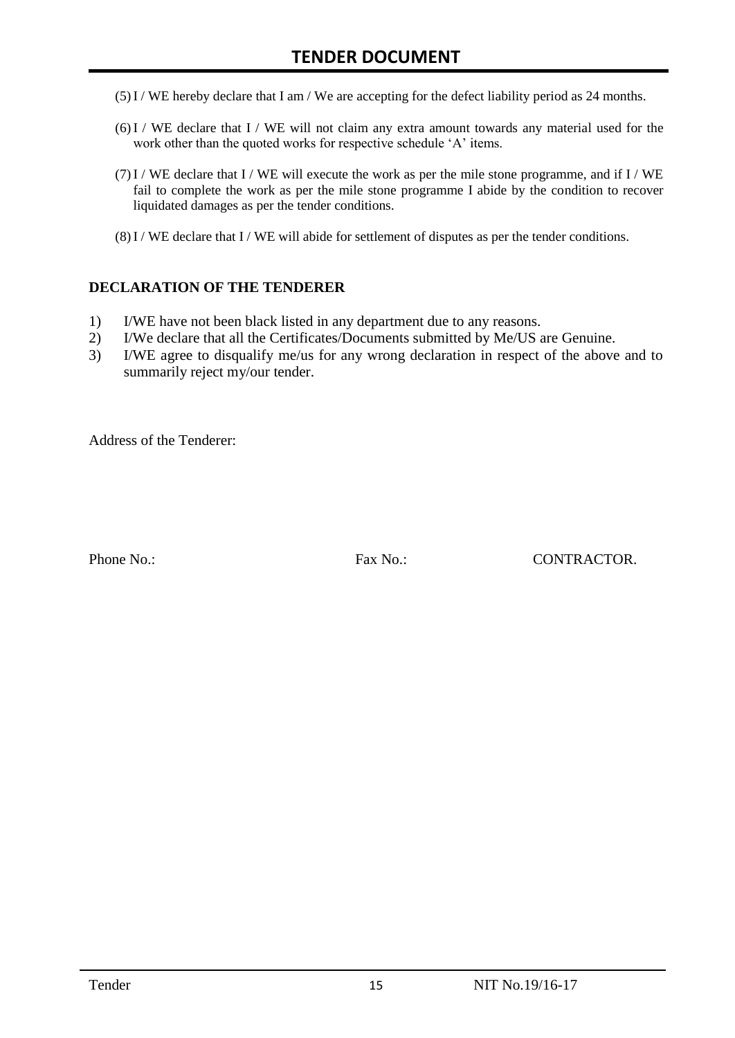(5) I / WE hereby declare that I am / We are accepting for the defect liability period as 24 months.

(6) I / WE declare that I / WE will not claim any extra amount towards any material used for the work other than the quoted works for respective schedule 'A' items.

(7) I / WE declare that I / WE will execute the work as per the mile stone programme, and if I / WE fail to complete the work as per the mile stone programme I abide by the condition to recover liquidated damages as per the tender conditions.

(8) I / WE declare that I / WE will abide for settlement of disputes as per the tender conditions.

## DECLARATION OF THE TENDERER

1) I/WE have not been black listed in any department due to any reasons.
2) I/We declare that all the Certificates/Documents submitted by Me/US are Genuine.
3) I/WE agree to disqualify me/us for any wrong declaration in respect of the above and to summarily reject my/our tender.

Address of the Tenderer:

Phone No.: Fax No.: CONTRACTOR.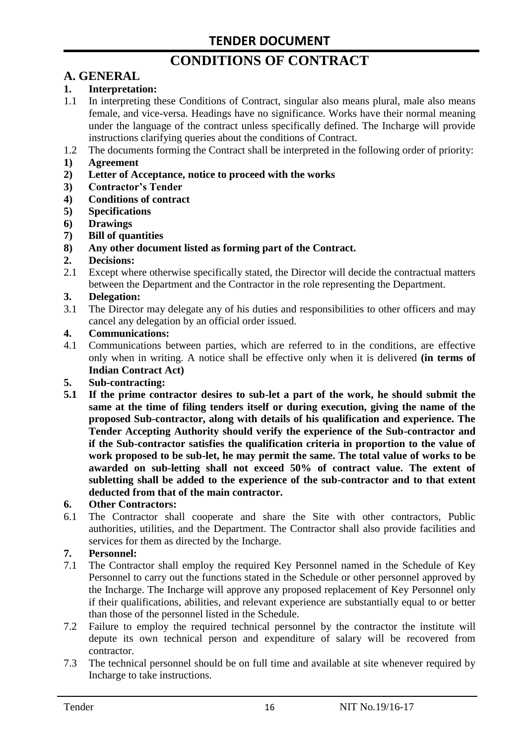# TENDER DOCUMENT

# CONDITIONS OF CONTRACT

## A. GENERAL

**1. Interpretation:**

1.1 In interpreting these Conditions of Contract, singular also means plural, male also means female, and vice-versa. Headings have no significance. Works have their normal meaning under the language of the contract unless specifically defined. The Incharge will provide instructions clarifying queries about the conditions of Contract.

1.2 The documents forming the Contract shall be interpreted in the following order of priority:

**1) Agreement**

**2) Letter of Acceptance, notice to proceed with the works**

**3) Contractor's Tender**

**4) Conditions of contract**

**5) Specifications**

**6) Drawings**

**7) Bill of quantities**

**8) Any other document listed as forming part of the Contract.**

**2. Decisions:**

2.1 Except where otherwise specifically stated, the Director will decide the contractual matters between the Department and the Contractor in the role representing the Department.

**3. Delegation:**

3.1 The Director may delegate any of his duties and responsibilities to other officers and may cancel any delegation by an official order issued.

**4. Communications:**

4.1 Communications between parties, which are referred to in the conditions, are effective only when in writing. A notice shall be effective only when it is delivered **(in terms of Indian Contract Act)**

**5. Sub-contracting:**

**5.1 If the prime contractor desires to sub-let a part of the work, he should submit the same at the time of filing tenders itself or during execution, giving the name of the proposed Sub-contractor, along with details of his qualification and experience. The Tender Accepting Authority should verify the experience of the Sub-contractor and if the Sub-contractor satisfies the qualification criteria in proportion to the value of work proposed to be sub-let, he may permit the same. The total value of works to be awarded on sub-letting shall not exceed 50% of contract value. The extent of subletting shall be added to the experience of the sub-contractor and to that extent deducted from that of the main contractor.**

**6. Other Contractors:**

6.1 The Contractor shall cooperate and share the Site with other contractors, Public authorities, utilities, and the Department. The Contractor shall also provide facilities and services for them as directed by the Incharge.

**7. Personnel:**

7.1 The Contractor shall employ the required Key Personnel named in the Schedule of Key Personnel to carry out the functions stated in the Schedule or other personnel approved by the Incharge. The Incharge will approve any proposed replacement of Key Personnel only if their qualifications, abilities, and relevant experience are substantially equal to or better than those of the personnel listed in the Schedule.

7.2 Failure to employ the required technical personnel by the contractor the institute will depute its own technical person and expenditure of salary will be recovered from contractor.

7.3 The technical personnel should be on full time and available at site whenever required by Incharge to take instructions.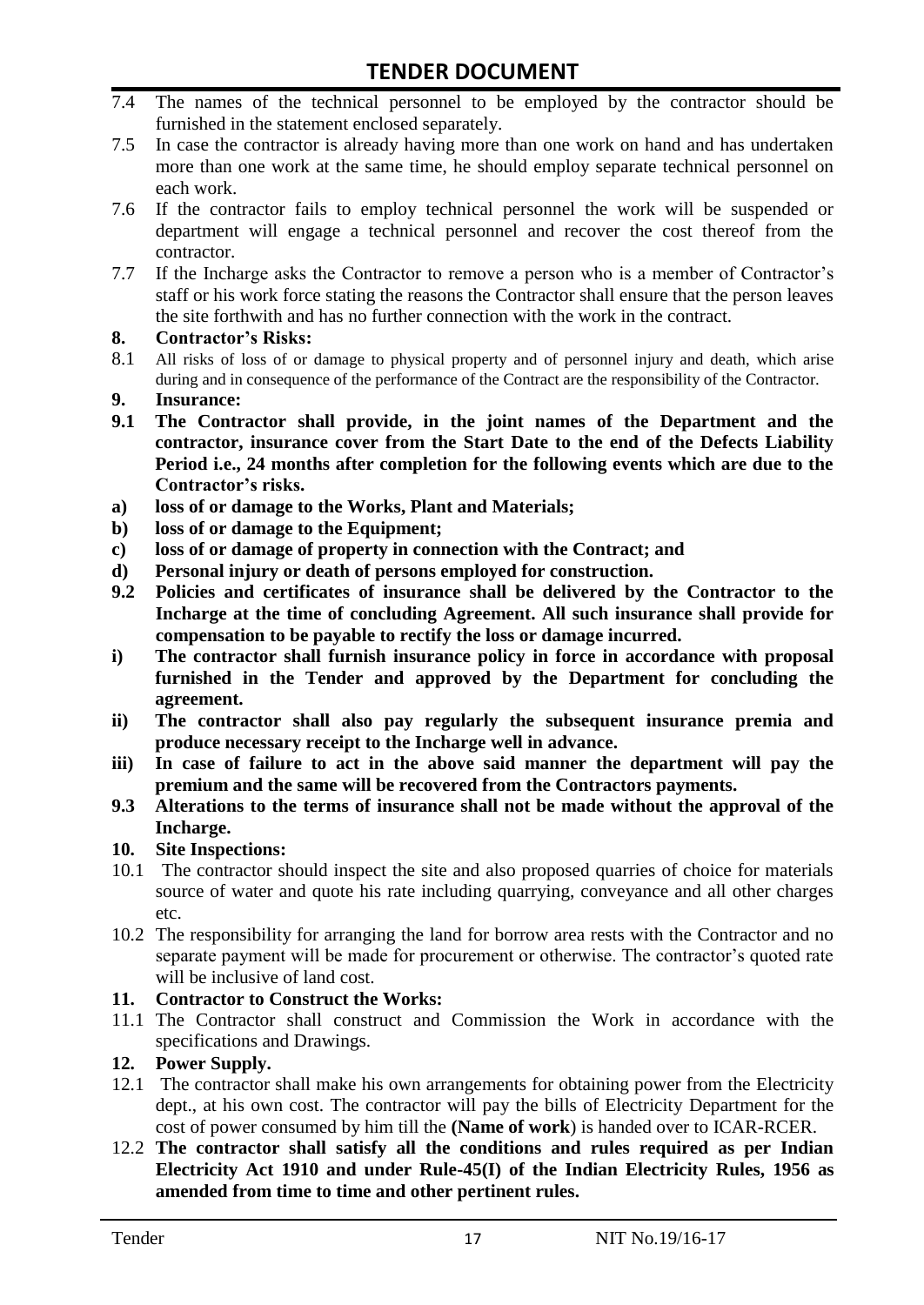7.4 The names of the technical personnel to be employed by the contractor should be furnished in the statement enclosed separately.

7.5 In case the contractor is already having more than one work on hand and has undertaken more than one work at the same time, he should employ separate technical personnel on each work.

7.6 If the contractor fails to employ technical personnel the work will be suspended or department will engage a technical personnel and recover the cost thereof from the contractor.

7.7 If the Incharge asks the Contractor to remove a person who is a member of Contractor's staff or his work force stating the reasons the Contractor shall ensure that the person leaves the site forthwith and has no further connection with the work in the contract.

**8. Contractor's Risks:**

8.1 All risks of loss of or damage to physical property and of personnel injury and death, which arise during and in consequence of the performance of the Contract are the responsibility of the Contractor.

**9. Insurance:**

**9.1 The Contractor shall provide, in the joint names of the Department and the contractor, insurance cover from the Start Date to the end of the Defects Liability Period i.e., 24 months after completion for the following events which are due to the Contractor's risks.**

**a) loss of or damage to the Works, Plant and Materials;**

**b) loss of or damage to the Equipment;**

**c) loss of or damage of property in connection with the Contract; and**

**d) Personal injury or death of persons employed for construction.**

**9.2 Policies and certificates of insurance shall be delivered by the Contractor to the Incharge at the time of concluding Agreement. All such insurance shall provide for compensation to be payable to rectify the loss or damage incurred.**

**i) The contractor shall furnish insurance policy in force in accordance with proposal furnished in the Tender and approved by the Department for concluding the agreement.**

**ii) The contractor shall also pay regularly the subsequent insurance premia and produce necessary receipt to the Incharge well in advance.**

**iii) In case of failure to act in the above said manner the department will pay the premium and the same will be recovered from the Contractors payments.**

**9.3 Alterations to the terms of insurance shall not be made without the approval of the Incharge.**

**10. Site Inspections:**

10.1 The contractor should inspect the site and also proposed quarries of choice for materials source of water and quote his rate including quarrying, conveyance and all other charges etc.

10.2 The responsibility for arranging the land for borrow area rests with the Contractor and no separate payment will be made for procurement or otherwise. The contractor's quoted rate will be inclusive of land cost.

**11. Contractor to Construct the Works:**

11.1 The Contractor shall construct and Commission the Work in accordance with the specifications and Drawings.

**12. Power Supply.**

12.1 The contractor shall make his own arrangements for obtaining power from the Electricity dept., at his own cost. The contractor will pay the bills of Electricity Department for the cost of power consumed by him till the **(Name of work**) is handed over to ICAR-RCER.

12.2 **The contractor shall satisfy all the conditions and rules required as per Indian Electricity Act 1910 and under Rule-45(I) of the Indian Electricity Rules, 1956 as amended from time to time and other pertinent rules.**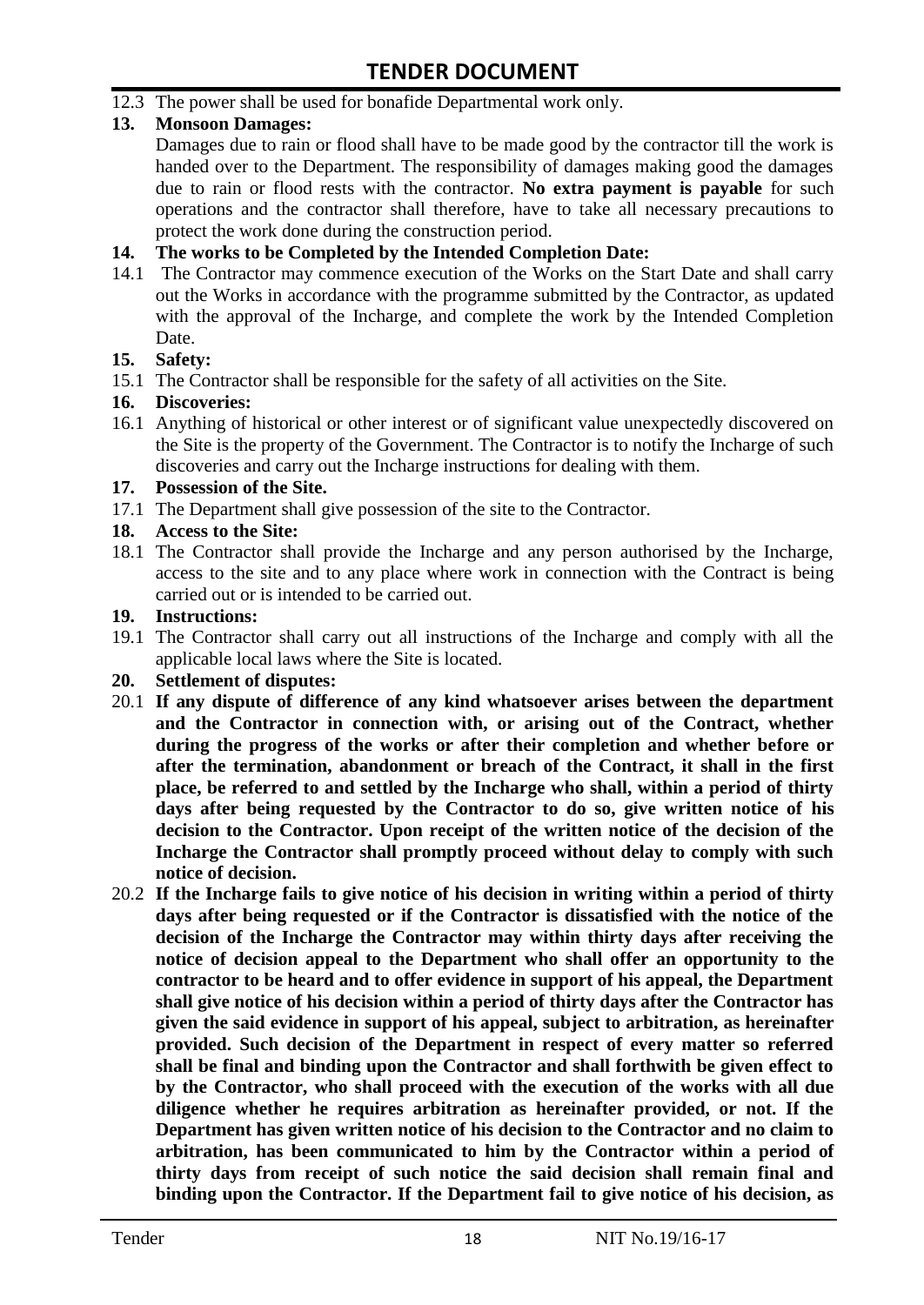12.3 The power shall be used for bonafide Departmental work only.

**13. Monsoon Damages:**

Damages due to rain or flood shall have to be made good by the contractor till the work is handed over to the Department. The responsibility of damages making good the damages due to rain or flood rests with the contractor. **No extra payment is payable** for such operations and the contractor shall therefore, have to take all necessary precautions to protect the work done during the construction period.

**14. The works to be Completed by the Intended Completion Date:**

14.1 The Contractor may commence execution of the Works on the Start Date and shall carry out the Works in accordance with the programme submitted by the Contractor, as updated with the approval of the Incharge, and complete the work by the Intended Completion Date.

**15. Safety:**

15.1 The Contractor shall be responsible for the safety of all activities on the Site.

**16. Discoveries:**

16.1 Anything of historical or other interest or of significant value unexpectedly discovered on the Site is the property of the Government. The Contractor is to notify the Incharge of such discoveries and carry out the Incharge instructions for dealing with them.

**17. Possession of the Site.**

17.1 The Department shall give possession of the site to the Contractor.

**18. Access to the Site:**

18.1 The Contractor shall provide the Incharge and any person authorised by the Incharge, access to the site and to any place where work in connection with the Contract is being carried out or is intended to be carried out.

**19. Instructions:**

19.1 The Contractor shall carry out all instructions of the Incharge and comply with all the applicable local laws where the Site is located.

**20. Settlement of disputes:**

20.1 **If any dispute of difference of any kind whatsoever arises between the department and the Contractor in connection with, or arising out of the Contract, whether during the progress of the works or after their completion and whether before or after the termination, abandonment or breach of the Contract, it shall in the first place, be referred to and settled by the Incharge who shall, within a period of thirty days after being requested by the Contractor to do so, give written notice of his decision to the Contractor. Upon receipt of the written notice of the decision of the Incharge the Contractor shall promptly proceed without delay to comply with such notice of decision.**

20.2 **If the Incharge fails to give notice of his decision in writing within a period of thirty days after being requested or if the Contractor is dissatisfied with the notice of the decision of the Incharge the Contractor may within thirty days after receiving the notice of decision appeal to the Department who shall offer an opportunity to the contractor to be heard and to offer evidence in support of his appeal, the Department shall give notice of his decision within a period of thirty days after the Contractor has given the said evidence in support of his appeal, subject to arbitration, as hereinafter provided. Such decision of the Department in respect of every matter so referred shall be final and binding upon the Contractor and shall forthwith be given effect to by the Contractor, who shall proceed with the execution of the works with all due diligence whether he requires arbitration as hereinafter provided, or not. If the Department has given written notice of his decision to the Contractor and no claim to arbitration, has been communicated to him by the Contractor within a period of thirty days from receipt of such notice the said decision shall remain final and binding upon the Contractor. If the Department fail to give notice of his decision, as**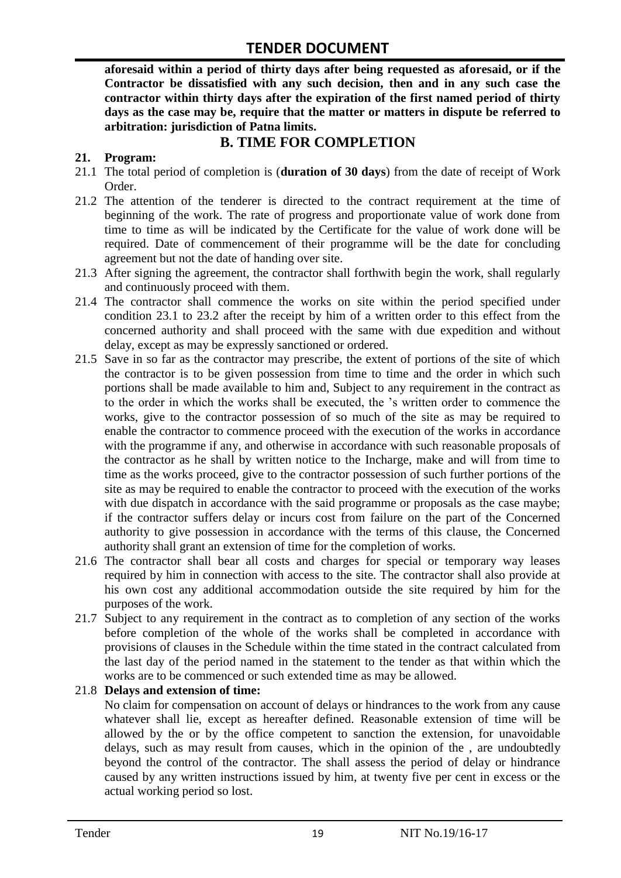**aforesaid within a period of thirty days after being requested as aforesaid, or if the Contractor be dissatisfied with any such decision, then and in any such case the contractor within thirty days after the expiration of the first named period of thirty days as the case may be, require that the matter or matters in dispute be referred to arbitration: jurisdiction of Patna limits.**

## B. TIME FOR COMPLETION

**21. Program:**

21.1 The total period of completion is (**duration of 30 days**) from the date of receipt of Work Order.

21.2 The attention of the tenderer is directed to the contract requirement at the time of beginning of the work. The rate of progress and proportionate value of work done from time to time as will be indicated by the Certificate for the value of work done will be required. Date of commencement of their programme will be the date for concluding agreement but not the date of handing over site.

21.3 After signing the agreement, the contractor shall forthwith begin the work, shall regularly and continuously proceed with them.

21.4 The contractor shall commence the works on site within the period specified under condition 23.1 to 23.2 after the receipt by him of a written order to this effect from the concerned authority and shall proceed with the same with due expedition and without delay, except as may be expressly sanctioned or ordered.

21.5 Save in so far as the contractor may prescribe, the extent of portions of the site of which the contractor is to be given possession from time to time and the order in which such portions shall be made available to him and, Subject to any requirement in the contract as to the order in which the works shall be executed, the 's written order to commence the works, give to the contractor possession of so much of the site as may be required to enable the contractor to commence proceed with the execution of the works in accordance with the programme if any, and otherwise in accordance with such reasonable proposals of the contractor as he shall by written notice to the Incharge, make and will from time to time as the works proceed, give to the contractor possession of such further portions of the site as may be required to enable the contractor to proceed with the execution of the works with due dispatch in accordance with the said programme or proposals as the case maybe; if the contractor suffers delay or incurs cost from failure on the part of the Concerned authority to give possession in accordance with the terms of this clause, the Concerned authority shall grant an extension of time for the completion of works.

21.6 The contractor shall bear all costs and charges for special or temporary way leases required by him in connection with access to the site. The contractor shall also provide at his own cost any additional accommodation outside the site required by him for the purposes of the work.

21.7 Subject to any requirement in the contract as to completion of any section of the works before completion of the whole of the works shall be completed in accordance with provisions of clauses in the Schedule within the time stated in the contract calculated from the last day of the period named in the statement to the tender as that within which the works are to be commenced or such extended time as may be allowed.

21.8 **Delays and extension of time:**

No claim for compensation on account of delays or hindrances to the work from any cause whatever shall lie, except as hereafter defined. Reasonable extension of time will be allowed by the or by the office competent to sanction the extension, for unavoidable delays, such as may result from causes, which in the opinion of the , are undoubtedly beyond the control of the contractor. The shall assess the period of delay or hindrance caused by any written instructions issued by him, at twenty five per cent in excess or the actual working period so lost.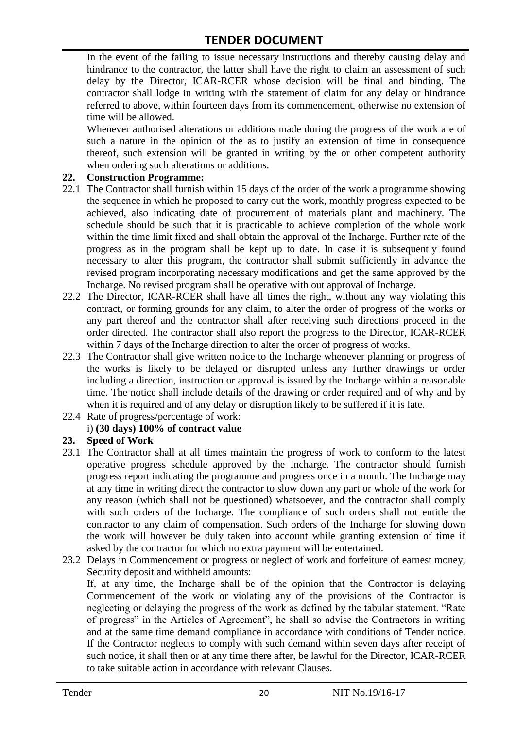In the event of the failing to issue necessary instructions and thereby causing delay and hindrance to the contractor, the latter shall have the right to claim an assessment of such delay by the Director, ICAR-RCER whose decision will be final and binding. The contractor shall lodge in writing with the statement of claim for any delay or hindrance referred to above, within fourteen days from its commencement, otherwise no extension of time will be allowed.

Whenever authorised alterations or additions made during the progress of the work are of such a nature in the opinion of the as to justify an extension of time in consequence thereof, such extension will be granted in writing by the or other competent authority when ordering such alterations or additions.

**22. Construction Programme:**

22.1 The Contractor shall furnish within 15 days of the order of the work a programme showing the sequence in which he proposed to carry out the work, monthly progress expected to be achieved, also indicating date of procurement of materials plant and machinery. The schedule should be such that it is practicable to achieve completion of the whole work within the time limit fixed and shall obtain the approval of the Incharge. Further rate of the progress as in the program shall be kept up to date. In case it is subsequently found necessary to alter this program, the contractor shall submit sufficiently in advance the revised program incorporating necessary modifications and get the same approved by the Incharge. No revised program shall be operative with out approval of Incharge.

22.2 The Director, ICAR-RCER shall have all times the right, without any way violating this contract, or forming grounds for any claim, to alter the order of progress of the works or any part thereof and the contractor shall after receiving such directions proceed in the order directed. The contractor shall also report the progress to the Director, ICAR-RCER within 7 days of the Incharge direction to alter the order of progress of works.

22.3 The Contractor shall give written notice to the Incharge whenever planning or progress of the works is likely to be delayed or disrupted unless any further drawings or order including a direction, instruction or approval is issued by the Incharge within a reasonable time. The notice shall include details of the drawing or order required and of why and by when it is required and of any delay or disruption likely to be suffered if it is late.

22.4 Rate of progress/percentage of work:

i) **(30 days) 100% of contract value**

**23. Speed of Work**

23.1 The Contractor shall at all times maintain the progress of work to conform to the latest operative progress schedule approved by the Incharge. The contractor should furnish progress report indicating the programme and progress once in a month. The Incharge may at any time in writing direct the contractor to slow down any part or whole of the work for any reason (which shall not be questioned) whatsoever, and the contractor shall comply with such orders of the Incharge. The compliance of such orders shall not entitle the contractor to any claim of compensation. Such orders of the Incharge for slowing down the work will however be duly taken into account while granting extension of time if asked by the contractor for which no extra payment will be entertained.

23.2 Delays in Commencement or progress or neglect of work and forfeiture of earnest money, Security deposit and withheld amounts:

If, at any time, the Incharge shall be of the opinion that the Contractor is delaying Commencement of the work or violating any of the provisions of the Contractor is neglecting or delaying the progress of the work as defined by the tabular statement. "Rate of progress" in the Articles of Agreement", he shall so advise the Contractors in writing and at the same time demand compliance in accordance with conditions of Tender notice. If the Contractor neglects to comply with such demand within seven days after receipt of such notice, it shall then or at any time there after, be lawful for the Director, ICAR-RCER to take suitable action in accordance with relevant Clauses.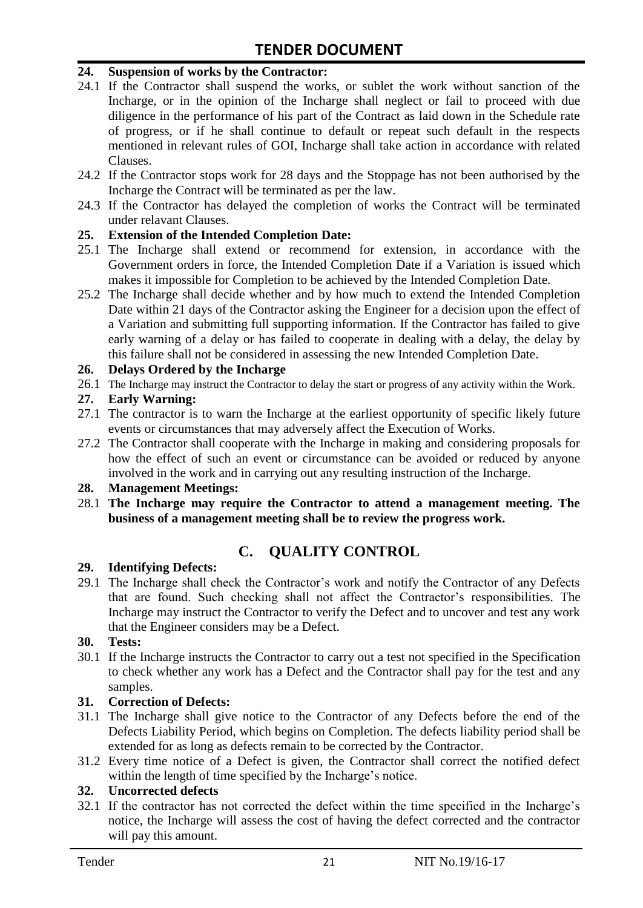**24. Suspension of works by the Contractor:**

24.1 If the Contractor shall suspend the works, or sublet the work without sanction of the Incharge, or in the opinion of the Incharge shall neglect or fail to proceed with due diligence in the performance of his part of the Contract as laid down in the Schedule rate of progress, or if he shall continue to default or repeat such default in the respects mentioned in relevant rules of GOI, Incharge shall take action in accordance with related Clauses.

24.2 If the Contractor stops work for 28 days and the Stoppage has not been authorised by the Incharge the Contract will be terminated as per the law.

24.3 If the Contractor has delayed the completion of works the Contract will be terminated under relavant Clauses.

**25. Extension of the Intended Completion Date:**

25.1 The Incharge shall extend or recommend for extension, in accordance with the Government orders in force, the Intended Completion Date if a Variation is issued which makes it impossible for Completion to be achieved by the Intended Completion Date.

25.2 The Incharge shall decide whether and by how much to extend the Intended Completion Date within 21 days of the Contractor asking the Engineer for a decision upon the effect of a Variation and submitting full supporting information. If the Contractor has failed to give early warning of a delay or has failed to cooperate in dealing with a delay, the delay by this failure shall not be considered in assessing the new Intended Completion Date.

**26. Delays Ordered by the Incharge**

26.1 The Incharge may instruct the Contractor to delay the start or progress of any activity within the Work.

**27. Early Warning:**

27.1 The contractor is to warn the Incharge at the earliest opportunity of specific likely future events or circumstances that may adversely affect the Execution of Works.

27.2 The Contractor shall cooperate with the Incharge in making and considering proposals for how the effect of such an event or circumstance can be avoided or reduced by anyone involved in the work and in carrying out any resulting instruction of the Incharge.

**28. Management Meetings:**

28.1 **The Incharge may require the Contractor to attend a management meeting. The business of a management meeting shall be to review the progress work.**

## C. QUALITY CONTROL

**29. Identifying Defects:**

29.1 The Incharge shall check the Contractor's work and notify the Contractor of any Defects that are found. Such checking shall not affect the Contractor's responsibilities. The Incharge may instruct the Contractor to verify the Defect and to uncover and test any work that the Engineer considers may be a Defect.

**30. Tests:**

30.1 If the Incharge instructs the Contractor to carry out a test not specified in the Specification to check whether any work has a Defect and the Contractor shall pay for the test and any samples.

**31. Correction of Defects:**

31.1 The Incharge shall give notice to the Contractor of any Defects before the end of the Defects Liability Period, which begins on Completion. The defects liability period shall be extended for as long as defects remain to be corrected by the Contractor.

31.2 Every time notice of a Defect is given, the Contractor shall correct the notified defect within the length of time specified by the Incharge's notice.

**32. Uncorrected defects**

32.1 If the contractor has not corrected the defect within the time specified in the Incharge's notice, the Incharge will assess the cost of having the defect corrected and the contractor will pay this amount.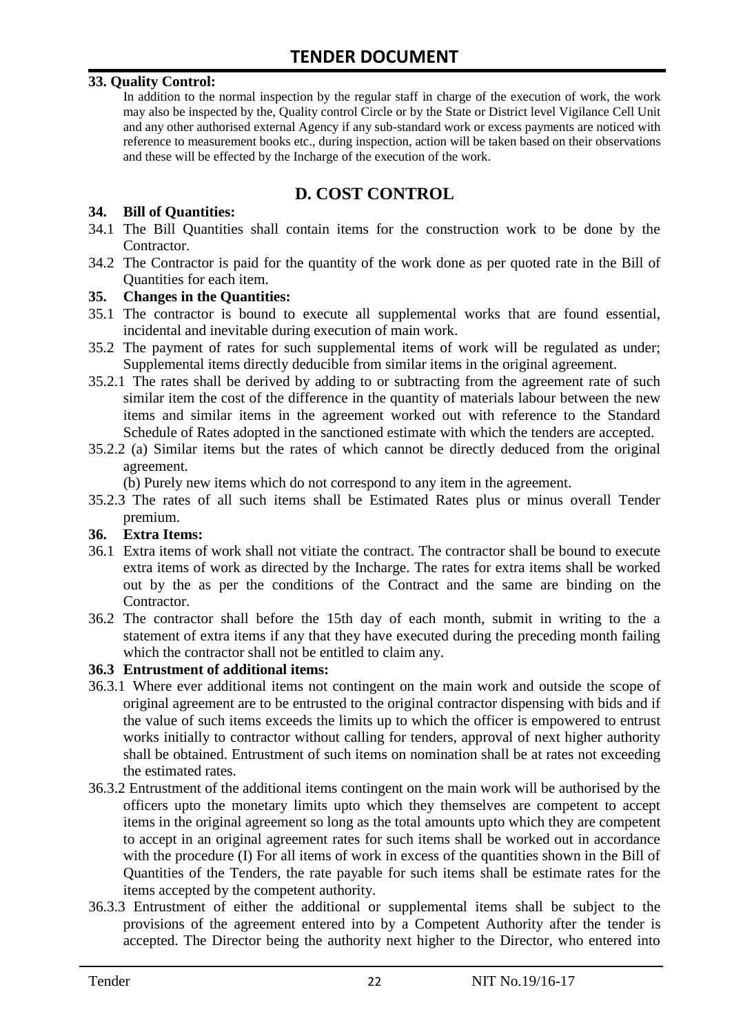**33. Quality Control:**

In addition to the normal inspection by the regular staff in charge of the execution of work, the work may also be inspected by the, Quality control Circle or by the State or District level Vigilance Cell Unit and any other authorised external Agency if any sub-standard work or excess payments are noticed with reference to measurement books etc., during inspection, action will be taken based on their observations and these will be effected by the Incharge of the execution of the work.

## D. COST CONTROL

**34. Bill of Quantities:**

34.1 The Bill Quantities shall contain items for the construction work to be done by the Contractor.

34.2 The Contractor is paid for the quantity of the work done as per quoted rate in the Bill of Quantities for each item.

**35. Changes in the Quantities:**

35.1 The contractor is bound to execute all supplemental works that are found essential, incidental and inevitable during execution of main work.

35.2 The payment of rates for such supplemental items of work will be regulated as under; Supplemental items directly deducible from similar items in the original agreement.

35.2.1 The rates shall be derived by adding to or subtracting from the agreement rate of such similar item the cost of the difference in the quantity of materials labour between the new items and similar items in the agreement worked out with reference to the Standard Schedule of Rates adopted in the sanctioned estimate with which the tenders are accepted.

35.2.2 (a) Similar items but the rates of which cannot be directly deduced from the original agreement.

(b) Purely new items which do not correspond to any item in the agreement.

35.2.3 The rates of all such items shall be Estimated Rates plus or minus overall Tender premium.

**36. Extra Items:**

36.1 Extra items of work shall not vitiate the contract. The contractor shall be bound to execute extra items of work as directed by the Incharge. The rates for extra items shall be worked out by the as per the conditions of the Contract and the same are binding on the Contractor.

36.2 The contractor shall before the 15th day of each month, submit in writing to the a statement of extra items if any that they have executed during the preceding month failing which the contractor shall not be entitled to claim any.

**36.3 Entrustment of additional items:**

36.3.1 Where ever additional items not contingent on the main work and outside the scope of original agreement are to be entrusted to the original contractor dispensing with bids and if the value of such items exceeds the limits up to which the officer is empowered to entrust works initially to contractor without calling for tenders, approval of next higher authority shall be obtained. Entrustment of such items on nomination shall be at rates not exceeding the estimated rates.

36.3.2 Entrustment of the additional items contingent on the main work will be authorised by the officers upto the monetary limits upto which they themselves are competent to accept items in the original agreement so long as the total amounts upto which they are competent to accept in an original agreement rates for such items shall be worked out in accordance with the procedure (I) For all items of work in excess of the quantities shown in the Bill of Quantities of the Tenders, the rate payable for such items shall be estimate rates for the items accepted by the competent authority.

36.3.3 Entrustment of either the additional or supplemental items shall be subject to the provisions of the agreement entered into by a Competent Authority after the tender is accepted. The Director being the authority next higher to the Director, who entered into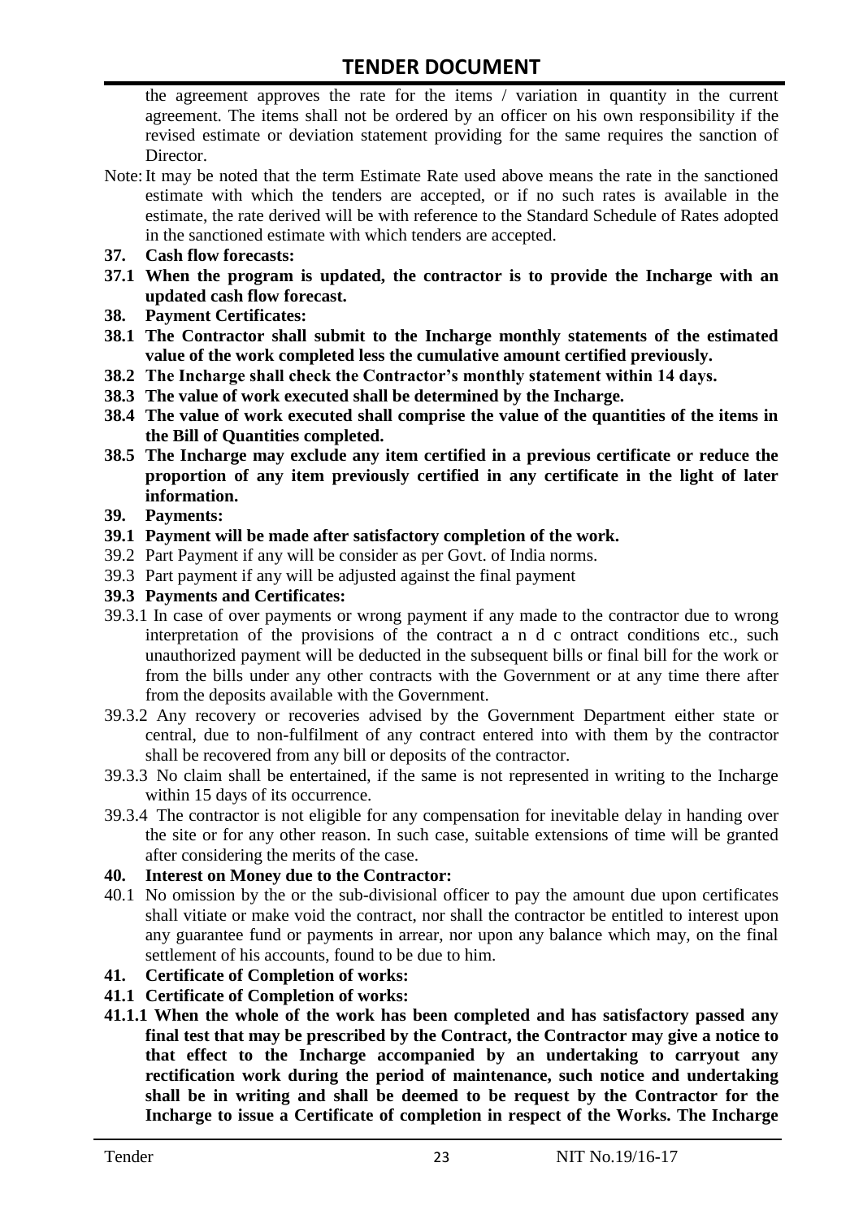the agreement approves the rate for the items / variation in quantity in the current agreement. The items shall not be ordered by an officer on his own responsibility if the revised estimate or deviation statement providing for the same requires the sanction of Director.

Note: It may be noted that the term Estimate Rate used above means the rate in the sanctioned estimate with which the tenders are accepted, or if no such rates is available in the estimate, the rate derived will be with reference to the Standard Schedule of Rates adopted in the sanctioned estimate with which tenders are accepted.

**37. Cash flow forecasts:**

**37.1 When the program is updated, the contractor is to provide the Incharge with an updated cash flow forecast.**

**38. Payment Certificates:**

**38.1 The Contractor shall submit to the Incharge monthly statements of the estimated value of the work completed less the cumulative amount certified previously.**

**38.2 The Incharge shall check the Contractor's monthly statement within 14 days.**

**38.3 The value of work executed shall be determined by the Incharge.**

**38.4 The value of work executed shall comprise the value of the quantities of the items in the Bill of Quantities completed.**

**38.5 The Incharge may exclude any item certified in a previous certificate or reduce the proportion of any item previously certified in any certificate in the light of later information.**

**39. Payments:**

**39.1 Payment will be made after satisfactory completion of the work.**

39.2 Part Payment if any will be consider as per Govt. of India norms.

39.3 Part payment if any will be adjusted against the final payment

**39.3 Payments and Certificates:**

39.3.1 In case of over payments or wrong payment if any made to the contractor due to wrong interpretation of the provisions of the contract a n d c ontract conditions etc., such unauthorized payment will be deducted in the subsequent bills or final bill for the work or from the bills under any other contracts with the Government or at any time there after from the deposits available with the Government.

39.3.2 Any recovery or recoveries advised by the Government Department either state or central, due to non-fulfilment of any contract entered into with them by the contractor shall be recovered from any bill or deposits of the contractor.

39.3.3 No claim shall be entertained, if the same is not represented in writing to the Incharge within 15 days of its occurrence.

39.3.4 The contractor is not eligible for any compensation for inevitable delay in handing over the site or for any other reason. In such case, suitable extensions of time will be granted after considering the merits of the case.

**40. Interest on Money due to the Contractor:**

40.1 No omission by the or the sub-divisional officer to pay the amount due upon certificates shall vitiate or make void the contract, nor shall the contractor be entitled to interest upon any guarantee fund or payments in arrear, nor upon any balance which may, on the final settlement of his accounts, found to be due to him.

**41. Certificate of Completion of works:**

**41.1 Certificate of Completion of works:**

**41.1.1 When the whole of the work has been completed and has satisfactory passed any final test that may be prescribed by the Contract, the Contractor may give a notice to that effect to the Incharge accompanied by an undertaking to carryout any rectification work during the period of maintenance, such notice and undertaking shall be in writing and shall be deemed to be request by the Contractor for the Incharge to issue a Certificate of completion in respect of the Works. The Incharge**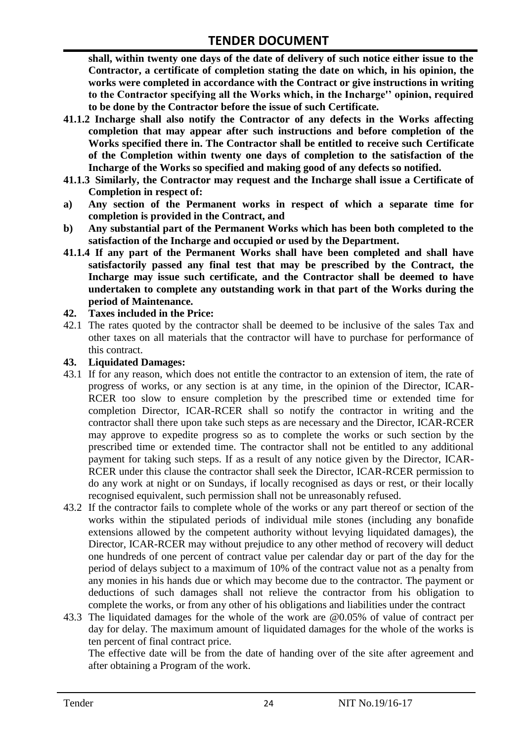**shall, within twenty one days of the date of delivery of such notice either issue to the Contractor, a certificate of completion stating the date on which, in his opinion, the works were completed in accordance with the Contract or give instructions in writing to the Contractor specifying all the Works which, in the Incharge'' opinion, required to be done by the Contractor before the issue of such Certificate.**

**41.1.2 Incharge shall also notify the Contractor of any defects in the Works affecting completion that may appear after such instructions and before completion of the Works specified there in. The Contractor shall be entitled to receive such Certificate of the Completion within twenty one days of completion to the satisfaction of the Incharge of the Works so specified and making good of any defects so notified.**

**41.1.3 Similarly, the Contractor may request and the Incharge shall issue a Certificate of Completion in respect of:**

**a) Any section of the Permanent works in respect of which a separate time for completion is provided in the Contract, and**

**b) Any substantial part of the Permanent Works which has been both completed to the satisfaction of the Incharge and occupied or used by the Department.**

**41.1.4 If any part of the Permanent Works shall have been completed and shall have satisfactorily passed any final test that may be prescribed by the Contract, the Incharge may issue such certificate, and the Contractor shall be deemed to have undertaken to complete any outstanding work in that part of the Works during the period of Maintenance.**

**42. Taxes included in the Price:**

42.1 The rates quoted by the contractor shall be deemed to be inclusive of the sales Tax and other taxes on all materials that the contractor will have to purchase for performance of this contract.

**43. Liquidated Damages:**

43.1 If for any reason, which does not entitle the contractor to an extension of item, the rate of progress of works, or any section is at any time, in the opinion of the Director, ICAR-RCER too slow to ensure completion by the prescribed time or extended time for completion Director, ICAR-RCER shall so notify the contractor in writing and the contractor shall there upon take such steps as are necessary and the Director, ICAR-RCER may approve to expedite progress so as to complete the works or such section by the prescribed time or extended time. The contractor shall not be entitled to any additional payment for taking such steps. If as a result of any notice given by the Director, ICAR-RCER under this clause the contractor shall seek the Director, ICAR-RCER permission to do any work at night or on Sundays, if locally recognised as days or rest, or their locally recognised equivalent, such permission shall not be unreasonably refused.

43.2 If the contractor fails to complete whole of the works or any part thereof or section of the works within the stipulated periods of individual mile stones (including any bonafide extensions allowed by the competent authority without levying liquidated damages), the Director, ICAR-RCER may without prejudice to any other method of recovery will deduct one hundreds of one percent of contract value per calendar day or part of the day for the period of delays subject to a maximum of 10% of the contract value not as a penalty from any monies in his hands due or which may become due to the contractor. The payment or deductions of such damages shall not relieve the contractor from his obligation to complete the works, or from any other of his obligations and liabilities under the contract

43.3 The liquidated damages for the whole of the work are @0.05% of value of contract per day for delay. The maximum amount of liquidated damages for the whole of the works is ten percent of final contract price.

The effective date will be from the date of handing over of the site after agreement and after obtaining a Program of the work.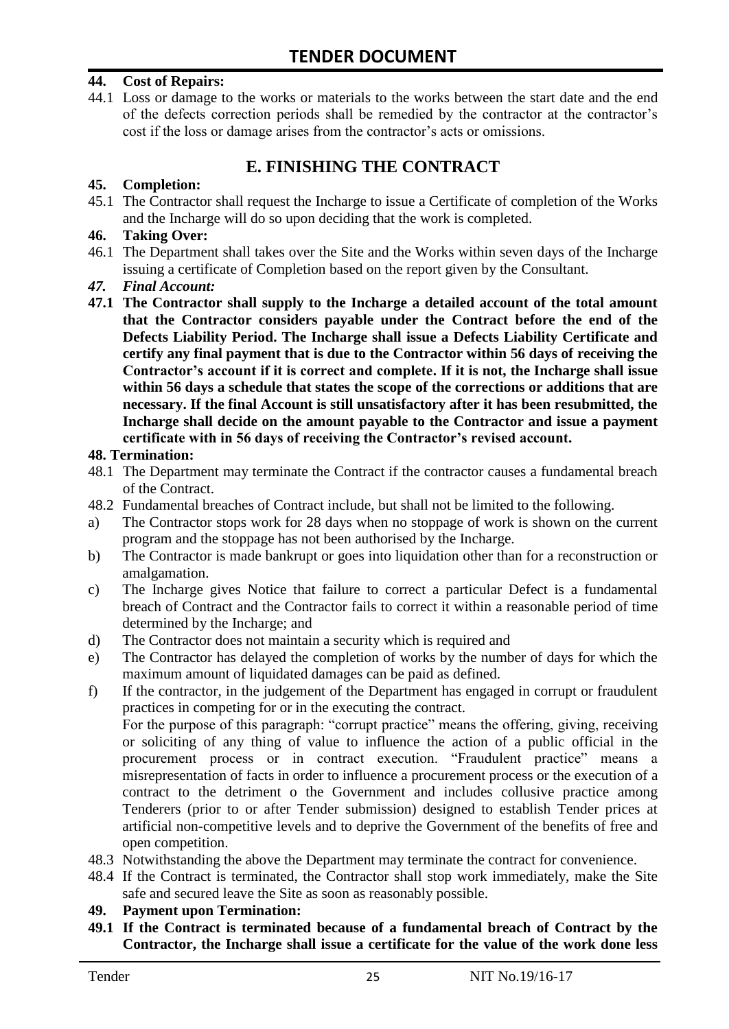**44. Cost of Repairs:**

44.1 Loss or damage to the works or materials to the works between the start date and the end of the defects correction periods shall be remedied by the contractor at the contractor's cost if the loss or damage arises from the contractor's acts or omissions.

## E. FINISHING THE CONTRACT

**45. Completion:**

45.1 The Contractor shall request the Incharge to issue a Certificate of completion of the Works and the Incharge will do so upon deciding that the work is completed.

**46. Taking Over:**

46.1 The Department shall takes over the Site and the Works within seven days of the Incharge issuing a certificate of Completion based on the report given by the Consultant.

***47. Final Account:***

**47.1 The Contractor shall supply to the Incharge a detailed account of the total amount that the Contractor considers payable under the Contract before the end of the Defects Liability Period. The Incharge shall issue a Defects Liability Certificate and certify any final payment that is due to the Contractor within 56 days of receiving the Contractor's account if it is correct and complete. If it is not, the Incharge shall issue within 56 days a schedule that states the scope of the corrections or additions that are necessary. If the final Account is still unsatisfactory after it has been resubmitted, the Incharge shall decide on the amount payable to the Contractor and issue a payment certificate with in 56 days of receiving the Contractor's revised account.**

**48. Termination:**

48.1 The Department may terminate the Contract if the contractor causes a fundamental breach of the Contract.

48.2 Fundamental breaches of Contract include, but shall not be limited to the following.

a) The Contractor stops work for 28 days when no stoppage of work is shown on the current program and the stoppage has not been authorised by the Incharge.

b) The Contractor is made bankrupt or goes into liquidation other than for a reconstruction or amalgamation.

c) The Incharge gives Notice that failure to correct a particular Defect is a fundamental breach of Contract and the Contractor fails to correct it within a reasonable period of time determined by the Incharge; and

d) The Contractor does not maintain a security which is required and

e) The Contractor has delayed the completion of works by the number of days for which the maximum amount of liquidated damages can be paid as defined.

f) If the contractor, in the judgement of the Department has engaged in corrupt or fraudulent practices in competing for or in the executing the contract.
For the purpose of this paragraph: "corrupt practice" means the offering, giving, receiving or soliciting of any thing of value to influence the action of a public official in the procurement process or in contract execution. "Fraudulent practice" means a misrepresentation of facts in order to influence a procurement process or the execution of a contract to the detriment o the Government and includes collusive practice among Tenderers (prior to or after Tender submission) designed to establish Tender prices at artificial non-competitive levels and to deprive the Government of the benefits of free and open competition.

48.3 Notwithstanding the above the Department may terminate the contract for convenience.

48.4 If the Contract is terminated, the Contractor shall stop work immediately, make the Site safe and secured leave the Site as soon as reasonably possible.

**49. Payment upon Termination:**

**49.1 If the Contract is terminated because of a fundamental breach of Contract by the Contractor, the Incharge shall issue a certificate for the value of the work done less**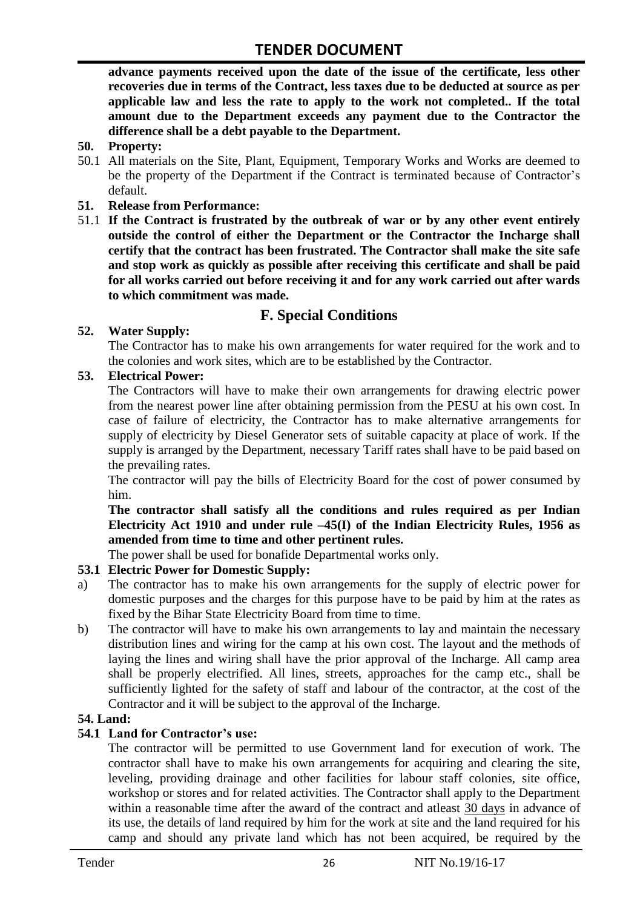**advance payments received upon the date of the issue of the certificate, less other recoveries due in terms of the Contract, less taxes due to be deducted at source as per applicable law and less the rate to apply to the work not completed.. If the total amount due to the Department exceeds any payment due to the Contractor the difference shall be a debt payable to the Department.**

**50. Property:**

50.1 All materials on the Site, Plant, Equipment, Temporary Works and Works are deemed to be the property of the Department if the Contract is terminated because of Contractor's default.

**51. Release from Performance:**

51.1 **If the Contract is frustrated by the outbreak of war or by any other event entirely outside the control of either the Department or the Contractor the Incharge shall certify that the contract has been frustrated. The Contractor shall make the site safe and stop work as quickly as possible after receiving this certificate and shall be paid for all works carried out before receiving it and for any work carried out after wards to which commitment was made.**

## F. Special Conditions

**52. Water Supply:**

The Contractor has to make his own arrangements for water required for the work and to the colonies and work sites, which are to be established by the Contractor.

**53. Electrical Power:**

The Contractors will have to make their own arrangements for drawing electric power from the nearest power line after obtaining permission from the PESU at his own cost. In case of failure of electricity, the Contractor has to make alternative arrangements for supply of electricity by Diesel Generator sets of suitable capacity at place of work. If the supply is arranged by the Department, necessary Tariff rates shall have to be paid based on the prevailing rates.

The contractor will pay the bills of Electricity Board for the cost of power consumed by him.

**The contractor shall satisfy all the conditions and rules required as per Indian Electricity Act 1910 and under rule –45(I) of the Indian Electricity Rules, 1956 as amended from time to time and other pertinent rules.**

The power shall be used for bonafide Departmental works only.

**53.1 Electric Power for Domestic Supply:**

a) The contractor has to make his own arrangements for the supply of electric power for domestic purposes and the charges for this purpose have to be paid by him at the rates as fixed by the Bihar State Electricity Board from time to time.

b) The contractor will have to make his own arrangements to lay and maintain the necessary distribution lines and wiring for the camp at his own cost. The layout and the methods of laying the lines and wiring shall have the prior approval of the Incharge. All camp area shall be properly electrified. All lines, streets, approaches for the camp etc., shall be sufficiently lighted for the safety of staff and labour of the contractor, at the cost of the Contractor and it will be subject to the approval of the Incharge.

**54. Land:**

**54.1 Land for Contractor's use:**

The contractor will be permitted to use Government land for execution of work. The contractor shall have to make his own arrangements for acquiring and clearing the site, leveling, providing drainage and other facilities for labour staff colonies, site office, workshop or stores and for related activities. The Contractor shall apply to the Department within a reasonable time after the award of the contract and atleast 30 days in advance of its use, the details of land required by him for the work at site and the land required for his camp and should any private land which has not been acquired, be required by the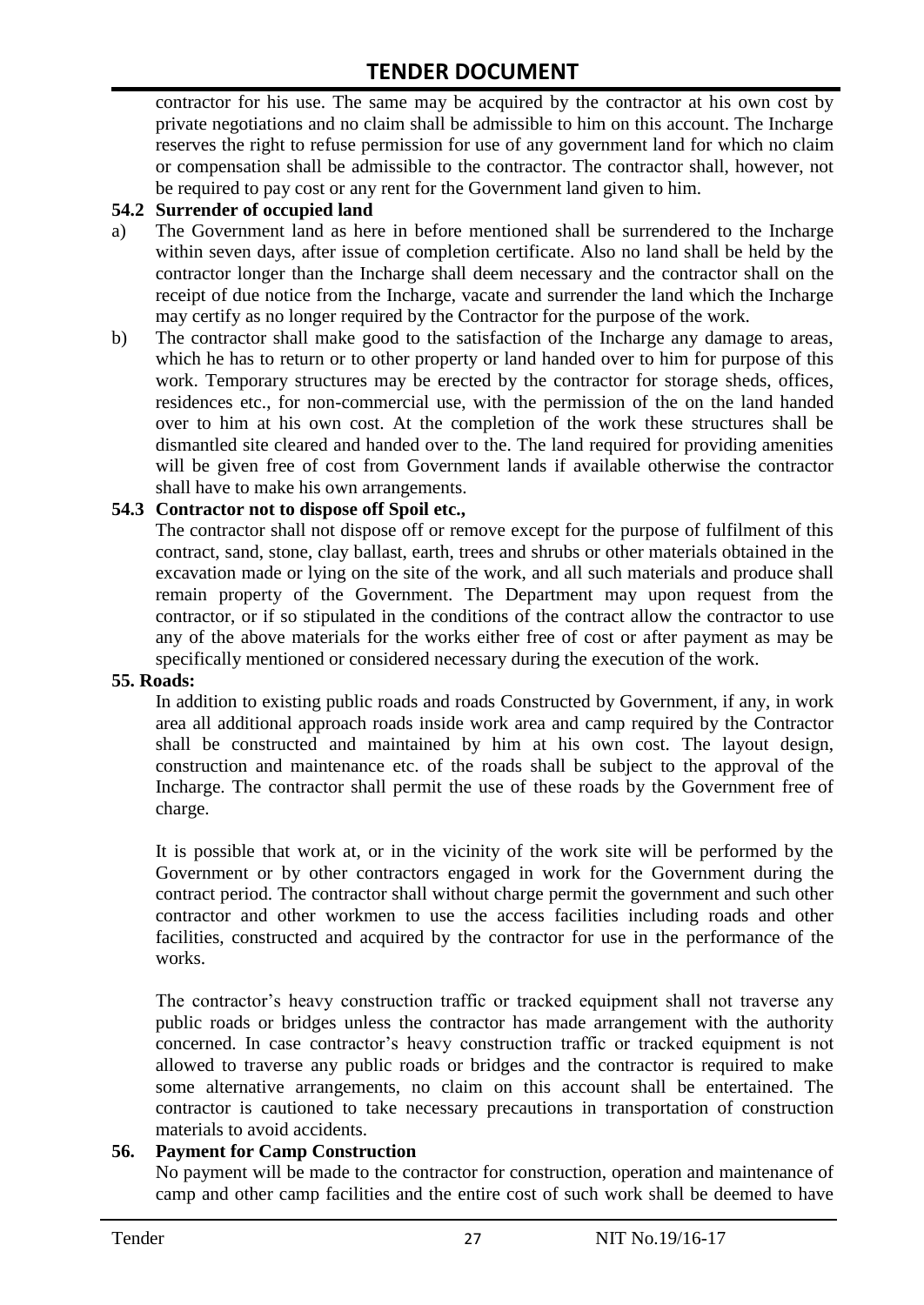contractor for his use. The same may be acquired by the contractor at his own cost by private negotiations and no claim shall be admissible to him on this account. The Incharge reserves the right to refuse permission for use of any government land for which no claim or compensation shall be admissible to the contractor. The contractor shall, however, not be required to pay cost or any rent for the Government land given to him.

**54.2 Surrender of occupied land**

a) The Government land as here in before mentioned shall be surrendered to the Incharge within seven days, after issue of completion certificate. Also no land shall be held by the contractor longer than the Incharge shall deem necessary and the contractor shall on the receipt of due notice from the Incharge, vacate and surrender the land which the Incharge may certify as no longer required by the Contractor for the purpose of the work.

b) The contractor shall make good to the satisfaction of the Incharge any damage to areas, which he has to return or to other property or land handed over to him for purpose of this work. Temporary structures may be erected by the contractor for storage sheds, offices, residences etc., for non-commercial use, with the permission of the on the land handed over to him at his own cost. At the completion of the work these structures shall be dismantled site cleared and handed over to the. The land required for providing amenities will be given free of cost from Government lands if available otherwise the contractor shall have to make his own arrangements.

**54.3 Contractor not to dispose off Spoil etc.,**

The contractor shall not dispose off or remove except for the purpose of fulfilment of this contract, sand, stone, clay ballast, earth, trees and shrubs or other materials obtained in the excavation made or lying on the site of the work, and all such materials and produce shall remain property of the Government. The Department may upon request from the contractor, or if so stipulated in the conditions of the contract allow the contractor to use any of the above materials for the works either free of cost or after payment as may be specifically mentioned or considered necessary during the execution of the work.

**55. Roads:**

In addition to existing public roads and roads Constructed by Government, if any, in work area all additional approach roads inside work area and camp required by the Contractor shall be constructed and maintained by him at his own cost. The layout design, construction and maintenance etc. of the roads shall be subject to the approval of the Incharge. The contractor shall permit the use of these roads by the Government free of charge.

It is possible that work at, or in the vicinity of the work site will be performed by the Government or by other contractors engaged in work for the Government during the contract period. The contractor shall without charge permit the government and such other contractor and other workmen to use the access facilities including roads and other facilities, constructed and acquired by the contractor for use in the performance of the works.

The contractor's heavy construction traffic or tracked equipment shall not traverse any public roads or bridges unless the contractor has made arrangement with the authority concerned. In case contractor's heavy construction traffic or tracked equipment is not allowed to traverse any public roads or bridges and the contractor is required to make some alternative arrangements, no claim on this account shall be entertained. The contractor is cautioned to take necessary precautions in transportation of construction materials to avoid accidents.

**56. Payment for Camp Construction**

No payment will be made to the contractor for construction, operation and maintenance of camp and other camp facilities and the entire cost of such work shall be deemed to have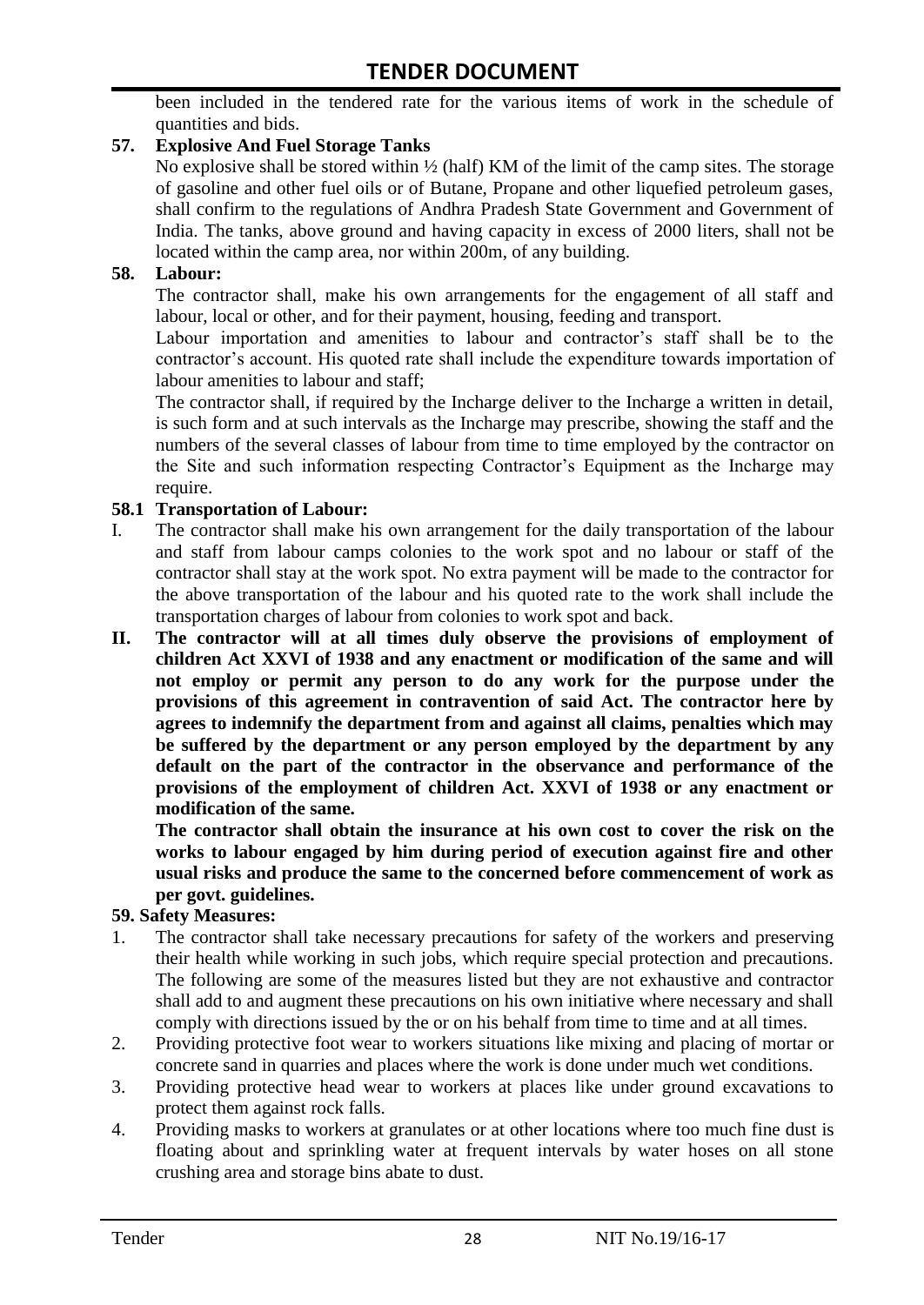been included in the tendered rate for the various items of work in the schedule of quantities and bids.

**57. Explosive And Fuel Storage Tanks**

No explosive shall be stored within ½ (half) KM of the limit of the camp sites. The storage of gasoline and other fuel oils or of Butane, Propane and other liquefied petroleum gases, shall confirm to the regulations of Andhra Pradesh State Government and Government of India. The tanks, above ground and having capacity in excess of 2000 liters, shall not be located within the camp area, nor within 200m, of any building.

**58. Labour:**

The contractor shall, make his own arrangements for the engagement of all staff and labour, local or other, and for their payment, housing, feeding and transport.

Labour importation and amenities to labour and contractor's staff shall be to the contractor's account. His quoted rate shall include the expenditure towards importation of labour amenities to labour and staff;

The contractor shall, if required by the Incharge deliver to the Incharge a written in detail, is such form and at such intervals as the Incharge may prescribe, showing the staff and the numbers of the several classes of labour from time to time employed by the contractor on the Site and such information respecting Contractor's Equipment as the Incharge may require.

**58.1 Transportation of Labour:**

I. The contractor shall make his own arrangement for the daily transportation of the labour and staff from labour camps colonies to the work spot and no labour or staff of the contractor shall stay at the work spot. No extra payment will be made to the contractor for the above transportation of the labour and his quoted rate to the work shall include the transportation charges of labour from colonies to work spot and back.

**II. The contractor will at all times duly observe the provisions of employment of children Act XXVI of 1938 and any enactment or modification of the same and will not employ or permit any person to do any work for the purpose under the provisions of this agreement in contravention of said Act. The contractor here by agrees to indemnify the department from and against all claims, penalties which may be suffered by the department or any person employed by the department by any default on the part of the contractor in the observance and performance of the provisions of the employment of children Act. XXVI of 1938 or any enactment or modification of the same.**

**The contractor shall obtain the insurance at his own cost to cover the risk on the works to labour engaged by him during period of execution against fire and other usual risks and produce the same to the concerned before commencement of work as per govt. guidelines.**

**59. Safety Measures:**

1. The contractor shall take necessary precautions for safety of the workers and preserving their health while working in such jobs, which require special protection and precautions. The following are some of the measures listed but they are not exhaustive and contractor shall add to and augment these precautions on his own initiative where necessary and shall comply with directions issued by the or on his behalf from time to time and at all times.
2. Providing protective foot wear to workers situations like mixing and placing of mortar or concrete sand in quarries and places where the work is done under much wet conditions.
3. Providing protective head wear to workers at places like under ground excavations to protect them against rock falls.
4. Providing masks to workers at granulates or at other locations where too much fine dust is floating about and sprinkling water at frequent intervals by water hoses on all stone crushing area and storage bins abate to dust.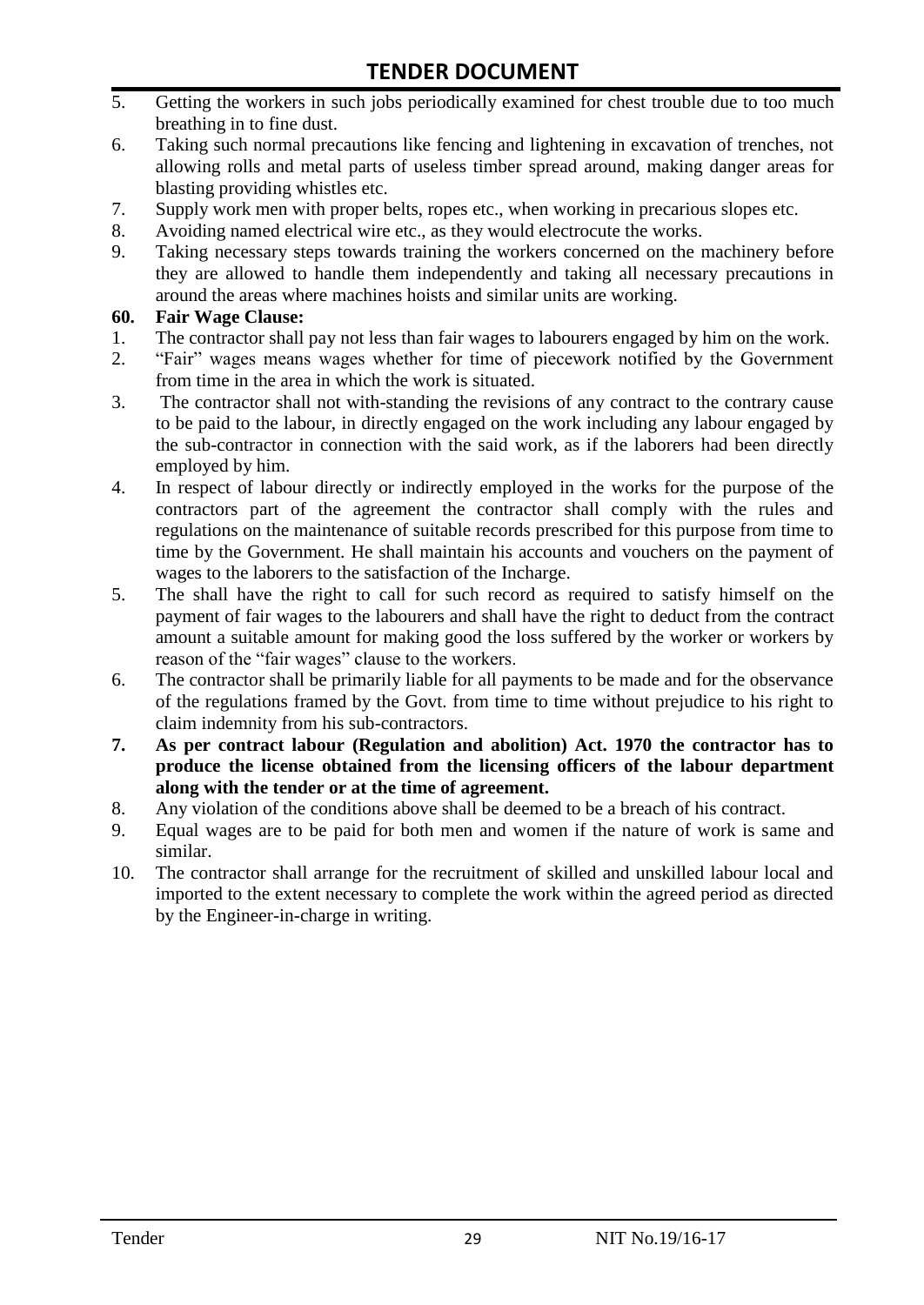5. Getting the workers in such jobs periodically examined for chest trouble due to too much breathing in to fine dust.
6. Taking such normal precautions like fencing and lightening in excavation of trenches, not allowing rolls and metal parts of useless timber spread around, making danger areas for blasting providing whistles etc.
7. Supply work men with proper belts, ropes etc., when working in precarious slopes etc.
8. Avoiding named electrical wire etc., as they would electrocute the works.
9. Taking necessary steps towards training the workers concerned on the machinery before they are allowed to handle them independently and taking all necessary precautions in around the areas where machines hoists and similar units are working.

**60. Fair Wage Clause:**

1. The contractor shall pay not less than fair wages to labourers engaged by him on the work.
2. "Fair" wages means wages whether for time of piecework notified by the Government from time in the area in which the work is situated.
3. The contractor shall not with-standing the revisions of any contract to the contrary cause to be paid to the labour, in directly engaged on the work including any labour engaged by the sub-contractor in connection with the said work, as if the laborers had been directly employed by him.
4. In respect of labour directly or indirectly employed in the works for the purpose of the contractors part of the agreement the contractor shall comply with the rules and regulations on the maintenance of suitable records prescribed for this purpose from time to time by the Government. He shall maintain his accounts and vouchers on the payment of wages to the laborers to the satisfaction of the Incharge.
5. The shall have the right to call for such record as required to satisfy himself on the payment of fair wages to the labourers and shall have the right to deduct from the contract amount a suitable amount for making good the loss suffered by the worker or workers by reason of the "fair wages" clause to the workers.
6. The contractor shall be primarily liable for all payments to be made and for the observance of the regulations framed by the Govt. from time to time without prejudice to his right to claim indemnity from his sub-contractors.
7. **As per contract labour (Regulation and abolition) Act. 1970 the contractor has to produce the license obtained from the licensing officers of the labour department along with the tender or at the time of agreement.**
8. Any violation of the conditions above shall be deemed to be a breach of his contract.
9. Equal wages are to be paid for both men and women if the nature of work is same and similar.
10. The contractor shall arrange for the recruitment of skilled and unskilled labour local and imported to the extent necessary to complete the work within the agreed period as directed by the Engineer-in-charge in writing.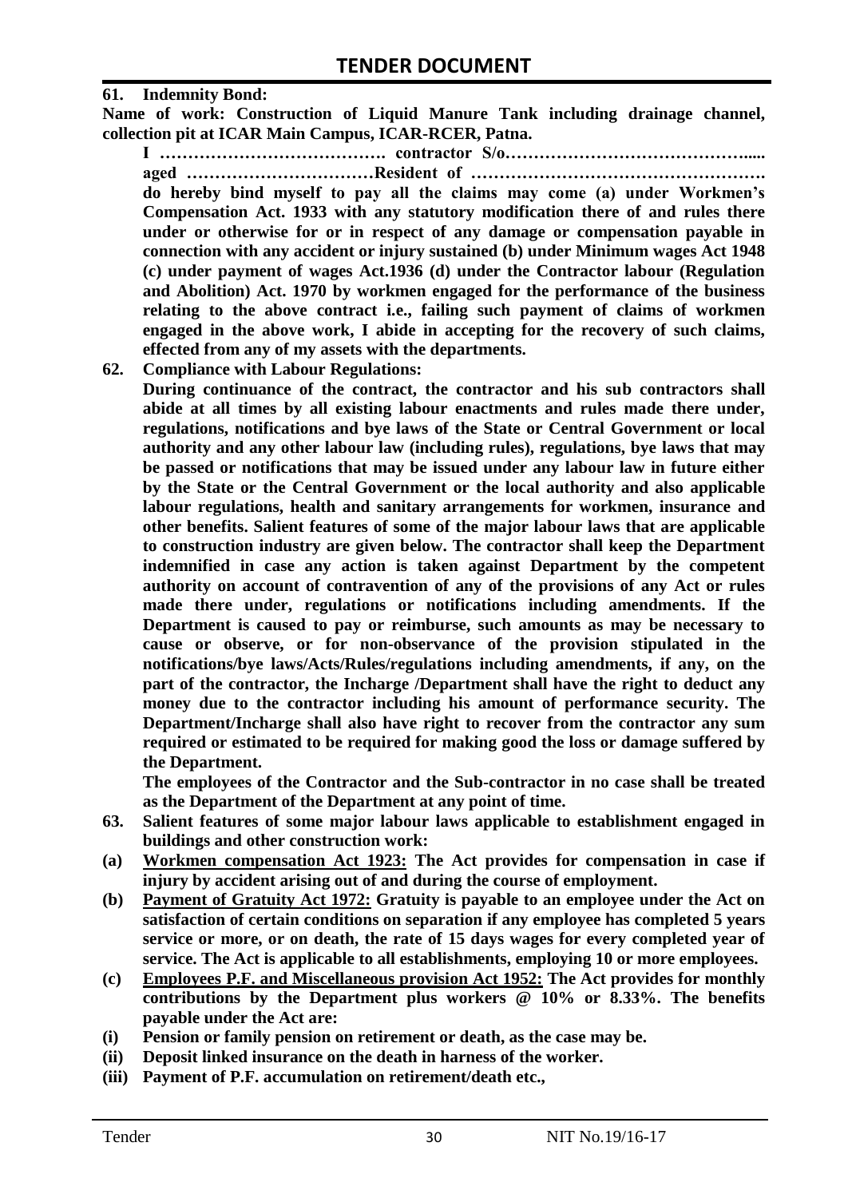**61. Indemnity Bond:**

**Name of work: Construction of Liquid Manure Tank including drainage channel, collection pit at ICAR Main Campus, ICAR-RCER, Patna.**

**I …………………………………. contractor S/o……………………………………..... aged ……………………………Resident of ……………………………………………. do hereby bind myself to pay all the claims may come (a) under Workmen's Compensation Act. 1933 with any statutory modification there of and rules there under or otherwise for or in respect of any damage or compensation payable in connection with any accident or injury sustained (b) under Minimum wages Act 1948 (c) under payment of wages Act.1936 (d) under the Contractor labour (Regulation and Abolition) Act. 1970 by workmen engaged for the performance of the business relating to the above contract i.e., failing such payment of claims of workmen engaged in the above work, I abide in accepting for the recovery of such claims, effected from any of my assets with the departments.**

**62. Compliance with Labour Regulations:**

**During continuance of the contract, the contractor and his sub contractors shall abide at all times by all existing labour enactments and rules made there under, regulations, notifications and bye laws of the State or Central Government or local authority and any other labour law (including rules), regulations, bye laws that may be passed or notifications that may be issued under any labour law in future either by the State or the Central Government or the local authority and also applicable labour regulations, health and sanitary arrangements for workmen, insurance and other benefits. Salient features of some of the major labour laws that are applicable to construction industry are given below. The contractor shall keep the Department indemnified in case any action is taken against Department by the competent authority on account of contravention of any of the provisions of any Act or rules made there under, regulations or notifications including amendments. If the Department is caused to pay or reimburse, such amounts as may be necessary to cause or observe, or for non-observance of the provision stipulated in the notifications/bye laws/Acts/Rules/regulations including amendments, if any, on the part of the contractor, the Incharge /Department shall have the right to deduct any money due to the contractor including his amount of performance security. The Department/Incharge shall also have right to recover from the contractor any sum required or estimated to be required for making good the loss or damage suffered by the Department.**

**The employees of the Contractor and the Sub-contractor in no case shall be treated as the Department of the Department at any point of time.**

**63. Salient features of some major labour laws applicable to establishment engaged in buildings and other construction work:**

**(a) <u>Workmen compensation Act 1923:</u> The Act provides for compensation in case if injury by accident arising out of and during the course of employment.**

**(b) <u>Payment of Gratuity Act 1972:</u> Gratuity is payable to an employee under the Act on satisfaction of certain conditions on separation if any employee has completed 5 years service or more, or on death, the rate of 15 days wages for every completed year of service. The Act is applicable to all establishments, employing 10 or more employees.**

**(c) <u>Employees P.F. and Miscellaneous provision Act 1952:</u> The Act provides for monthly contributions by the Department plus workers @ 10% or 8.33%. The benefits payable under the Act are:**

**(i) Pension or family pension on retirement or death, as the case may be.**

**(ii) Deposit linked insurance on the death in harness of the worker.**

**(iii) Payment of P.F. accumulation on retirement/death etc.,**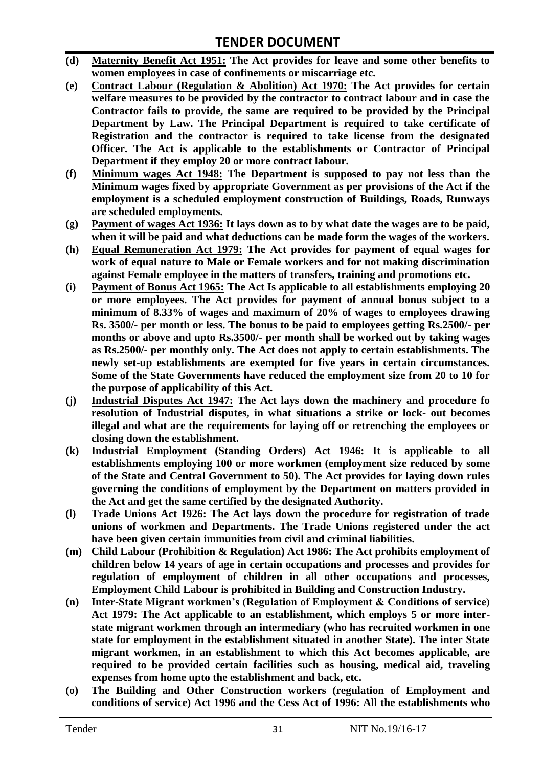- **(d)** **<u>Maternity Benefit Act 1951:</u> The Act provides for leave and some other benefits to women employees in case of confinements or miscarriage etc.**
- **(e)** **<u>Contract Labour (Regulation & Abolition) Act 1970:</u> The Act provides for certain welfare measures to be provided by the contractor to contract labour and in case the Contractor fails to provide, the same are required to be provided by the Principal Department by Law. The Principal Department is required to take certificate of Registration and the contractor is required to take license from the designated Officer. The Act is applicable to the establishments or Contractor of Principal Department if they employ 20 or more contract labour.**
- **(f)** **<u>Minimum wages Act 1948:</u> The Department is supposed to pay not less than the Minimum wages fixed by appropriate Government as per provisions of the Act if the employment is a scheduled employment construction of Buildings, Roads, Runways are scheduled employments.**
- **(g)** **<u>Payment of wages Act 1936:</u> It lays down as to by what date the wages are to be paid, when it will be paid and what deductions can be made form the wages of the workers.**
- **(h)** **<u>Equal Remuneration Act 1979:</u> The Act provides for payment of equal wages for work of equal nature to Male or Female workers and for not making discrimination against Female employee in the matters of transfers, training and promotions etc.**
- **(i)** **<u>Payment of Bonus Act 1965:</u> The Act Is applicable to all establishments employing 20 or more employees. The Act provides for payment of annual bonus subject to a minimum of 8.33% of wages and maximum of 20% of wages to employees drawing Rs. 3500/- per month or less. The bonus to be paid to employees getting Rs.2500/- per months or above and upto Rs.3500/- per month shall be worked out by taking wages as Rs.2500/- per monthly only. The Act does not apply to certain establishments. The newly set-up establishments are exempted for five years in certain circumstances. Some of the State Governments have reduced the employment size from 20 to 10 for the purpose of applicability of this Act.**
- **(j)** **<u>Industrial Disputes Act 1947:</u> The Act lays down the machinery and procedure fo resolution of Industrial disputes, in what situations a strike or lock- out becomes illegal and what are the requirements for laying off or retrenching the employees or closing down the establishment.**
- **(k)** **Industrial Employment (Standing Orders) Act 1946: It is applicable to all establishments employing 100 or more workmen (employment size reduced by some of the State and Central Government to 50). The Act provides for laying down rules governing the conditions of employment by the Department on matters provided in the Act and get the same certified by the designated Authority.**
- **(l)** **Trade Unions Act 1926: The Act lays down the procedure for registration of trade unions of workmen and Departments. The Trade Unions registered under the act have been given certain immunities from civil and criminal liabilities.**
- **(m)** **Child Labour (Prohibition & Regulation) Act 1986: The Act prohibits employment of children below 14 years of age in certain occupations and processes and provides for regulation of employment of children in all other occupations and processes, Employment Child Labour is prohibited in Building and Construction Industry.**
- **(n)** **Inter-State Migrant workmen's (Regulation of Employment & Conditions of service) Act 1979: The Act applicable to an establishment, which employs 5 or more inter-state migrant workmen through an intermediary (who has recruited workmen in one state for employment in the establishment situated in another State). The inter State migrant workmen, in an establishment to which this Act becomes applicable, are required to be provided certain facilities such as housing, medical aid, traveling expenses from home upto the establishment and back, etc.**
- **(o)** **The Building and Other Construction workers (regulation of Employment and conditions of service) Act 1996 and the Cess Act of 1996: All the establishments who**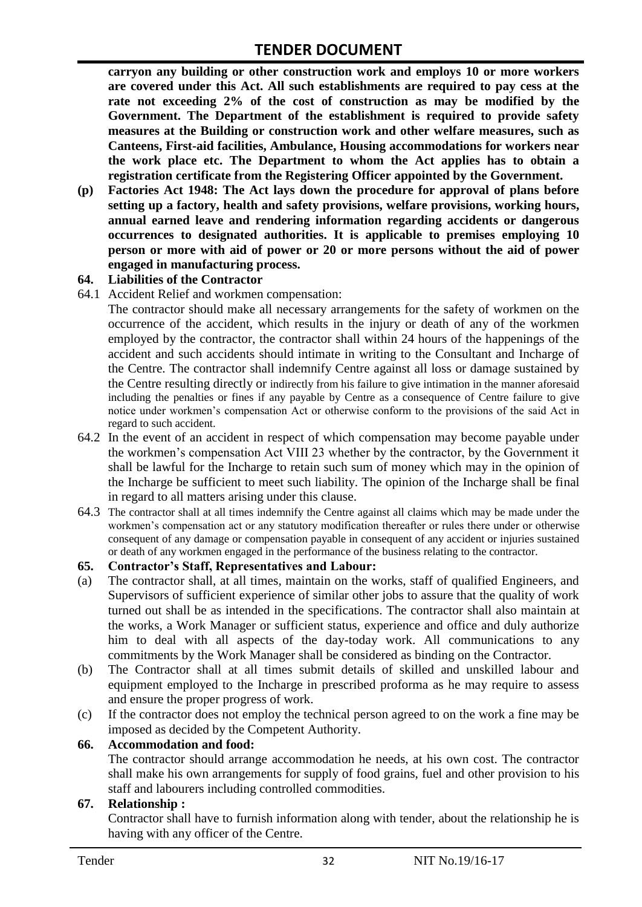**carryon any building or other construction work and employs 10 or more workers are covered under this Act. All such establishments are required to pay cess at the rate not exceeding 2% of the cost of construction as may be modified by the Government. The Department of the establishment is required to provide safety measures at the Building or construction work and other welfare measures, such as Canteens, First-aid facilities, Ambulance, Housing accommodations for workers near the work place etc. The Department to whom the Act applies has to obtain a registration certificate from the Registering Officer appointed by the Government.**

**(p) Factories Act 1948: The Act lays down the procedure for approval of plans before setting up a factory, health and safety provisions, welfare provisions, working hours, annual earned leave and rendering information regarding accidents or dangerous occurrences to designated authorities. It is applicable to premises employing 10 person or more with aid of power or 20 or more persons without the aid of power engaged in manufacturing process.**

### 64. Liabilities of the Contractor

64.1 Accident Relief and workmen compensation:

The contractor should make all necessary arrangements for the safety of workmen on the occurrence of the accident, which results in the injury or death of any of the workmen employed by the contractor, the contractor shall within 24 hours of the happenings of the accident and such accidents should intimate in writing to the Consultant and Incharge of the Centre. The contractor shall indemnify Centre against all loss or damage sustained by the Centre resulting directly or indirectly from his failure to give intimation in the manner aforesaid including the penalties or fines if any payable by Centre as a consequence of Centre failure to give notice under workmen's compensation Act or otherwise conform to the provisions of the said Act in regard to such accident.

64.2 In the event of an accident in respect of which compensation may become payable under the workmen's compensation Act VIII 23 whether by the contractor, by the Government it shall be lawful for the Incharge to retain such sum of money which may in the opinion of the Incharge be sufficient to meet such liability. The opinion of the Incharge shall be final in regard to all matters arising under this clause.

64.3 The contractor shall at all times indemnify the Centre against all claims which may be made under the workmen's compensation act or any statutory modification thereafter or rules there under or otherwise consequent of any damage or compensation payable in consequent of any accident or injuries sustained or death of any workmen engaged in the performance of the business relating to the contractor.

### 65. Contractor's Staff, Representatives and Labour:

(a) The contractor shall, at all times, maintain on the works, staff of qualified Engineers, and Supervisors of sufficient experience of similar other jobs to assure that the quality of work turned out shall be as intended in the specifications. The contractor shall also maintain at the works, a Work Manager or sufficient status, experience and office and duly authorize him to deal with all aspects of the day-today work. All communications to any commitments by the Work Manager shall be considered as binding on the Contractor.

(b) The Contractor shall at all times submit details of skilled and unskilled labour and equipment employed to the Incharge in prescribed proforma as he may require to assess and ensure the proper progress of work.

(c) If the contractor does not employ the technical person agreed to on the work a fine may be imposed as decided by the Competent Authority.

### 66. Accommodation and food:

The contractor should arrange accommodation he needs, at his own cost. The contractor shall make his own arrangements for supply of food grains, fuel and other provision to his staff and labourers including controlled commodities.

### 67. Relationship :

Contractor shall have to furnish information along with tender, about the relationship he is having with any officer of the Centre.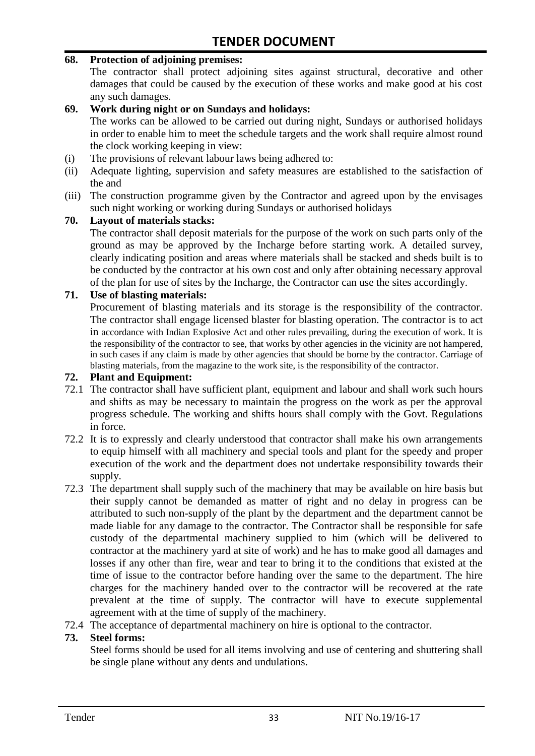**68. Protection of adjoining premises:**

The contractor shall protect adjoining sites against structural, decorative and other damages that could be caused by the execution of these works and make good at his cost any such damages.

**69. Work during night or on Sundays and holidays:**

The works can be allowed to be carried out during night, Sundays or authorised holidays in order to enable him to meet the schedule targets and the work shall require almost round the clock working keeping in view:

(i) The provisions of relevant labour laws being adhered to:

(ii) Adequate lighting, supervision and safety measures are established to the satisfaction of the and

(iii) The construction programme given by the Contractor and agreed upon by the envisages such night working or working during Sundays or authorised holidays

**70. Layout of materials stacks:**

The contractor shall deposit materials for the purpose of the work on such parts only of the ground as may be approved by the Incharge before starting work. A detailed survey, clearly indicating position and areas where materials shall be stacked and sheds built is to be conducted by the contractor at his own cost and only after obtaining necessary approval of the plan for use of sites by the Incharge, the Contractor can use the sites accordingly.

**71. Use of blasting materials:**

Procurement of blasting materials and its storage is the responsibility of the contractor. The contractor shall engage licensed blaster for blasting operation. The contractor is to act in accordance with Indian Explosive Act and other rules prevailing, during the execution of work. It is the responsibility of the contractor to see, that works by other agencies in the vicinity are not hampered, in such cases if any claim is made by other agencies that should be borne by the contractor. Carriage of blasting materials, from the magazine to the work site, is the responsibility of the contractor.

**72. Plant and Equipment:**

72.1 The contractor shall have sufficient plant, equipment and labour and shall work such hours and shifts as may be necessary to maintain the progress on the work as per the approval progress schedule. The working and shifts hours shall comply with the Govt. Regulations in force.

72.2 It is to expressly and clearly understood that contractor shall make his own arrangements to equip himself with all machinery and special tools and plant for the speedy and proper execution of the work and the department does not undertake responsibility towards their supply.

72.3 The department shall supply such of the machinery that may be available on hire basis but their supply cannot be demanded as matter of right and no delay in progress can be attributed to such non-supply of the plant by the department and the department cannot be made liable for any damage to the contractor. The Contractor shall be responsible for safe custody of the departmental machinery supplied to him (which will be delivered to contractor at the machinery yard at site of work) and he has to make good all damages and losses if any other than fire, wear and tear to bring it to the conditions that existed at the time of issue to the contractor before handing over the same to the department. The hire charges for the machinery handed over to the contractor will be recovered at the rate prevalent at the time of supply. The contractor will have to execute supplemental agreement with at the time of supply of the machinery.

72.4 The acceptance of departmental machinery on hire is optional to the contractor.

**73. Steel forms:**

Steel forms should be used for all items involving and use of centering and shuttering shall be single plane without any dents and undulations.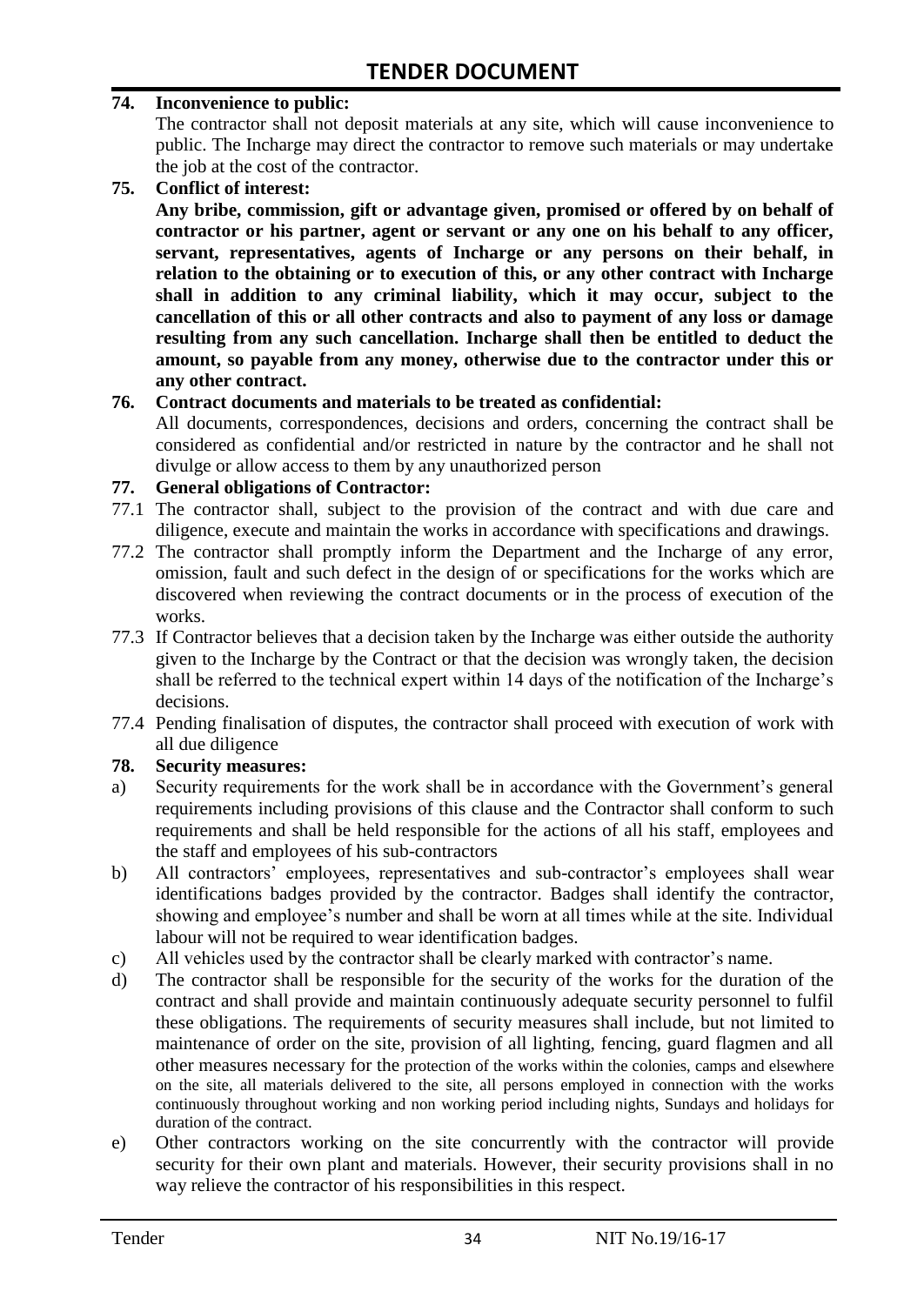**74. Inconvenience to public:**

The contractor shall not deposit materials at any site, which will cause inconvenience to public. The Incharge may direct the contractor to remove such materials or may undertake the job at the cost of the contractor.

**75. Conflict of interest:**

**Any bribe, commission, gift or advantage given, promised or offered by on behalf of contractor or his partner, agent or servant or any one on his behalf to any officer, servant, representatives, agents of Incharge or any persons on their behalf, in relation to the obtaining or to execution of this, or any other contract with Incharge shall in addition to any criminal liability, which it may occur, subject to the cancellation of this or all other contracts and also to payment of any loss or damage resulting from any such cancellation. Incharge shall then be entitled to deduct the amount, so payable from any money, otherwise due to the contractor under this or any other contract.**

**76. Contract documents and materials to be treated as confidential:**

All documents, correspondences, decisions and orders, concerning the contract shall be considered as confidential and/or restricted in nature by the contractor and he shall not divulge or allow access to them by any unauthorized person

**77. General obligations of Contractor:**

77.1 The contractor shall, subject to the provision of the contract and with due care and diligence, execute and maintain the works in accordance with specifications and drawings.

77.2 The contractor shall promptly inform the Department and the Incharge of any error, omission, fault and such defect in the design of or specifications for the works which are discovered when reviewing the contract documents or in the process of execution of the works.

77.3 If Contractor believes that a decision taken by the Incharge was either outside the authority given to the Incharge by the Contract or that the decision was wrongly taken, the decision shall be referred to the technical expert within 14 days of the notification of the Incharge's decisions.

77.4 Pending finalisation of disputes, the contractor shall proceed with execution of work with all due diligence

**78. Security measures:**

a) Security requirements for the work shall be in accordance with the Government's general requirements including provisions of this clause and the Contractor shall conform to such requirements and shall be held responsible for the actions of all his staff, employees and the staff and employees of his sub-contractors

b) All contractors' employees, representatives and sub-contractor's employees shall wear identifications badges provided by the contractor. Badges shall identify the contractor, showing and employee's number and shall be worn at all times while at the site. Individual labour will not be required to wear identification badges.

c) All vehicles used by the contractor shall be clearly marked with contractor's name.

d) The contractor shall be responsible for the security of the works for the duration of the contract and shall provide and maintain continuously adequate security personnel to fulfil these obligations. The requirements of security measures shall include, but not limited to maintenance of order on the site, provision of all lighting, fencing, guard flagmen and all other measures necessary for the protection of the works within the colonies, camps and elsewhere on the site, all materials delivered to the site, all persons employed in connection with the works continuously throughout working and non working period including nights, Sundays and holidays for duration of the contract.

e) Other contractors working on the site concurrently with the contractor will provide security for their own plant and materials. However, their security provisions shall in no way relieve the contractor of his responsibilities in this respect.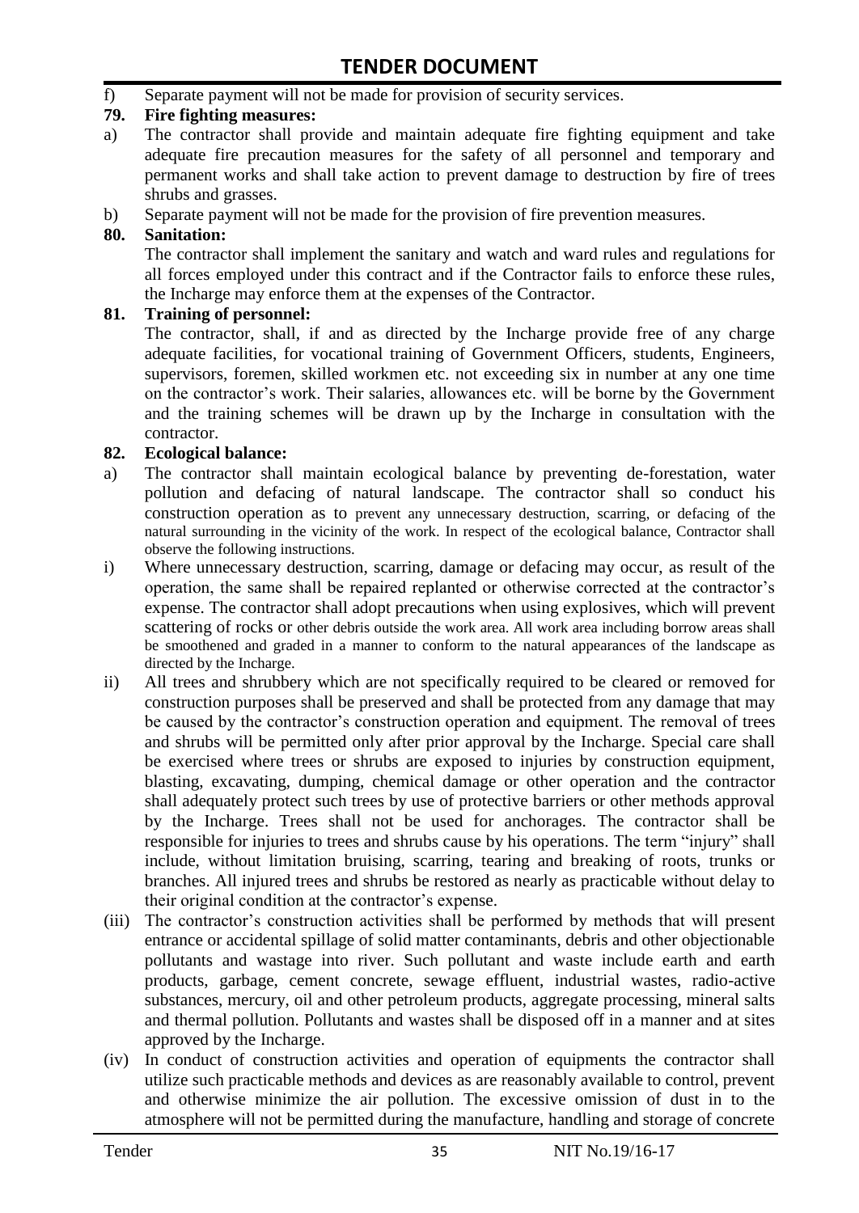f) Separate payment will not be made for provision of security services.

**79. Fire fighting measures:**

a) The contractor shall provide and maintain adequate fire fighting equipment and take adequate fire precaution measures for the safety of all personnel and temporary and permanent works and shall take action to prevent damage to destruction by fire of trees shrubs and grasses.

b) Separate payment will not be made for the provision of fire prevention measures.

**80. Sanitation:**

The contractor shall implement the sanitary and watch and ward rules and regulations for all forces employed under this contract and if the Contractor fails to enforce these rules, the Incharge may enforce them at the expenses of the Contractor.

**81. Training of personnel:**

The contractor, shall, if and as directed by the Incharge provide free of any charge adequate facilities, for vocational training of Government Officers, students, Engineers, supervisors, foremen, skilled workmen etc. not exceeding six in number at any one time on the contractor's work. Their salaries, allowances etc. will be borne by the Government and the training schemes will be drawn up by the Incharge in consultation with the contractor.

**82. Ecological balance:**

a) The contractor shall maintain ecological balance by preventing de-forestation, water pollution and defacing of natural landscape. The contractor shall so conduct his construction operation as to prevent any unnecessary destruction, scarring, or defacing of the natural surrounding in the vicinity of the work. In respect of the ecological balance, Contractor shall observe the following instructions.

i) Where unnecessary destruction, scarring, damage or defacing may occur, as result of the operation, the same shall be repaired replanted or otherwise corrected at the contractor's expense. The contractor shall adopt precautions when using explosives, which will prevent scattering of rocks or other debris outside the work area. All work area including borrow areas shall be smoothened and graded in a manner to conform to the natural appearances of the landscape as directed by the Incharge.

ii) All trees and shrubbery which are not specifically required to be cleared or removed for construction purposes shall be preserved and shall be protected from any damage that may be caused by the contractor's construction operation and equipment. The removal of trees and shrubs will be permitted only after prior approval by the Incharge. Special care shall be exercised where trees or shrubs are exposed to injuries by construction equipment, blasting, excavating, dumping, chemical damage or other operation and the contractor shall adequately protect such trees by use of protective barriers or other methods approval by the Incharge. Trees shall not be used for anchorages. The contractor shall be responsible for injuries to trees and shrubs cause by his operations. The term "injury" shall include, without limitation bruising, scarring, tearing and breaking of roots, trunks or branches. All injured trees and shrubs be restored as nearly as practicable without delay to their original condition at the contractor's expense.

(iii) The contractor's construction activities shall be performed by methods that will present entrance or accidental spillage of solid matter contaminants, debris and other objectionable pollutants and wastage into river. Such pollutant and waste include earth and earth products, garbage, cement concrete, sewage effluent, industrial wastes, radio-active substances, mercury, oil and other petroleum products, aggregate processing, mineral salts and thermal pollution. Pollutants and wastes shall be disposed off in a manner and at sites approved by the Incharge.

(iv) In conduct of construction activities and operation of equipments the contractor shall utilize such practicable methods and devices as are reasonably available to control, prevent and otherwise minimize the air pollution. The excessive omission of dust in to the atmosphere will not be permitted during the manufacture, handling and storage of concrete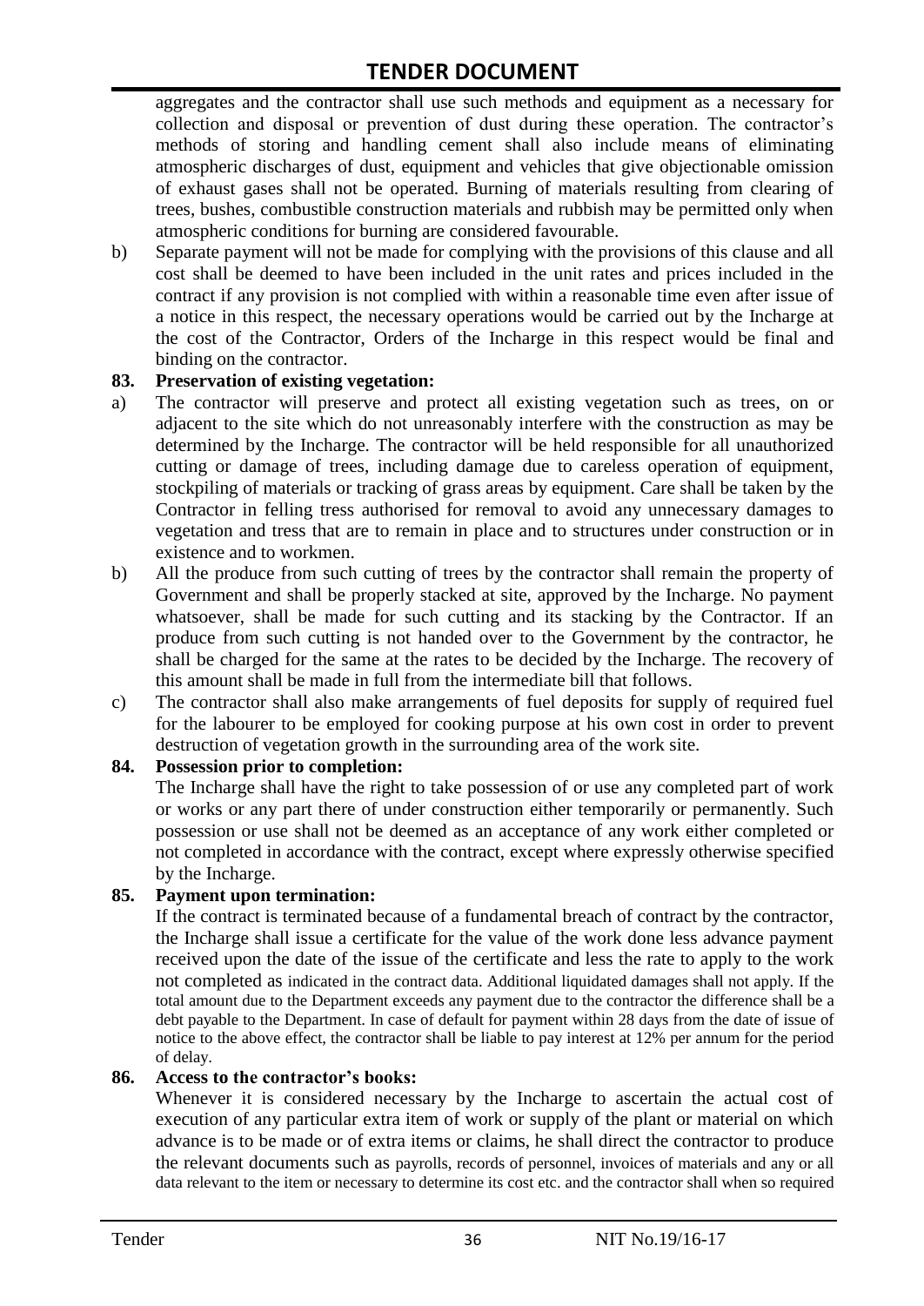aggregates and the contractor shall use such methods and equipment as a necessary for collection and disposal or prevention of dust during these operation. The contractor's methods of storing and handling cement shall also include means of eliminating atmospheric discharges of dust, equipment and vehicles that give objectionable omission of exhaust gases shall not be operated. Burning of materials resulting from clearing of trees, bushes, combustible construction materials and rubbish may be permitted only when atmospheric conditions for burning are considered favourable.

b) Separate payment will not be made for complying with the provisions of this clause and all cost shall be deemed to have been included in the unit rates and prices included in the contract if any provision is not complied with within a reasonable time even after issue of a notice in this respect, the necessary operations would be carried out by the Incharge at the cost of the Contractor, Orders of the Incharge in this respect would be final and binding on the contractor.

**83. Preservation of existing vegetation:**

a) The contractor will preserve and protect all existing vegetation such as trees, on or adjacent to the site which do not unreasonably interfere with the construction as may be determined by the Incharge. The contractor will be held responsible for all unauthorized cutting or damage of trees, including damage due to careless operation of equipment, stockpiling of materials or tracking of grass areas by equipment. Care shall be taken by the Contractor in felling tress authorised for removal to avoid any unnecessary damages to vegetation and tress that are to remain in place and to structures under construction or in existence and to workmen.

b) All the produce from such cutting of trees by the contractor shall remain the property of Government and shall be properly stacked at site, approved by the Incharge. No payment whatsoever, shall be made for such cutting and its stacking by the Contractor. If an produce from such cutting is not handed over to the Government by the contractor, he shall be charged for the same at the rates to be decided by the Incharge. The recovery of this amount shall be made in full from the intermediate bill that follows.

c) The contractor shall also make arrangements of fuel deposits for supply of required fuel for the labourer to be employed for cooking purpose at his own cost in order to prevent destruction of vegetation growth in the surrounding area of the work site.

**84. Possession prior to completion:**

The Incharge shall have the right to take possession of or use any completed part of work or works or any part there of under construction either temporarily or permanently. Such possession or use shall not be deemed as an acceptance of any work either completed or not completed in accordance with the contract, except where expressly otherwise specified by the Incharge.

**85. Payment upon termination:**

If the contract is terminated because of a fundamental breach of contract by the contractor, the Incharge shall issue a certificate for the value of the work done less advance payment received upon the date of the issue of the certificate and less the rate to apply to the work not completed as indicated in the contract data. Additional liquidated damages shall not apply. If the total amount due to the Department exceeds any payment due to the contractor the difference shall be a debt payable to the Department. In case of default for payment within 28 days from the date of issue of notice to the above effect, the contractor shall be liable to pay interest at 12% per annum for the period of delay.

**86. Access to the contractor's books:**

Whenever it is considered necessary by the Incharge to ascertain the actual cost of execution of any particular extra item of work or supply of the plant or material on which advance is to be made or of extra items or claims, he shall direct the contractor to produce the relevant documents such as payrolls, records of personnel, invoices of materials and any or all data relevant to the item or necessary to determine its cost etc. and the contractor shall when so required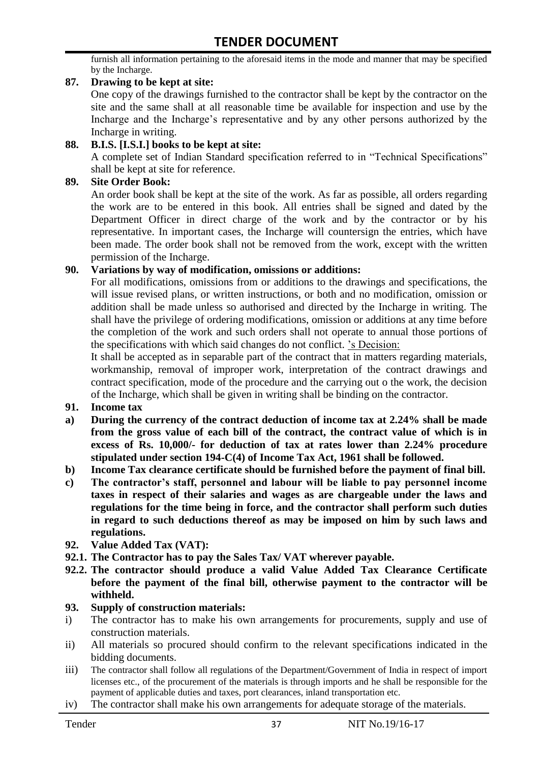furnish all information pertaining to the aforesaid items in the mode and manner that may be specified by the Incharge.

**87. Drawing to be kept at site:**

One copy of the drawings furnished to the contractor shall be kept by the contractor on the site and the same shall at all reasonable time be available for inspection and use by the Incharge and the Incharge's representative and by any other persons authorized by the Incharge in writing.

**88. B.I.S. [I.S.I.] books to be kept at site:**

A complete set of Indian Standard specification referred to in "Technical Specifications" shall be kept at site for reference.

**89. Site Order Book:**

An order book shall be kept at the site of the work. As far as possible, all orders regarding the work are to be entered in this book. All entries shall be signed and dated by the Department Officer in direct charge of the work and by the contractor or by his representative. In important cases, the Incharge will countersign the entries, which have been made. The order book shall not be removed from the work, except with the written permission of the Incharge.

**90. Variations by way of modification, omissions or additions:**

For all modifications, omissions from or additions to the drawings and specifications, the will issue revised plans, or written instructions, or both and no modification, omission or addition shall be made unless so authorised and directed by the Incharge in writing. The shall have the privilege of ordering modifications, omission or additions at any time before the completion of the work and such orders shall not operate to annual those portions of the specifications with which said changes do not conflict. 's Decision:

It shall be accepted as in separable part of the contract that in matters regarding materials, workmanship, removal of improper work, interpretation of the contract drawings and contract specification, mode of the procedure and the carrying out o the work, the decision of the Incharge, which shall be given in writing shall be binding on the contractor.

**91. Income tax**

**a) During the currency of the contract deduction of income tax at 2.24% shall be made from the gross value of each bill of the contract, the contract value of which is in excess of Rs. 10,000/- for deduction of tax at rates lower than 2.24% procedure stipulated under section 194-C(4) of Income Tax Act, 1961 shall be followed.**

**b) Income Tax clearance certificate should be furnished before the payment of final bill.**

**c) The contractor's staff, personnel and labour will be liable to pay personnel income taxes in respect of their salaries and wages as are chargeable under the laws and regulations for the time being in force, and the contractor shall perform such duties in regard to such deductions thereof as may be imposed on him by such laws and regulations.**

**92. Value Added Tax (VAT):**

**92.1. The Contractor has to pay the Sales Tax/ VAT wherever payable.**

**92.2. The contractor should produce a valid Value Added Tax Clearance Certificate before the payment of the final bill, otherwise payment to the contractor will be withheld.**

**93. Supply of construction materials:**

i) The contractor has to make his own arrangements for procurements, supply and use of construction materials.

ii) All materials so procured should confirm to the relevant specifications indicated in the bidding documents.

iii) The contractor shall follow all regulations of the Department/Government of India in respect of import licenses etc., of the procurement of the materials is through imports and he shall be responsible for the payment of applicable duties and taxes, port clearances, inland transportation etc.

iv) The contractor shall make his own arrangements for adequate storage of the materials.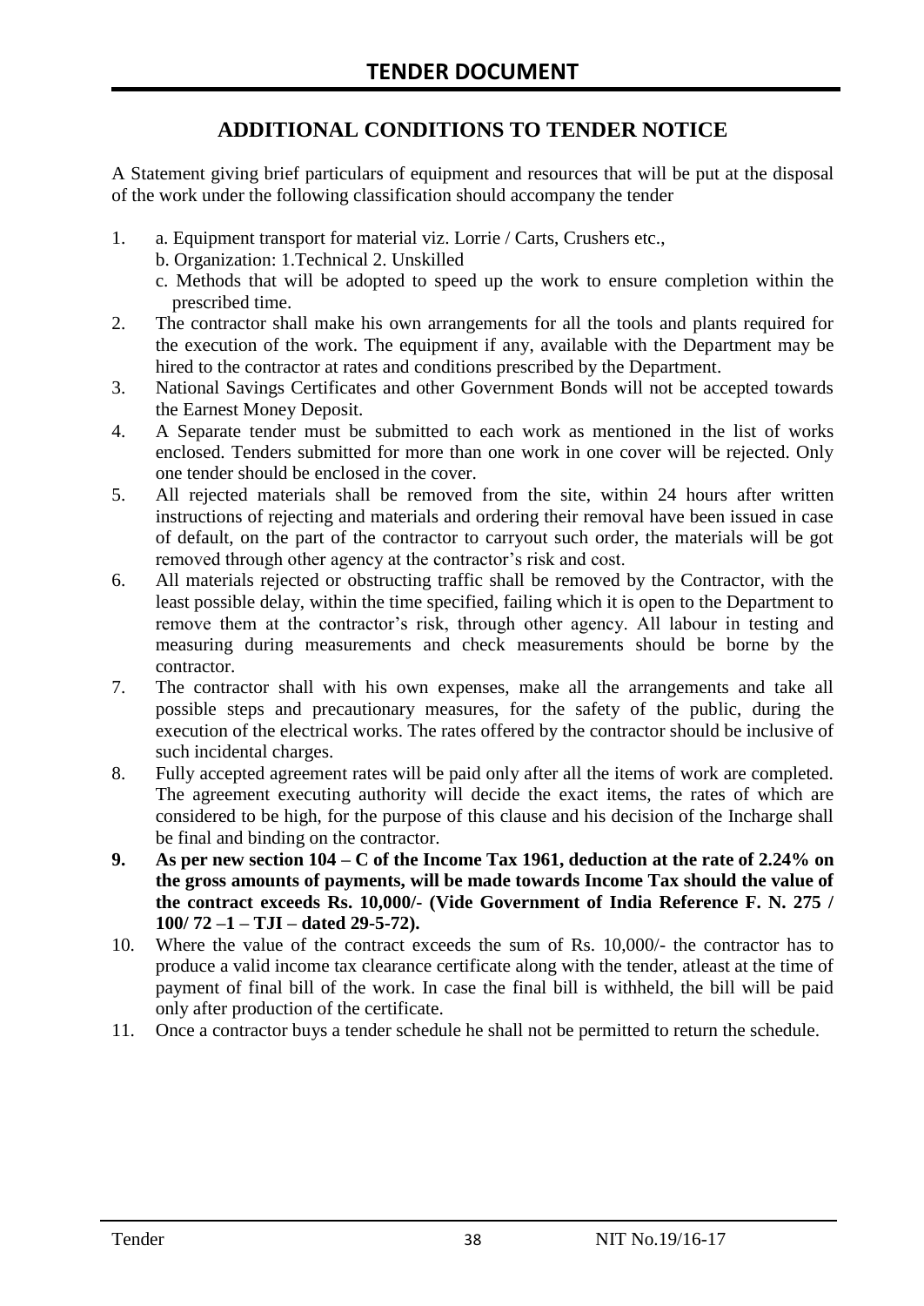# TENDER DOCUMENT

## ADDITIONAL CONDITIONS TO TENDER NOTICE

A Statement giving brief particulars of equipment and resources that will be put at the disposal of the work under the following classification should accompany the tender

1. a. Equipment transport for material viz. Lorrie / Carts, Crushers etc.,
   b. Organization: 1.Technical 2. Unskilled
   c. Methods that will be adopted to speed up the work to ensure completion within the prescribed time.
2. The contractor shall make his own arrangements for all the tools and plants required for the execution of the work. The equipment if any, available with the Department may be hired to the contractor at rates and conditions prescribed by the Department.
3. National Savings Certificates and other Government Bonds will not be accepted towards the Earnest Money Deposit.
4. A Separate tender must be submitted to each work as mentioned in the list of works enclosed. Tenders submitted for more than one work in one cover will be rejected. Only one tender should be enclosed in the cover.
5. All rejected materials shall be removed from the site, within 24 hours after written instructions of rejecting and materials and ordering their removal have been issued in case of default, on the part of the contractor to carryout such order, the materials will be got removed through other agency at the contractor's risk and cost.
6. All materials rejected or obstructing traffic shall be removed by the Contractor, with the least possible delay, within the time specified, failing which it is open to the Department to remove them at the contractor's risk, through other agency. All labour in testing and measuring during measurements and check measurements should be borne by the contractor.
7. The contractor shall with his own expenses, make all the arrangements and take all possible steps and precautionary measures, for the safety of the public, during the execution of the electrical works. The rates offered by the contractor should be inclusive of such incidental charges.
8. Fully accepted agreement rates will be paid only after all the items of work are completed. The agreement executing authority will decide the exact items, the rates of which are considered to be high, for the purpose of this clause and his decision of the Incharge shall be final and binding on the contractor.
9. **As per new section 104 – C of the Income Tax 1961, deduction at the rate of 2.24% on the gross amounts of payments, will be made towards Income Tax should the value of the contract exceeds Rs. 10,000/- (Vide Government of India Reference F. N. 275 / 100/ 72 –1 – TJI – dated 29-5-72).**
10. Where the value of the contract exceeds the sum of Rs. 10,000/- the contractor has to produce a valid income tax clearance certificate along with the tender, atleast at the time of payment of final bill of the work. In case the final bill is withheld, the bill will be paid only after production of the certificate.
11. Once a contractor buys a tender schedule he shall not be permitted to return the schedule.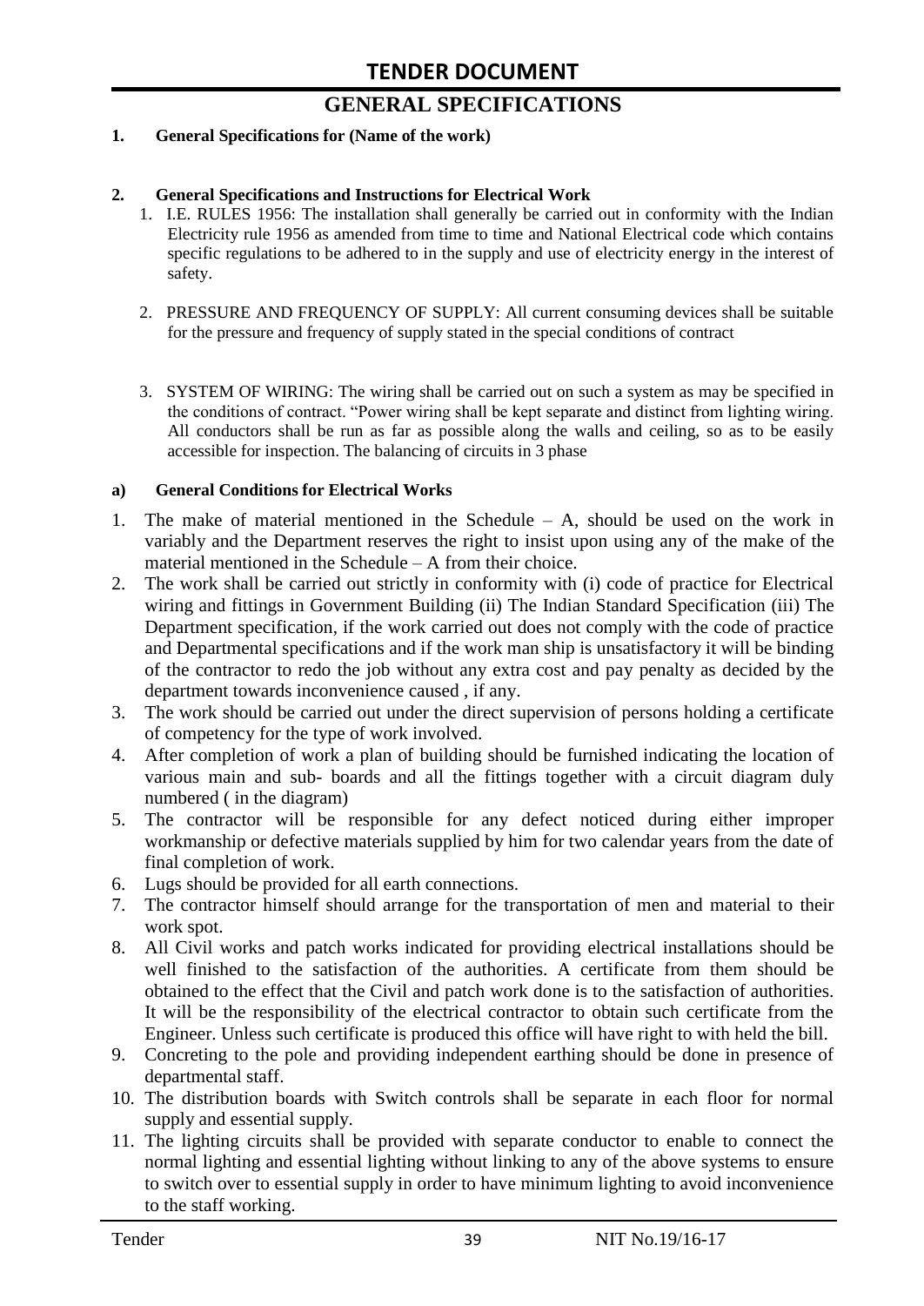# TENDER DOCUMENT

## GENERAL SPECIFICATIONS

**1. General Specifications for (Name of the work)**

**2. General Specifications and Instructions for Electrical Work**

1. I.E. RULES 1956: The installation shall generally be carried out in conformity with the Indian Electricity rule 1956 as amended from time to time and National Electrical code which contains specific regulations to be adhered to in the supply and use of electricity energy in the interest of safety.

2. PRESSURE AND FREQUENCY OF SUPPLY: All current consuming devices shall be suitable for the pressure and frequency of supply stated in the special conditions of contract

3. SYSTEM OF WIRING: The wiring shall be carried out on such a system as may be specified in the conditions of contract. "Power wiring shall be kept separate and distinct from lighting wiring. All conductors shall be run as far as possible along the walls and ceiling, so as to be easily accessible for inspection. The balancing of circuits in 3 phase

**a) General Conditions for Electrical Works**

1. The make of material mentioned in the Schedule – A, should be used on the work in variably and the Department reserves the right to insist upon using any of the make of the material mentioned in the Schedule – A from their choice.
2. The work shall be carried out strictly in conformity with (i) code of practice for Electrical wiring and fittings in Government Building (ii) The Indian Standard Specification (iii) The Department specification, if the work carried out does not comply with the code of practice and Departmental specifications and if the work man ship is unsatisfactory it will be binding of the contractor to redo the job without any extra cost and pay penalty as decided by the department towards inconvenience caused , if any.
3. The work should be carried out under the direct supervision of persons holding a certificate of competency for the type of work involved.
4. After completion of work a plan of building should be furnished indicating the location of various main and sub- boards and all the fittings together with a circuit diagram duly numbered ( in the diagram)
5. The contractor will be responsible for any defect noticed during either improper workmanship or defective materials supplied by him for two calendar years from the date of final completion of work.
6. Lugs should be provided for all earth connections.
7. The contractor himself should arrange for the transportation of men and material to their work spot.
8. All Civil works and patch works indicated for providing electrical installations should be well finished to the satisfaction of the authorities. A certificate from them should be obtained to the effect that the Civil and patch work done is to the satisfaction of authorities. It will be the responsibility of the electrical contractor to obtain such certificate from the Engineer. Unless such certificate is produced this office will have right to with held the bill.
9. Concreting to the pole and providing independent earthing should be done in presence of departmental staff.
10. The distribution boards with Switch controls shall be separate in each floor for normal supply and essential supply.
11. The lighting circuits shall be provided with separate conductor to enable to connect the normal lighting and essential lighting without linking to any of the above systems to ensure to switch over to essential supply in order to have minimum lighting to avoid inconvenience to the staff working.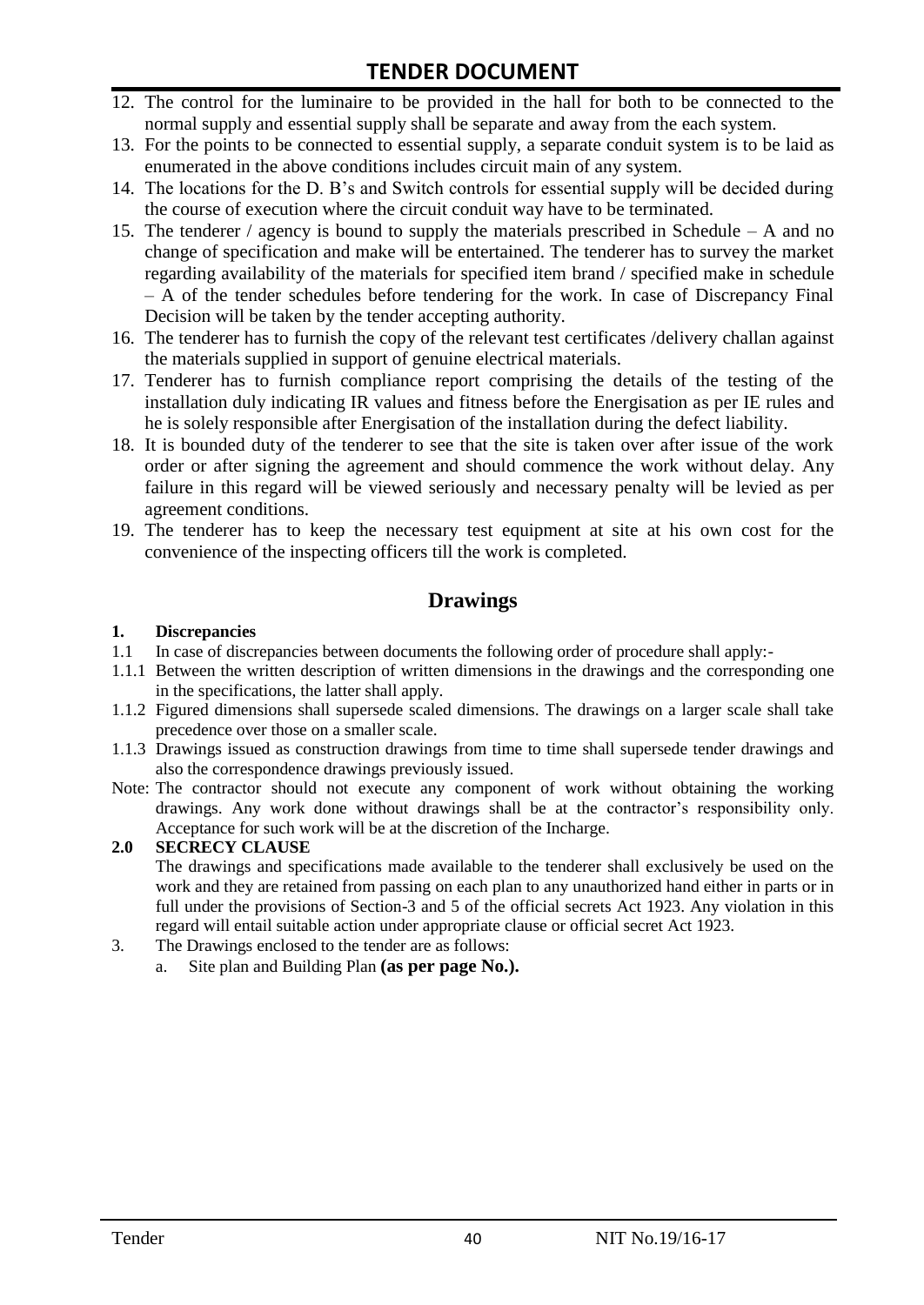12. The control for the luminaire to be provided in the hall for both to be connected to the normal supply and essential supply shall be separate and away from the each system.
13. For the points to be connected to essential supply, a separate conduit system is to be laid as enumerated in the above conditions includes circuit main of any system.
14. The locations for the D. B's and Switch controls for essential supply will be decided during the course of execution where the circuit conduit way have to be terminated.
15. The tenderer / agency is bound to supply the materials prescribed in Schedule – A and no change of specification and make will be entertained. The tenderer has to survey the market regarding availability of the materials for specified item brand / specified make in schedule – A of the tender schedules before tendering for the work. In case of Discrepancy Final Decision will be taken by the tender accepting authority.
16. The tenderer has to furnish the copy of the relevant test certificates /delivery challan against the materials supplied in support of genuine electrical materials.
17. Tenderer has to furnish compliance report comprising the details of the testing of the installation duly indicating IR values and fitness before the Energisation as per IE rules and he is solely responsible after Energisation of the installation during the defect liability.
18. It is bounded duty of the tenderer to see that the site is taken over after issue of the work order or after signing the agreement and should commence the work without delay. Any failure in this regard will be viewed seriously and necessary penalty will be levied as per agreement conditions.
19. The tenderer has to keep the necessary test equipment at site at his own cost for the convenience of the inspecting officers till the work is completed.

## Drawings

**1. Discrepancies**

1.1 In case of discrepancies between documents the following order of procedure shall apply:-

1.1.1 Between the written description of written dimensions in the drawings and the corresponding one in the specifications, the latter shall apply.

1.1.2 Figured dimensions shall supersede scaled dimensions. The drawings on a larger scale shall take precedence over those on a smaller scale.

1.1.3 Drawings issued as construction drawings from time to time shall supersede tender drawings and also the correspondence drawings previously issued.

Note: The contractor should not execute any component of work without obtaining the working drawings. Any work done without drawings shall be at the contractor's responsibility only. Acceptance for such work will be at the discretion of the Incharge.

**2.0 SECRECY CLAUSE**

The drawings and specifications made available to the tenderer shall exclusively be used on the work and they are retained from passing on each plan to any unauthorized hand either in parts or in full under the provisions of Section-3 and 5 of the official secrets Act 1923. Any violation in this regard will entail suitable action under appropriate clause or official secret Act 1923.

3. The Drawings enclosed to the tender are as follows:
   a. Site plan and Building Plan **(as per page No.).**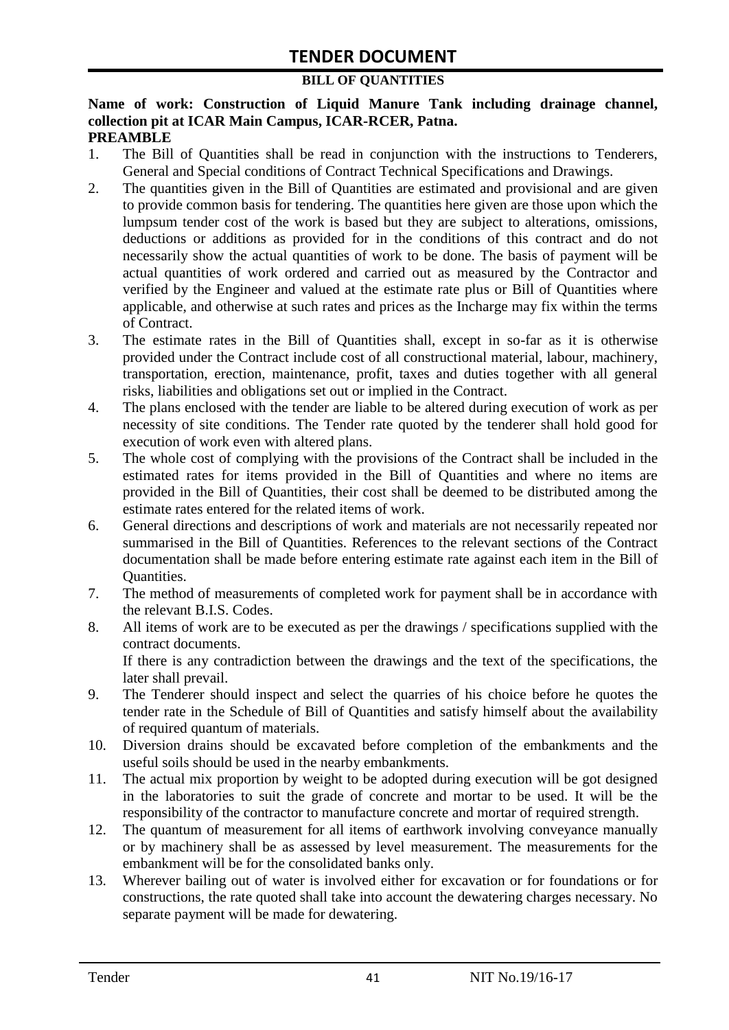# TENDER DOCUMENT

**BILL OF QUANTITIES**

**Name of work: Construction of Liquid Manure Tank including drainage channel, collection pit at ICAR Main Campus, ICAR-RCER, Patna.**

**PREAMBLE**

1. The Bill of Quantities shall be read in conjunction with the instructions to Tenderers, General and Special conditions of Contract Technical Specifications and Drawings.
2. The quantities given in the Bill of Quantities are estimated and provisional and are given to provide common basis for tendering. The quantities here given are those upon which the lumpsum tender cost of the work is based but they are subject to alterations, omissions, deductions or additions as provided for in the conditions of this contract and do not necessarily show the actual quantities of work to be done. The basis of payment will be actual quantities of work ordered and carried out as measured by the Contractor and verified by the Engineer and valued at the estimate rate plus or Bill of Quantities where applicable, and otherwise at such rates and prices as the Incharge may fix within the terms of Contract.
3. The estimate rates in the Bill of Quantities shall, except in so-far as it is otherwise provided under the Contract include cost of all constructional material, labour, machinery, transportation, erection, maintenance, profit, taxes and duties together with all general risks, liabilities and obligations set out or implied in the Contract.
4. The plans enclosed with the tender are liable to be altered during execution of work as per necessity of site conditions. The Tender rate quoted by the tenderer shall hold good for execution of work even with altered plans.
5. The whole cost of complying with the provisions of the Contract shall be included in the estimated rates for items provided in the Bill of Quantities and where no items are provided in the Bill of Quantities, their cost shall be deemed to be distributed among the estimate rates entered for the related items of work.
6. General directions and descriptions of work and materials are not necessarily repeated nor summarised in the Bill of Quantities. References to the relevant sections of the Contract documentation shall be made before entering estimate rate against each item in the Bill of Quantities.
7. The method of measurements of completed work for payment shall be in accordance with the relevant B.I.S. Codes.
8. All items of work are to be executed as per the drawings / specifications supplied with the contract documents.
   If there is any contradiction between the drawings and the text of the specifications, the later shall prevail.
9. The Tenderer should inspect and select the quarries of his choice before he quotes the tender rate in the Schedule of Bill of Quantities and satisfy himself about the availability of required quantum of materials.
10. Diversion drains should be excavated before completion of the embankments and the useful soils should be used in the nearby embankments.
11. The actual mix proportion by weight to be adopted during execution will be got designed in the laboratories to suit the grade of concrete and mortar to be used. It will be the responsibility of the contractor to manufacture concrete and mortar of required strength.
12. The quantum of measurement for all items of earthwork involving conveyance manually or by machinery shall be as assessed by level measurement. The measurements for the embankment will be for the consolidated banks only.
13. Wherever bailing out of water is involved either for excavation or for foundations or for constructions, the rate quoted shall take into account the dewatering charges necessary. No separate payment will be made for dewatering.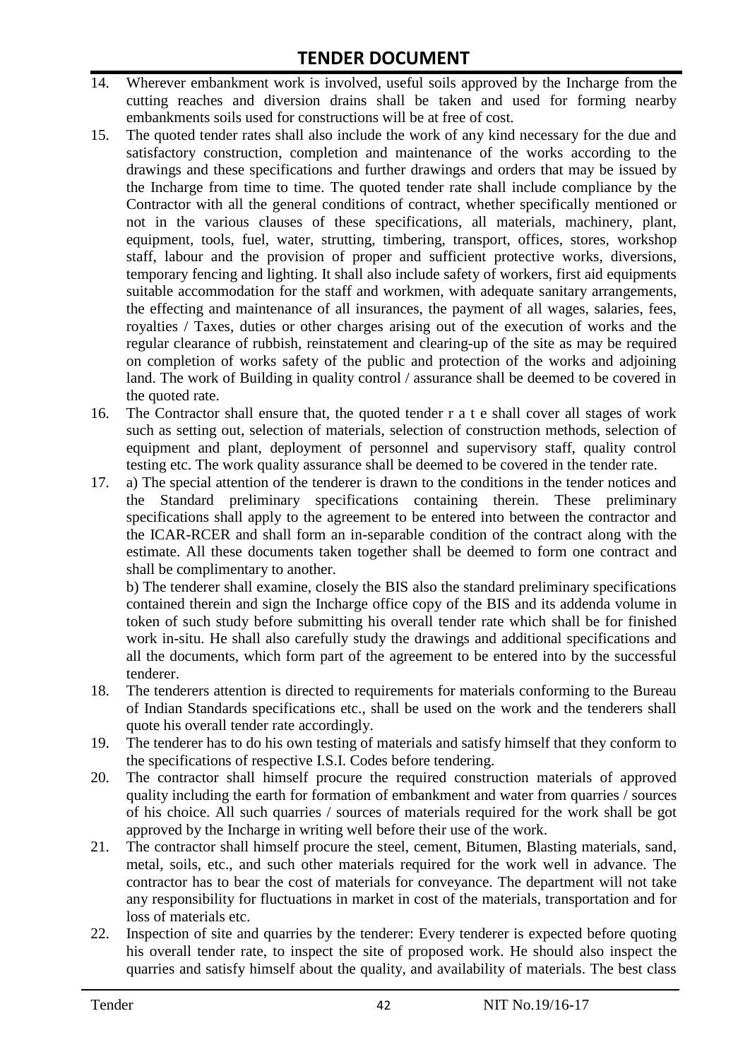14. Wherever embankment work is involved, useful soils approved by the Incharge from the cutting reaches and diversion drains shall be taken and used for forming nearby embankments soils used for constructions will be at free of cost.
15. The quoted tender rates shall also include the work of any kind necessary for the due and satisfactory construction, completion and maintenance of the works according to the drawings and these specifications and further drawings and orders that may be issued by the Incharge from time to time. The quoted tender rate shall include compliance by the Contractor with all the general conditions of contract, whether specifically mentioned or not in the various clauses of these specifications, all materials, machinery, plant, equipment, tools, fuel, water, strutting, timbering, transport, offices, stores, workshop staff, labour and the provision of proper and sufficient protective works, diversions, temporary fencing and lighting. It shall also include safety of workers, first aid equipments suitable accommodation for the staff and workmen, with adequate sanitary arrangements, the effecting and maintenance of all insurances, the payment of all wages, salaries, fees, royalties / Taxes, duties or other charges arising out of the execution of works and the regular clearance of rubbish, reinstatement and clearing-up of the site as may be required on completion of works safety of the public and protection of the works and adjoining land. The work of Building in quality control / assurance shall be deemed to be covered in the quoted rate.
16. The Contractor shall ensure that, the quoted tender r a t e shall cover all stages of work such as setting out, selection of materials, selection of construction methods, selection of equipment and plant, deployment of personnel and supervisory staff, quality control testing etc. The work quality assurance shall be deemed to be covered in the tender rate.
17. a) The special attention of the tenderer is drawn to the conditions in the tender notices and the Standard preliminary specifications containing therein. These preliminary specifications shall apply to the agreement to be entered into between the contractor and the ICAR-RCER and shall form an in-separable condition of the contract along with the estimate. All these documents taken together shall be deemed to form one contract and shall be complimentary to another.

    b) The tenderer shall examine, closely the BIS also the standard preliminary specifications contained therein and sign the Incharge office copy of the BIS and its addenda volume in token of such study before submitting his overall tender rate which shall be for finished work in-situ. He shall also carefully study the drawings and additional specifications and all the documents, which form part of the agreement to be entered into by the successful tenderer.
18. The tenderers attention is directed to requirements for materials conforming to the Bureau of Indian Standards specifications etc., shall be used on the work and the tenderers shall quote his overall tender rate accordingly.
19. The tenderer has to do his own testing of materials and satisfy himself that they conform to the specifications of respective I.S.I. Codes before tendering.
20. The contractor shall himself procure the required construction materials of approved quality including the earth for formation of embankment and water from quarries / sources of his choice. All such quarries / sources of materials required for the work shall be got approved by the Incharge in writing well before their use of the work.
21. The contractor shall himself procure the steel, cement, Bitumen, Blasting materials, sand, metal, soils, etc., and such other materials required for the work well in advance. The contractor has to bear the cost of materials for conveyance. The department will not take any responsibility for fluctuations in market in cost of the materials, transportation and for loss of materials etc.
22. Inspection of site and quarries by the tenderer: Every tenderer is expected before quoting his overall tender rate, to inspect the site of proposed work. He should also inspect the quarries and satisfy himself about the quality, and availability of materials. The best class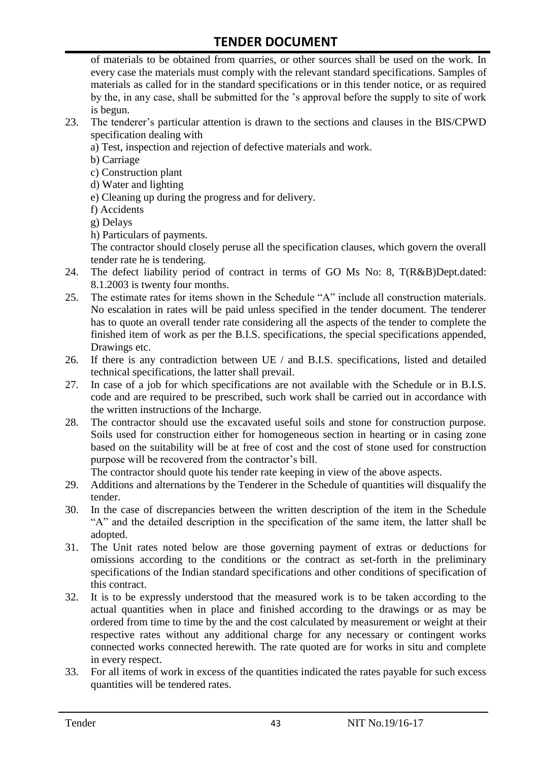of materials to be obtained from quarries, or other sources shall be used on the work. In every case the materials must comply with the relevant standard specifications. Samples of materials as called for in the standard specifications or in this tender notice, or as required by the, in any case, shall be submitted for the 's approval before the supply to site of work is begun.

23. The tenderer's particular attention is drawn to the sections and clauses in the BIS/CPWD specification dealing with
    a) Test, inspection and rejection of defective materials and work.
    b) Carriage
    c) Construction plant
    d) Water and lighting
    e) Cleaning up during the progress and for delivery.
    f) Accidents
    g) Delays
    h) Particulars of payments.

    The contractor should closely peruse all the specification clauses, which govern the overall tender rate he is tendering.
24. The defect liability period of contract in terms of GO Ms No: 8, T(R&B)Dept.dated: 8.1.2003 is twenty four months.
25. The estimate rates for items shown in the Schedule "A" include all construction materials. No escalation in rates will be paid unless specified in the tender document. The tenderer has to quote an overall tender rate considering all the aspects of the tender to complete the finished item of work as per the B.I.S. specifications, the special specifications appended, Drawings etc.
26. If there is any contradiction between UE / and B.I.S. specifications, listed and detailed technical specifications, the latter shall prevail.
27. In case of a job for which specifications are not available with the Schedule or in B.I.S. code and are required to be prescribed, such work shall be carried out in accordance with the written instructions of the Incharge.
28. The contractor should use the excavated useful soils and stone for construction purpose. Soils used for construction either for homogeneous section in hearting or in casing zone based on the suitability will be at free of cost and the cost of stone used for construction purpose will be recovered from the contractor's bill.

    The contractor should quote his tender rate keeping in view of the above aspects.
29. Additions and alternations by the Tenderer in the Schedule of quantities will disqualify the tender.
30. In the case of discrepancies between the written description of the item in the Schedule "A" and the detailed description in the specification of the same item, the latter shall be adopted.
31. The Unit rates noted below are those governing payment of extras or deductions for omissions according to the conditions or the contract as set-forth in the preliminary specifications of the Indian standard specifications and other conditions of specification of this contract.
32. It is to be expressly understood that the measured work is to be taken according to the actual quantities when in place and finished according to the drawings or as may be ordered from time to time by the and the cost calculated by measurement or weight at their respective rates without any additional charge for any necessary or contingent works connected works connected herewith. The rate quoted are for works in situ and complete in every respect.
33. For all items of work in excess of the quantities indicated the rates payable for such excess quantities will be tendered rates.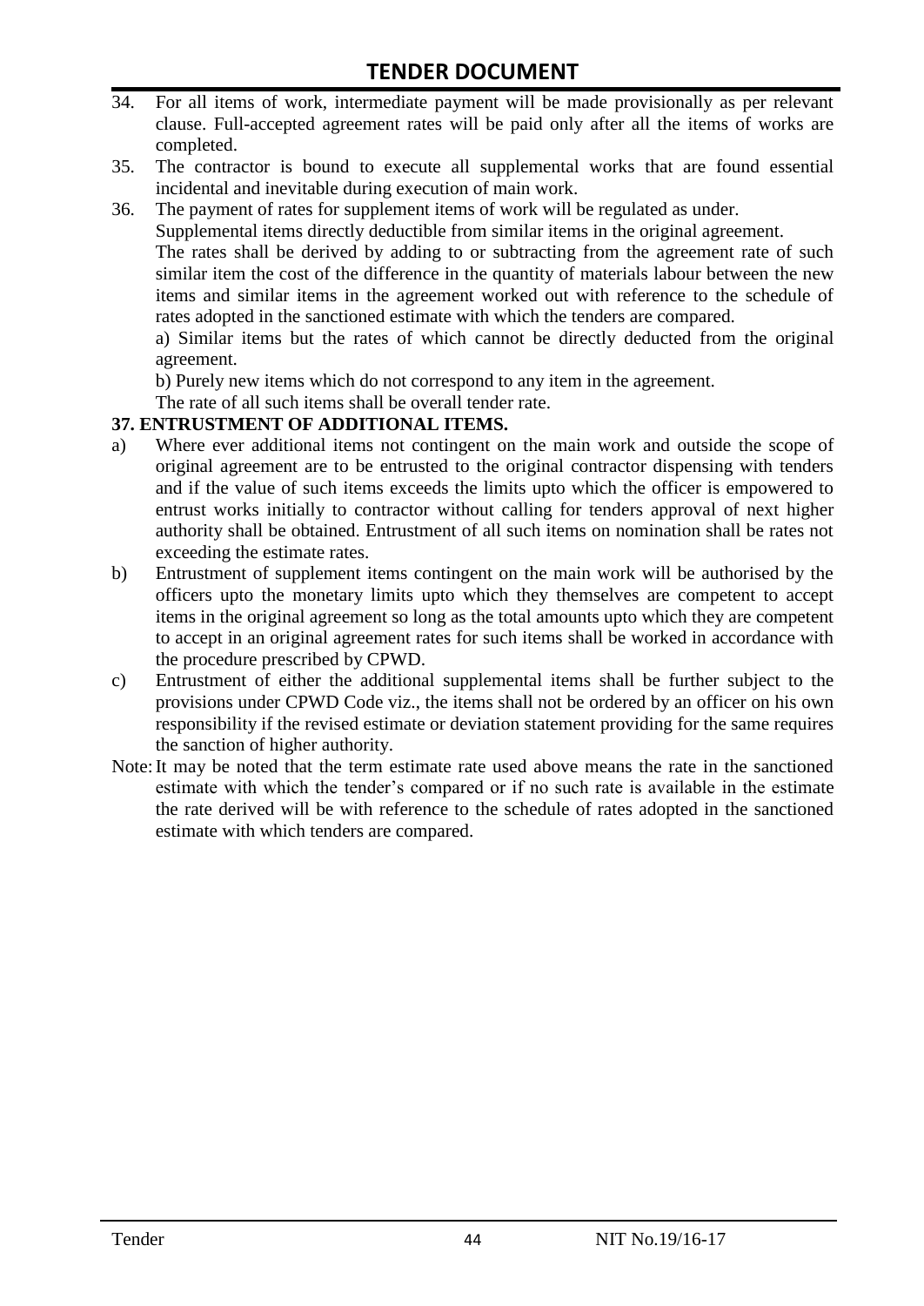34. For all items of work, intermediate payment will be made provisionally as per relevant clause. Full-accepted agreement rates will be paid only after all the items of works are completed.
35. The contractor is bound to execute all supplemental works that are found essential incidental and inevitable during execution of main work.
36. The payment of rates for supplement items of work will be regulated as under.
    Supplemental items directly deductible from similar items in the original agreement.
    The rates shall be derived by adding to or subtracting from the agreement rate of such similar item the cost of the difference in the quantity of materials labour between the new items and similar items in the agreement worked out with reference to the schedule of rates adopted in the sanctioned estimate with which the tenders are compared.
    a) Similar items but the rates of which cannot be directly deducted from the original agreement.
    b) Purely new items which do not correspond to any item in the agreement.
    The rate of all such items shall be overall tender rate.

**37. ENTRUSTMENT OF ADDITIONAL ITEMS.**

a) Where ever additional items not contingent on the main work and outside the scope of original agreement are to be entrusted to the original contractor dispensing with tenders and if the value of such items exceeds the limits upto which the officer is empowered to entrust works initially to contractor without calling for tenders approval of next higher authority shall be obtained. Entrustment of all such items on nomination shall be rates not exceeding the estimate rates.
b) Entrustment of supplement items contingent on the main work will be authorised by the officers upto the monetary limits upto which they themselves are competent to accept items in the original agreement so long as the total amounts upto which they are competent to accept in an original agreement rates for such items shall be worked in accordance with the procedure prescribed by CPWD.
c) Entrustment of either the additional supplemental items shall be further subject to the provisions under CPWD Code viz., the items shall not be ordered by an officer on his own responsibility if the revised estimate or deviation statement providing for the same requires the sanction of higher authority.

Note: It may be noted that the term estimate rate used above means the rate in the sanctioned estimate with which the tender's compared or if no such rate is available in the estimate the rate derived will be with reference to the schedule of rates adopted in the sanctioned estimate with which tenders are compared.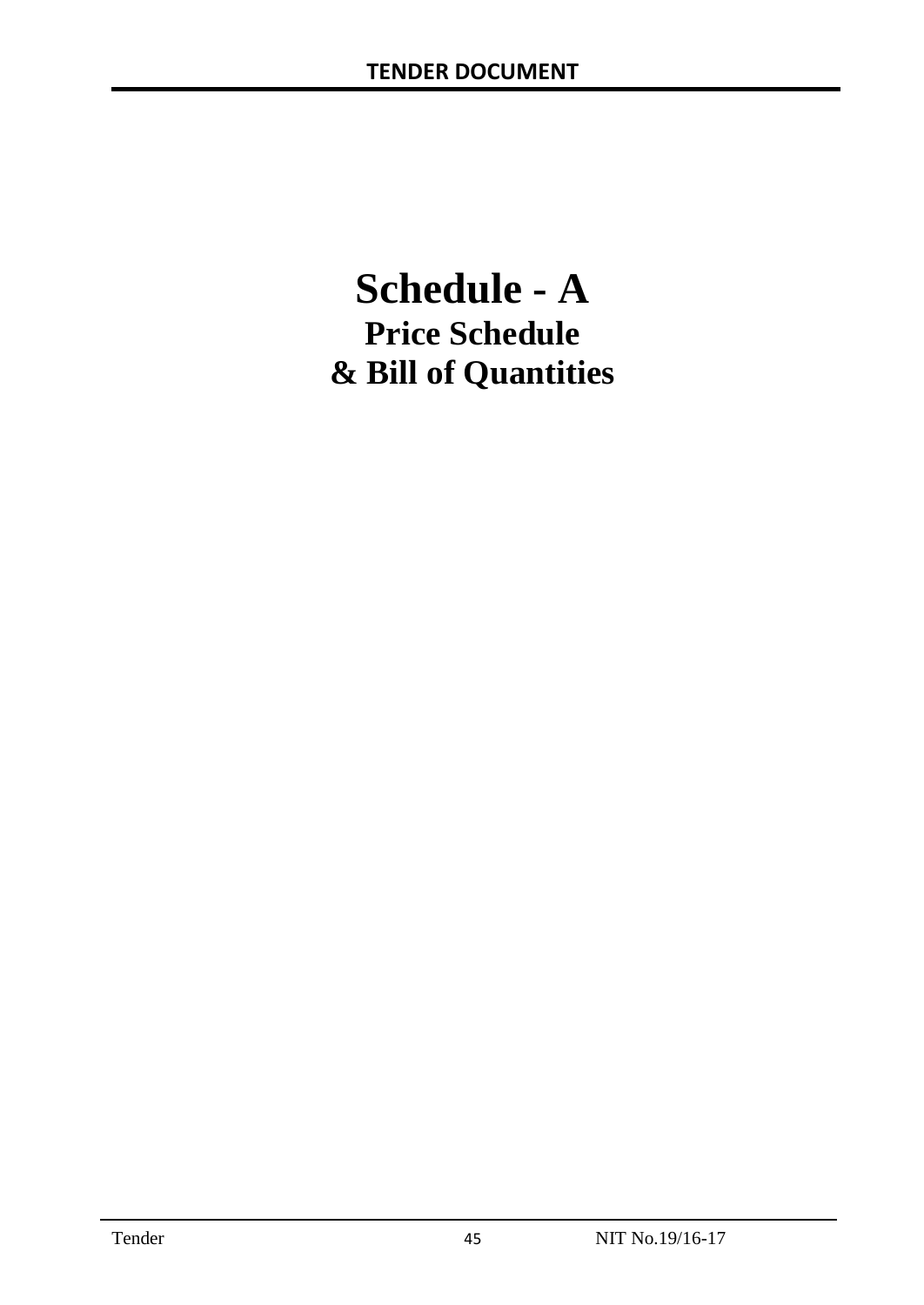# Schedule - A

## Price Schedule

## & Bill of Quantities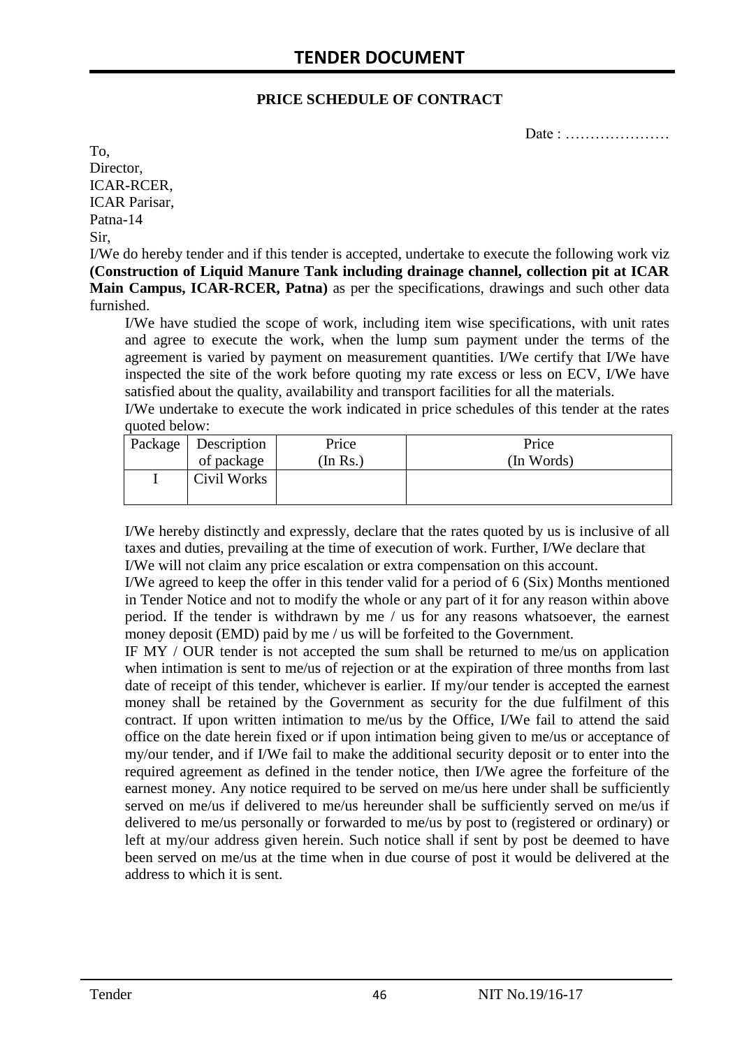## PRICE SCHEDULE OF CONTRACT

Date : …………………

To,
Director,
ICAR-RCER,
ICAR Parisar,
Patna-14
Sir,

I/We do hereby tender and if this tender is accepted, undertake to execute the following work viz **(Construction of Liquid Manure Tank including drainage channel, collection pit at ICAR Main Campus, ICAR-RCER, Patna)** as per the specifications, drawings and such other data furnished.

I/We have studied the scope of work, including item wise specifications, with unit rates and agree to execute the work, when the lump sum payment under the terms of the agreement is varied by payment on measurement quantities. I/We certify that I/We have inspected the site of the work before quoting my rate excess or less on ECV, I/We have satisfied about the quality, availability and transport facilities for all the materials.

I/We undertake to execute the work indicated in price schedules of this tender at the rates quoted below:

| Package | Description of package | Price (In Rs.) | Price (In Words) |
|---|---|---|---|
| I | Civil Works | | |

I/We hereby distinctly and expressly, declare that the rates quoted by us is inclusive of all taxes and duties, prevailing at the time of execution of work. Further, I/We declare that I/We will not claim any price escalation or extra compensation on this account.

I/We agreed to keep the offer in this tender valid for a period of 6 (Six) Months mentioned in Tender Notice and not to modify the whole or any part of it for any reason within above period. If the tender is withdrawn by me / us for any reasons whatsoever, the earnest money deposit (EMD) paid by me / us will be forfeited to the Government.

IF MY / OUR tender is not accepted the sum shall be returned to me/us on application when intimation is sent to me/us of rejection or at the expiration of three months from last date of receipt of this tender, whichever is earlier. If my/our tender is accepted the earnest money shall be retained by the Government as security for the due fulfilment of this contract. If upon written intimation to me/us by the Office, I/We fail to attend the said office on the date herein fixed or if upon intimation being given to me/us or acceptance of my/our tender, and if I/We fail to make the additional security deposit or to enter into the required agreement as defined in the tender notice, then I/We agree the forfeiture of the earnest money. Any notice required to be served on me/us here under shall be sufficiently served on me/us if delivered to me/us hereunder shall be sufficiently served on me/us if delivered to me/us personally or forwarded to me/us by post to (registered or ordinary) or left at my/our address given herein. Such notice shall if sent by post be deemed to have been served on me/us at the time when in due course of post it would be delivered at the address to which it is sent.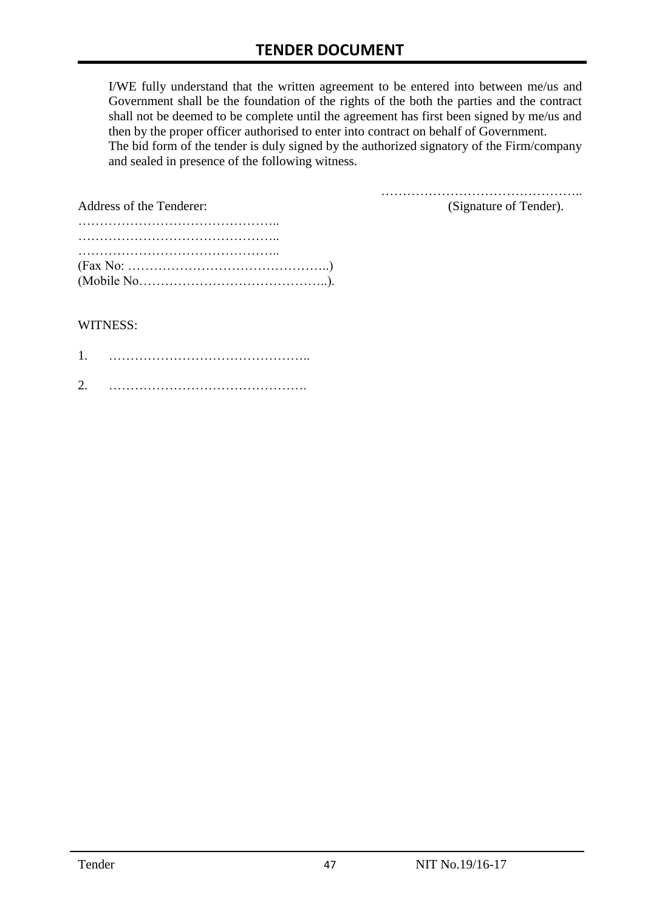I/WE fully understand that the written agreement to be entered into between me/us and Government shall be the foundation of the rights of the both the parties and the contract shall not be deemed to be complete until the agreement has first been signed by me/us and then by the proper officer authorised to enter into contract on behalf of Government.
The bid form of the tender is duly signed by the authorized signatory of the Firm/company and sealed in presence of the following witness.

………………………………………..
(Signature of Tender).

Address of the Tenderer:
………………………………………..
………………………………………..
………………………………………..
(Fax No: ………………………………………..)
(Mobile No……………………………………..).

WITNESS:

1. ………………………………………..

2. ……………………………………….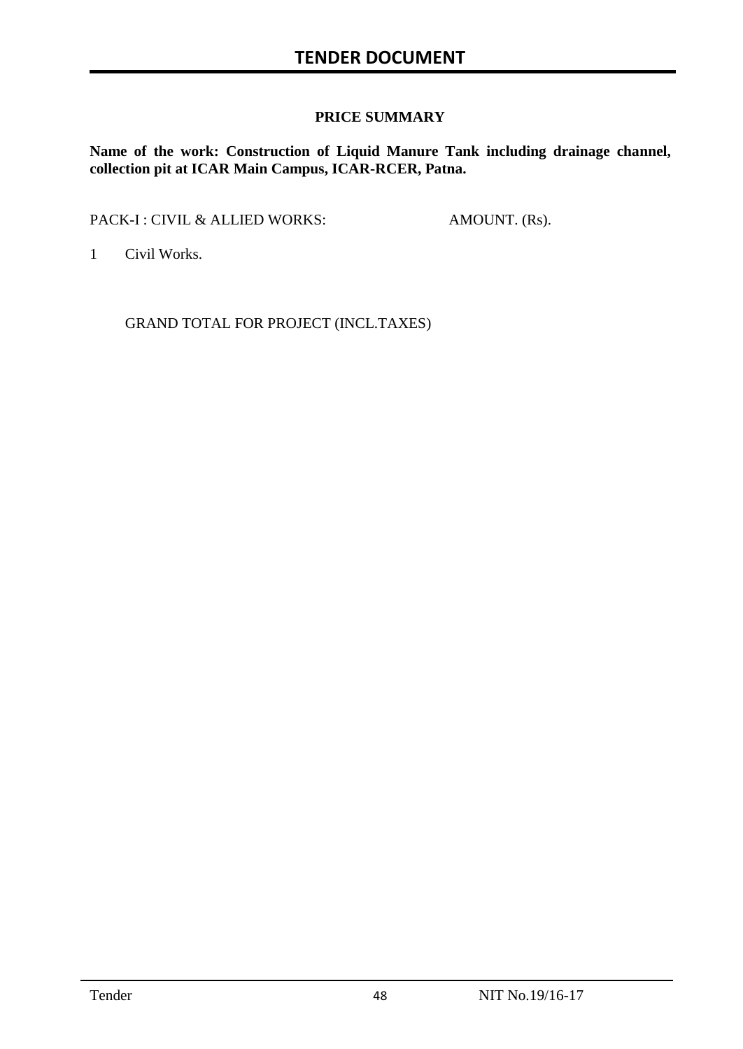## PRICE SUMMARY

**Name of the work: Construction of Liquid Manure Tank including drainage channel, collection pit at ICAR Main Campus, ICAR-RCER, Patna.**

| PACK-I : CIVIL & ALLIED WORKS: | AMOUNT. (Rs). |
| --- | --- |
| 1 Civil Works. | |
| GRAND TOTAL FOR PROJECT (INCL.TAXES) | |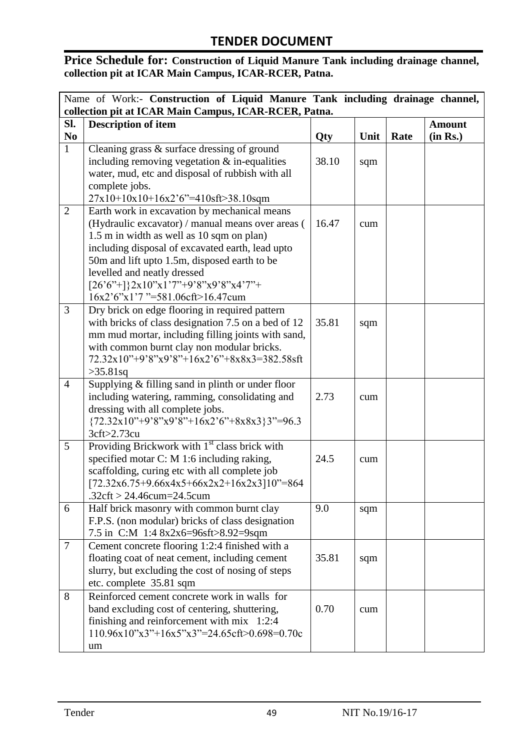# TENDER DOCUMENT

**Price Schedule for: Construction of Liquid Manure Tank including drainage channel, collection pit at ICAR Main Campus, ICAR-RCER, Patna.**

| Name of Work:- **Construction of Liquid Manure Tank including drainage channel, collection pit at ICAR Main Campus, ICAR-RCER, Patna.** | | | | | |
|---|---|---|---|---|---|
| **Sl. No** | **Description of item** | **Qty** | **Unit** | **Rate** | **Amount (in Rs.)** |
| 1 | Cleaning grass & surface dressing of ground including removing vegetation & in-equalities water, mud, etc and disposal of rubbish with all complete jobs. 27x10+10x10+16x2'6"=410sft>38.10sqm | 38.10 | sqm | | |
| 2 | Earth work in excavation by mechanical means (Hydraulic excavator) / manual means over areas ( 1.5 m in width as well as 10 sqm on plan) including disposal of excavated earth, lead upto 50m and lift upto 1.5m, disposed earth to be levelled and neatly dressed [26'6"+]}2x10"x1'7"+9'8"x9'8"x4'7"+ 16x2'6"x1'7 "=581.06cft>16.47cum | 16.47 | cum | | |
| 3 | Dry brick on edge flooring in required pattern with bricks of class designation 7.5 on a bed of 12 mm mud mortar, including filling joints with sand, with common burnt clay non modular bricks. 72.32x10"+9'8"x9'8"+16x2'6"+8x8x3=382.58sft >35.81sq | 35.81 | sqm | | |
| 4 | Supplying & filling sand in plinth or under floor including watering, ramming, consolidating and dressing with all complete jobs. {72.32x10"+9'8"x9'8"+16x2'6"+8x8x3}3"=96.33cft>2.73cu | 2.73 | cum | | |
| 5 | Providing Brickwork with 1st class brick with specified motar C: M 1:6 including raking, scaffolding, curing etc with all complete job [72.32x6.75+9.66x4x5+66x2x2+16x2x3]10"=864.32cft > 24.46cum=24.5cum | 24.5 | cum | | |
| 6 | Half brick masonry with common burnt clay F.P.S. (non modular) bricks of class designation 7.5 in C:M 1:4 8x2x6=96sft>8.92=9sqm | 9.0 | sqm | | |
| 7 | Cement concrete flooring 1:2:4 finished with a floating coat of neat cement, including cement slurry, but excluding the cost of nosing of steps etc. complete 35.81 sqm | 35.81 | sqm | | |
| 8 | Reinforced cement concrete work in walls for band excluding cost of centering, shuttering, finishing and reinforcement with mix 1:2:4 110.96x10"x3"+16x5"x3"=24.65cft>0.698=0.70cum | 0.70 | cum | | |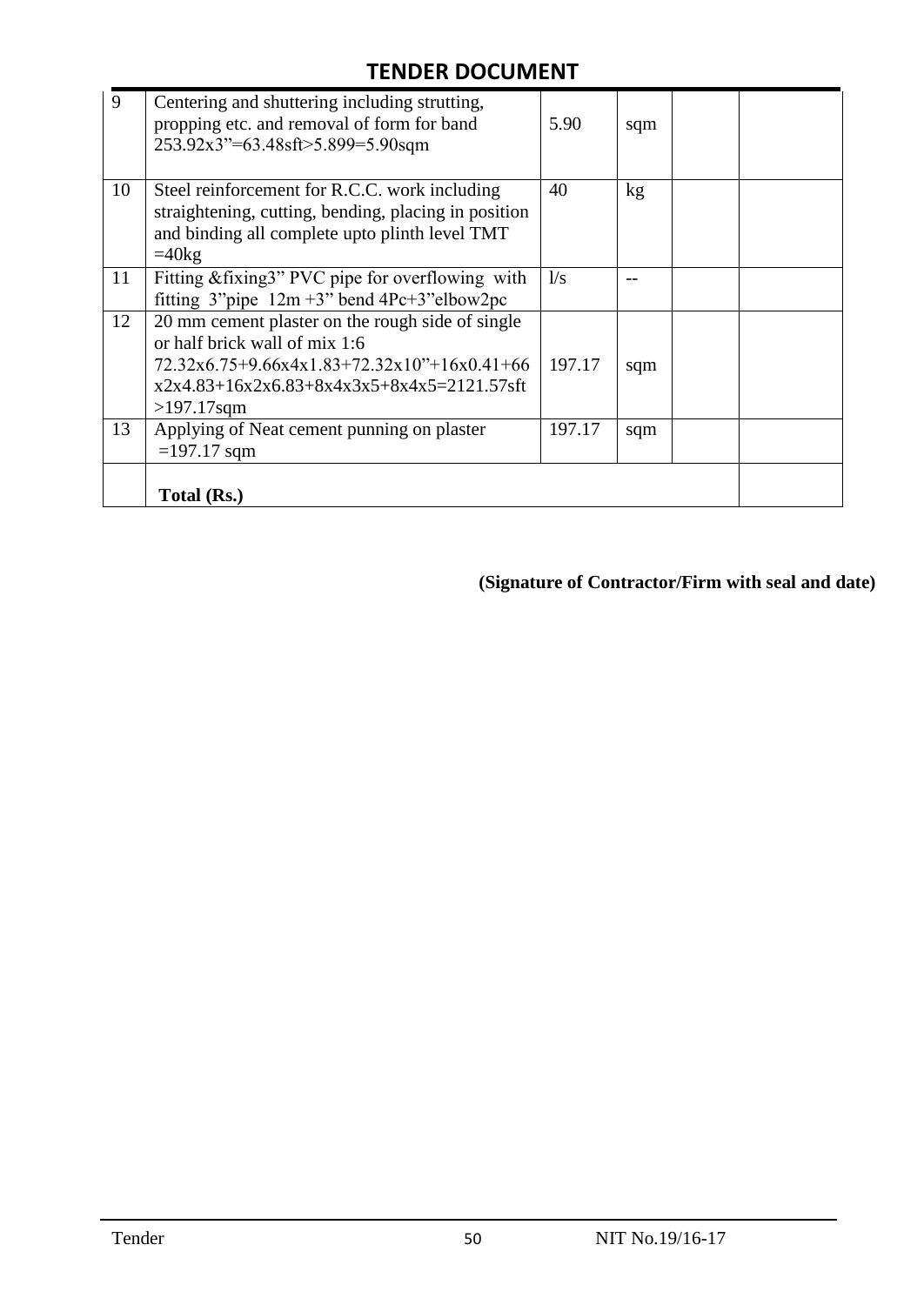| 9 | Centering and shuttering including strutting, propping etc. and removal of form for band 253.92x3”=63.48sft>5.899=5.90sqm | 5.90 | sqm | | |
|---|---|---|---|---|---|
| 10 | Steel reinforcement for R.C.C. work including straightening, cutting, bending, placing in position and binding all complete upto plinth level TMT =40kg | 40 | kg | | |
| 11 | Fitting &fixing3” PVC pipe for overflowing with fitting 3”pipe 12m +3” bend 4Pc+3”elbow2pc | l/s | -- | | |
| 12 | 20 mm cement plaster on the rough side of single or half brick wall of mix 1:6 72.32x6.75+9.66x4x1.83+72.32x10”+16x0.41+66 x2x4.83+16x2x6.83+8x4x3x5+8x4x5=2121.57sft >197.17sqm | 197.17 | sqm | | |
| 13 | Applying of Neat cement punning on plaster =197.17 sqm | 197.17 | sqm | | |
| | **Total (Rs.)** | | | | |

**(Signature of Contractor/Firm with seal and date)**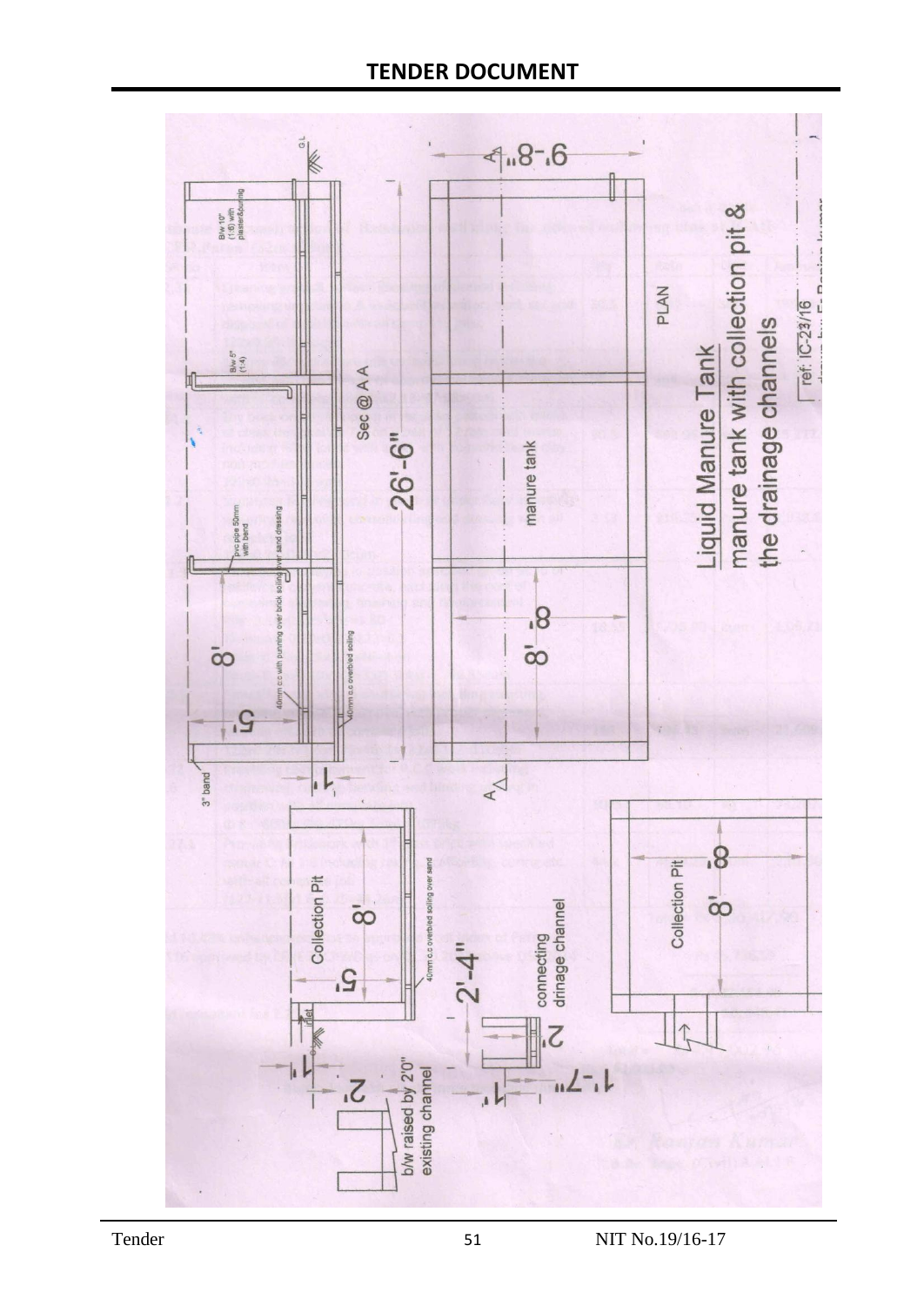Liquid Manure Tank

manure tank with collection pit & the drainage channels

ref: IC-23/16

PLAN

Sec @ A A

manure tank

Collection Pit

connecting drinage channel

b/w raised by 2'0" existing channel

B/w 10" (1:6) with plaster&punning

B/w 5" (1:4)

pvc pipe 50mm with bend

40mm c.c with punning over brick soling over sand dressing

40mm c.c over/ied soling

40mm c.c over/ied soling over sand

3" band

inlet

G.L

26'-6"

9'-8"

8'

5'

1'

8'-8"

8'-8"

2'-4"

2'

1'-7"

1'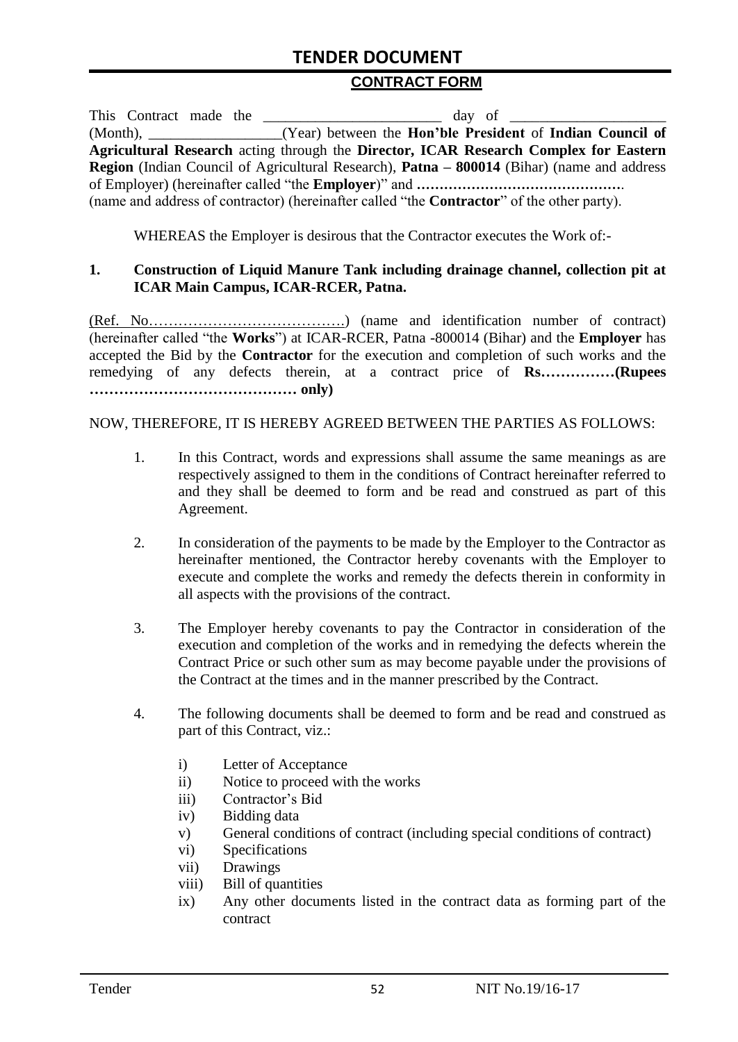## CONTRACT FORM

This Contract made the ________________________ day of ____________________ (Month), _________________(Year) between the **Hon'ble President** of **Indian Council of Agricultural Research** acting through the **Director, ICAR Research Complex for Eastern Region** (Indian Council of Agricultural Research), **Patna – 800014** (Bihar) (name and address of Employer) (hereinafter called "the **Employer**)" and **………………………………………**. (name and address of contractor) (hereinafter called "the **Contractor**" of the other party).

WHEREAS the Employer is desirous that the Contractor executes the Work of:-

**1. Construction of Liquid Manure Tank including drainage channel, collection pit at ICAR Main Campus, ICAR-RCER, Patna.**

(Ref. No………………………………….) (name and identification number of contract) (hereinafter called "the **Works**") at ICAR-RCER, Patna -800014 (Bihar) and the **Employer** has accepted the Bid by the **Contractor** for the execution and completion of such works and the remedying of any defects therein, at a contract price of **Rs……………(Rupees …………………………………… only)**

NOW, THEREFORE, IT IS HEREBY AGREED BETWEEN THE PARTIES AS FOLLOWS:

1. In this Contract, words and expressions shall assume the same meanings as are respectively assigned to them in the conditions of Contract hereinafter referred to and they shall be deemed to form and be read and construed as part of this Agreement.

2. In consideration of the payments to be made by the Employer to the Contractor as hereinafter mentioned, the Contractor hereby covenants with the Employer to execute and complete the works and remedy the defects therein in conformity in all aspects with the provisions of the contract.

3. The Employer hereby covenants to pay the Contractor in consideration of the execution and completion of the works and in remedying the defects wherein the Contract Price or such other sum as may become payable under the provisions of the Contract at the times and in the manner prescribed by the Contract.

4. The following documents shall be deemed to form and be read and construed as part of this Contract, viz.:

    i) Letter of Acceptance
    ii) Notice to proceed with the works
    iii) Contractor's Bid
    iv) Bidding data
    v) General conditions of contract (including special conditions of contract)
    vi) Specifications
    vii) Drawings
    viii) Bill of quantities
    ix) Any other documents listed in the contract data as forming part of the contract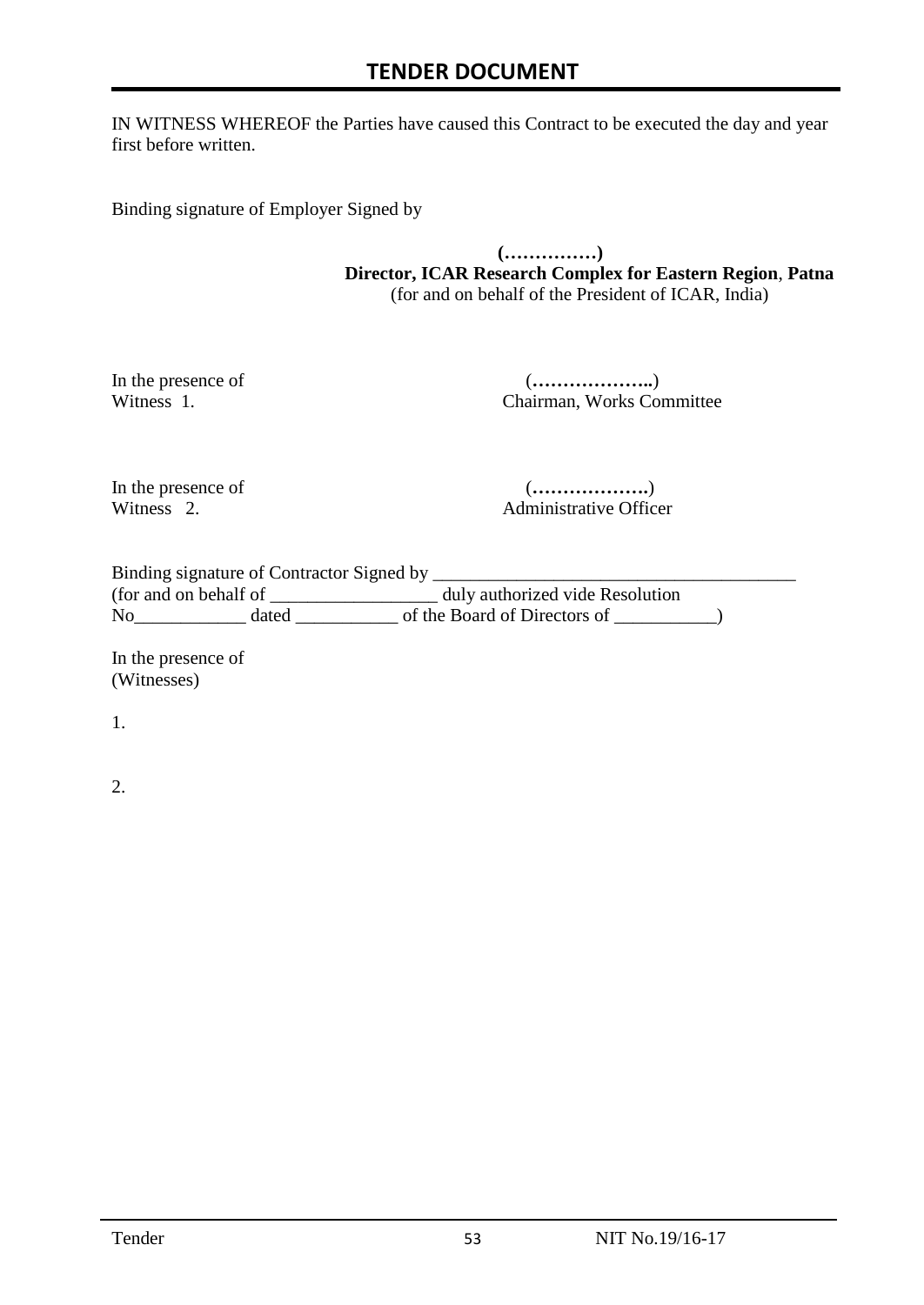IN WITNESS WHEREOF the Parties have caused this Contract to be executed the day and year first before written.

Binding signature of Employer Signed by

**(……………)**
**Director, ICAR Research Complex for Eastern Region**, **Patna**
(for and on behalf of the President of ICAR, India)

In the presence of
Witness 1.

(**………………..**)
Chairman, Works Committee

In the presence of
Witness 2.

(**……………….**)
Administrative Officer

Binding signature of Contractor Signed by _______________________________________
(for and on behalf of _________________ duly authorized vide Resolution
No____________ dated ___________ of the Board of Directors of ___________)

In the presence of
(Witnesses)

1.

2.